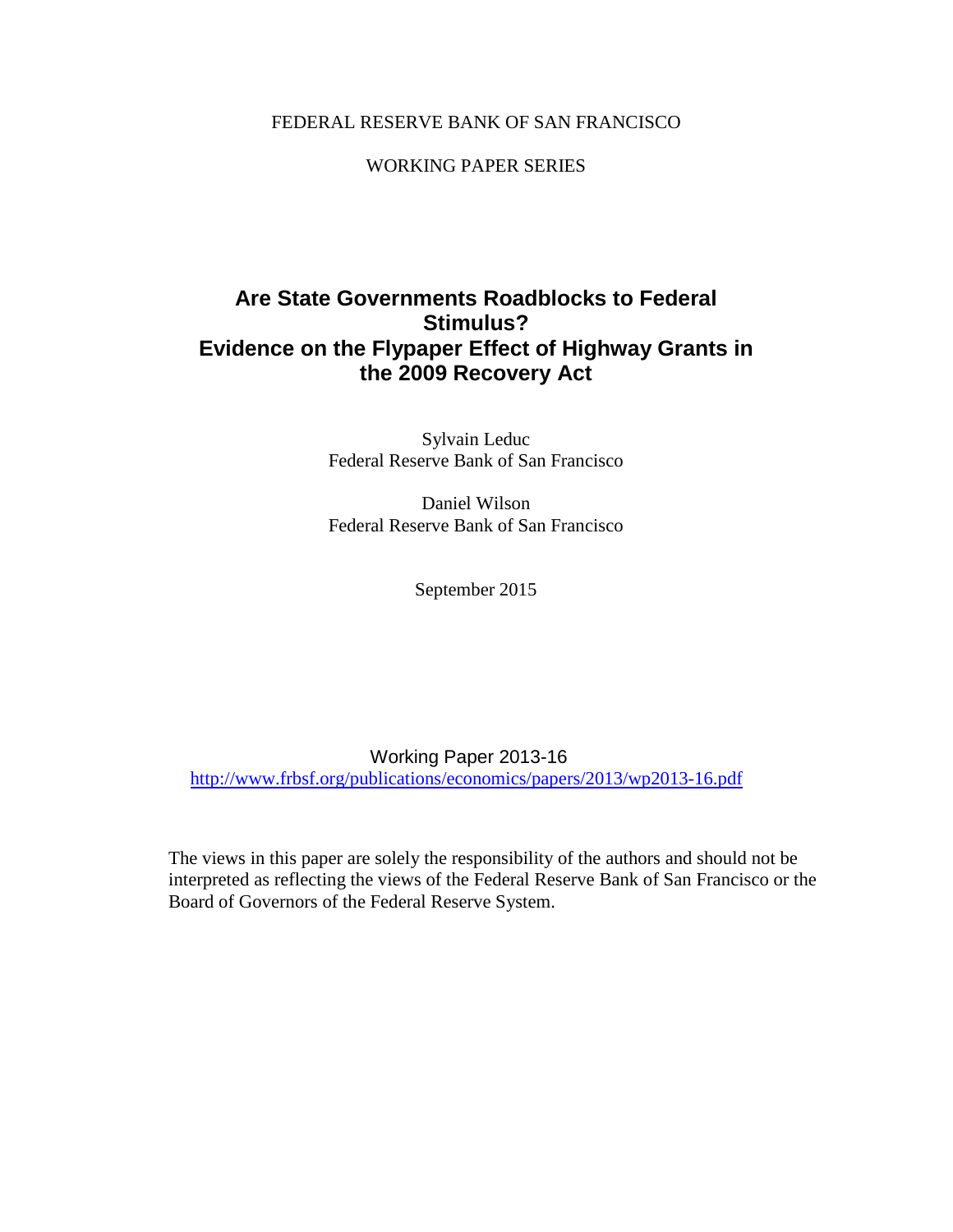FEDERAL RESERVE BANK OF SAN FRANCISCO

WORKING PAPER SERIES

# Are State Governments Roadblocks to Federal Stimulus? Evidence on the Flypaper Effect of Highway Grants in the 2009 Recovery Act

Sylvain Leduc
Federal Reserve Bank of San Francisco

Daniel Wilson
Federal Reserve Bank of San Francisco

September 2015

Working Paper 2013-16
http://www.frbsf.org/publications/economics/papers/2013/wp2013-16.pdf

The views in this paper are solely the responsibility of the authors and should not be interpreted as reflecting the views of the Federal Reserve Bank of San Francisco or the Board of Governors of the Federal Reserve System.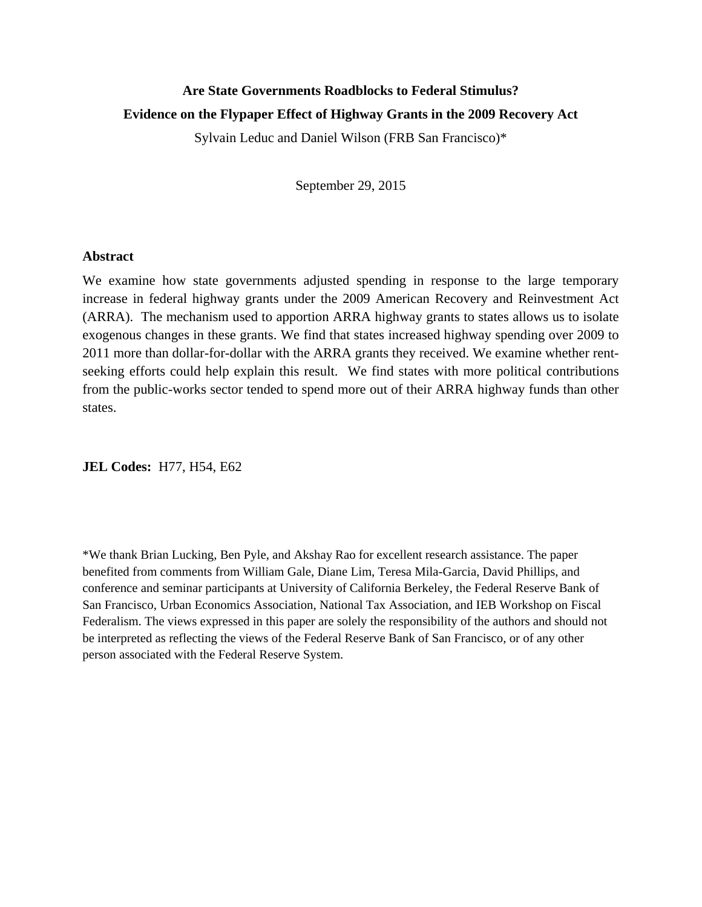**Are State Governments Roadblocks to Federal Stimulus?**

**Evidence on the Flypaper Effect of Highway Grants in the 2009 Recovery Act**

Sylvain Leduc and Daniel Wilson (FRB San Francisco)*

September 29, 2015

**Abstract**

We examine how state governments adjusted spending in response to the large temporary increase in federal highway grants under the 2009 American Recovery and Reinvestment Act (ARRA). The mechanism used to apportion ARRA highway grants to states allows us to isolate exogenous changes in these grants. We find that states increased highway spending over 2009 to 2011 more than dollar-for-dollar with the ARRA grants they received. We examine whether rent-seeking efforts could help explain this result. We find states with more political contributions from the public-works sector tended to spend more out of their ARRA highway funds than other states.

**JEL Codes:** H77, H54, E62

*We thank Brian Lucking, Ben Pyle, and Akshay Rao for excellent research assistance. The paper benefited from comments from William Gale, Diane Lim, Teresa Mila-Garcia, David Phillips, and conference and seminar participants at University of California Berkeley, the Federal Reserve Bank of San Francisco, Urban Economics Association, National Tax Association, and IEB Workshop on Fiscal Federalism. The views expressed in this paper are solely the responsibility of the authors and should not be interpreted as reflecting the views of the Federal Reserve Bank of San Francisco, or of any other person associated with the Federal Reserve System.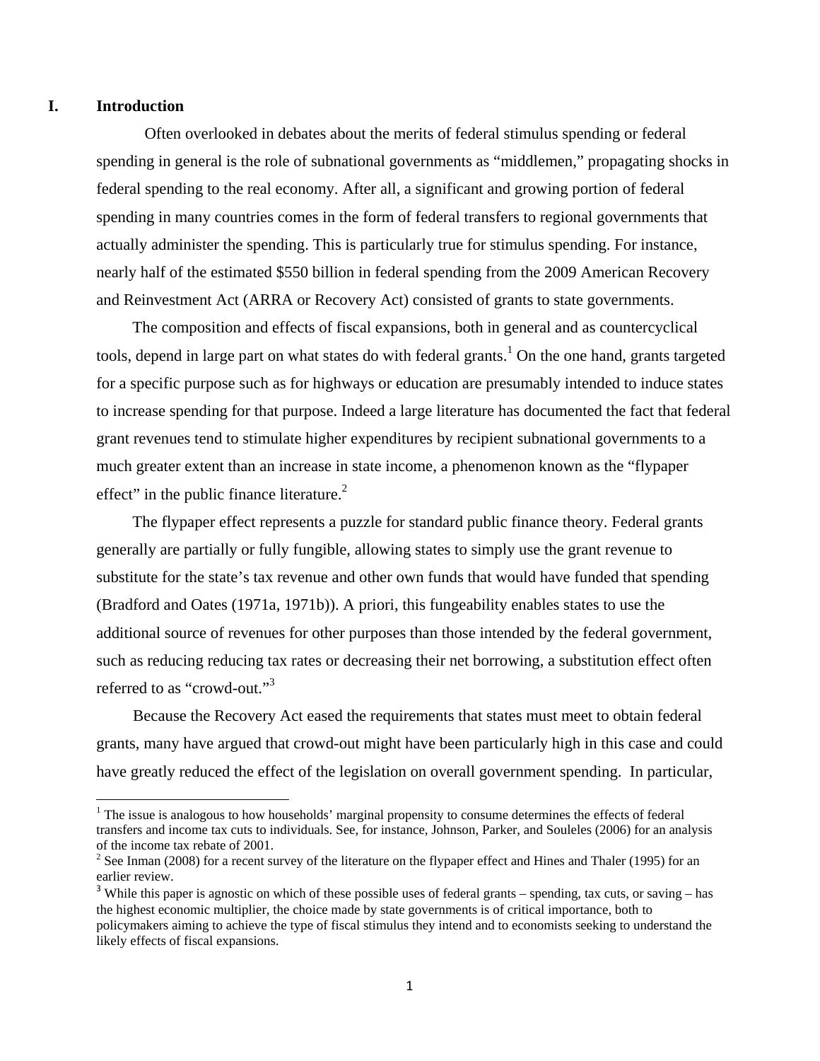# I. Introduction

Often overlooked in debates about the merits of federal stimulus spending or federal spending in general is the role of subnational governments as "middlemen," propagating shocks in federal spending to the real economy. After all, a significant and growing portion of federal spending in many countries comes in the form of federal transfers to regional governments that actually administer the spending. This is particularly true for stimulus spending. For instance, nearly half of the estimated $550 billion in federal spending from the 2009 American Recovery and Reinvestment Act (ARRA or Recovery Act) consisted of grants to state governments.

The composition and effects of fiscal expansions, both in general and as countercyclical tools, depend in large part on what states do with federal grants.[1] On the one hand, grants targeted for a specific purpose such as for highways or education are presumably intended to induce states to increase spending for that purpose. Indeed a large literature has documented the fact that federal grant revenues tend to stimulate higher expenditures by recipient subnational governments to a much greater extent than an increase in state income, a phenomenon known as the "flypaper effect" in the public finance literature.[2]

The flypaper effect represents a puzzle for standard public finance theory. Federal grants generally are partially or fully fungible, allowing states to simply use the grant revenue to substitute for the state's tax revenue and other own funds that would have funded that spending (Bradford and Oates (1971a, 1971b)). A priori, this fungeability enables states to use the additional source of revenues for other purposes than those intended by the federal government, such as reducing reducing tax rates or decreasing their net borrowing, a substitution effect often referred to as "crowd-out."[3]

Because the Recovery Act eased the requirements that states must meet to obtain federal grants, many have argued that crowd-out might have been particularly high in this case and could have greatly reduced the effect of the legislation on overall government spending. In particular,

---

[1] The issue is analogous to how households' marginal propensity to consume determines the effects of federal transfers and income tax cuts to individuals. See, for instance, Johnson, Parker, and Souleles (2006) for an analysis of the income tax rebate of 2001.

[2] See Inman (2008) for a recent survey of the literature on the flypaper effect and Hines and Thaler (1995) for an earlier review.

[3] While this paper is agnostic on which of these possible uses of federal grants – spending, tax cuts, or saving – has the highest economic multiplier, the choice made by state governments is of critical importance, both to policymakers aiming to achieve the type of fiscal stimulus they intend and to economists seeking to understand the likely effects of fiscal expansions.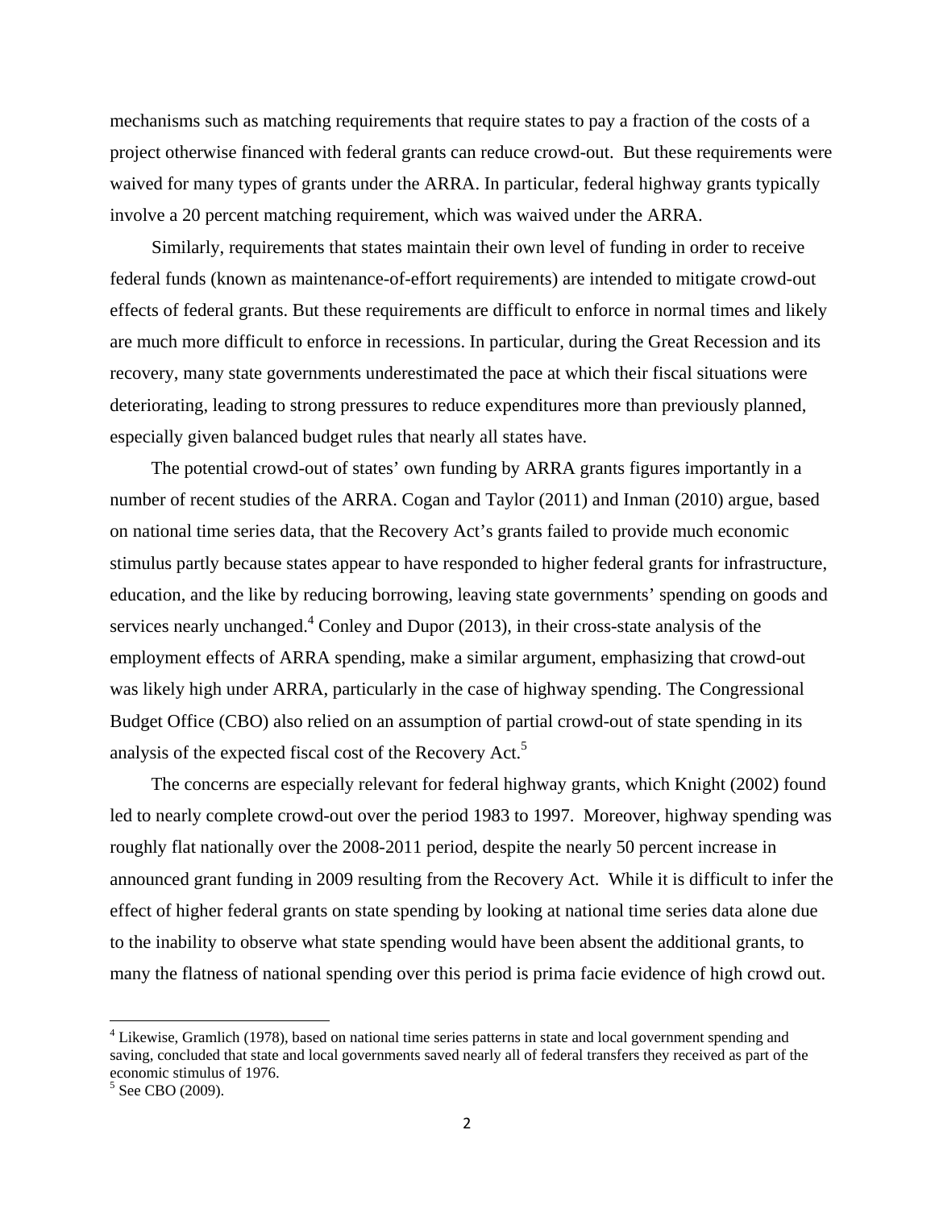mechanisms such as matching requirements that require states to pay a fraction of the costs of a project otherwise financed with federal grants can reduce crowd-out. But these requirements were waived for many types of grants under the ARRA. In particular, federal highway grants typically involve a 20 percent matching requirement, which was waived under the ARRA.

Similarly, requirements that states maintain their own level of funding in order to receive federal funds (known as maintenance-of-effort requirements) are intended to mitigate crowd-out effects of federal grants. But these requirements are difficult to enforce in normal times and likely are much more difficult to enforce in recessions. In particular, during the Great Recession and its recovery, many state governments underestimated the pace at which their fiscal situations were deteriorating, leading to strong pressures to reduce expenditures more than previously planned, especially given balanced budget rules that nearly all states have.

The potential crowd-out of states' own funding by ARRA grants figures importantly in a number of recent studies of the ARRA. Cogan and Taylor (2011) and Inman (2010) argue, based on national time series data, that the Recovery Act's grants failed to provide much economic stimulus partly because states appear to have responded to higher federal grants for infrastructure, education, and the like by reducing borrowing, leaving state governments' spending on goods and services nearly unchanged.[4] Conley and Dupor (2013), in their cross-state analysis of the employment effects of ARRA spending, make a similar argument, emphasizing that crowd-out was likely high under ARRA, particularly in the case of highway spending. The Congressional Budget Office (CBO) also relied on an assumption of partial crowd-out of state spending in its analysis of the expected fiscal cost of the Recovery Act.[5]

The concerns are especially relevant for federal highway grants, which Knight (2002) found led to nearly complete crowd-out over the period 1983 to 1997. Moreover, highway spending was roughly flat nationally over the 2008-2011 period, despite the nearly 50 percent increase in announced grant funding in 2009 resulting from the Recovery Act. While it is difficult to infer the effect of higher federal grants on state spending by looking at national time series data alone due to the inability to observe what state spending would have been absent the additional grants, to many the flatness of national spending over this period is prima facie evidence of high crowd out.

[4] Likewise, Gramlich (1978), based on national time series patterns in state and local government spending and saving, concluded that state and local governments saved nearly all of federal transfers they received as part of the economic stimulus of 1976.

[5] See CBO (2009).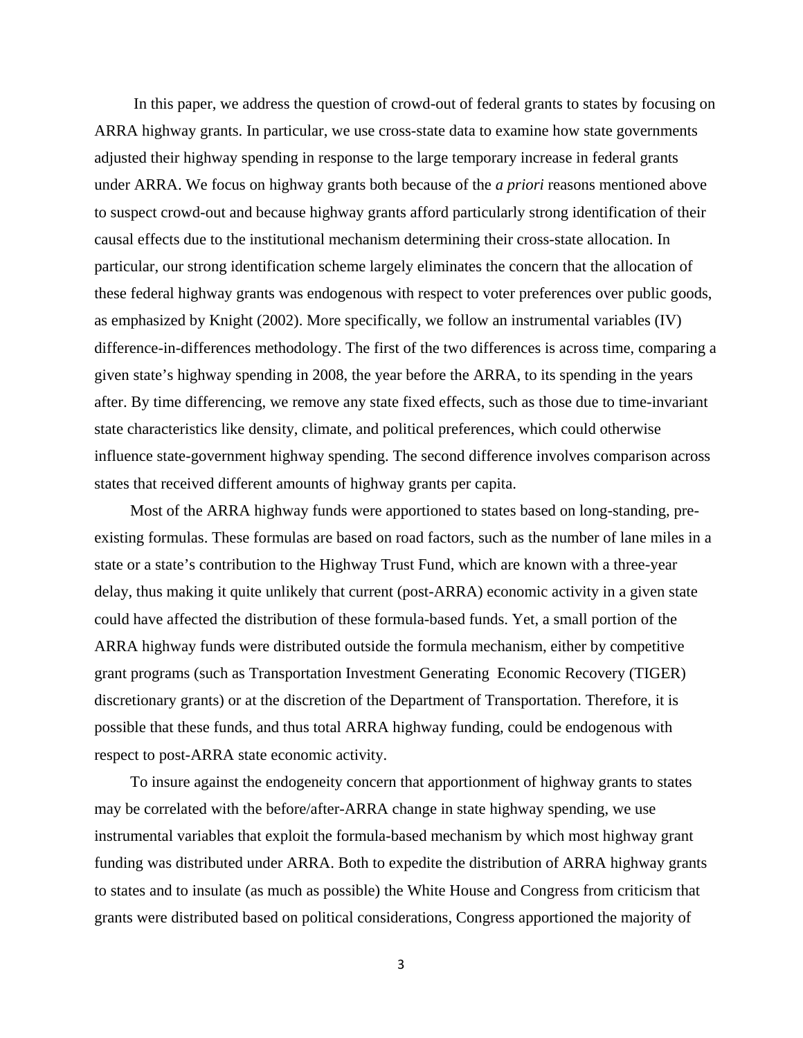In this paper, we address the question of crowd-out of federal grants to states by focusing on ARRA highway grants. In particular, we use cross-state data to examine how state governments adjusted their highway spending in response to the large temporary increase in federal grants under ARRA. We focus on highway grants both because of the *a priori* reasons mentioned above to suspect crowd-out and because highway grants afford particularly strong identification of their causal effects due to the institutional mechanism determining their cross-state allocation. In particular, our strong identification scheme largely eliminates the concern that the allocation of these federal highway grants was endogenous with respect to voter preferences over public goods, as emphasized by Knight (2002). More specifically, we follow an instrumental variables (IV) difference-in-differences methodology. The first of the two differences is across time, comparing a given state's highway spending in 2008, the year before the ARRA, to its spending in the years after. By time differencing, we remove any state fixed effects, such as those due to time-invariant state characteristics like density, climate, and political preferences, which could otherwise influence state-government highway spending. The second difference involves comparison across states that received different amounts of highway grants per capita.

Most of the ARRA highway funds were apportioned to states based on long-standing, pre-existing formulas. These formulas are based on road factors, such as the number of lane miles in a state or a state's contribution to the Highway Trust Fund, which are known with a three-year delay, thus making it quite unlikely that current (post-ARRA) economic activity in a given state could have affected the distribution of these formula-based funds. Yet, a small portion of the ARRA highway funds were distributed outside the formula mechanism, either by competitive grant programs (such as Transportation Investment Generating Economic Recovery (TIGER) discretionary grants) or at the discretion of the Department of Transportation. Therefore, it is possible that these funds, and thus total ARRA highway funding, could be endogenous with respect to post-ARRA state economic activity.

To insure against the endogeneity concern that apportionment of highway grants to states may be correlated with the before/after-ARRA change in state highway spending, we use instrumental variables that exploit the formula-based mechanism by which most highway grant funding was distributed under ARRA. Both to expedite the distribution of ARRA highway grants to states and to insulate (as much as possible) the White House and Congress from criticism that grants were distributed based on political considerations, Congress apportioned the majority of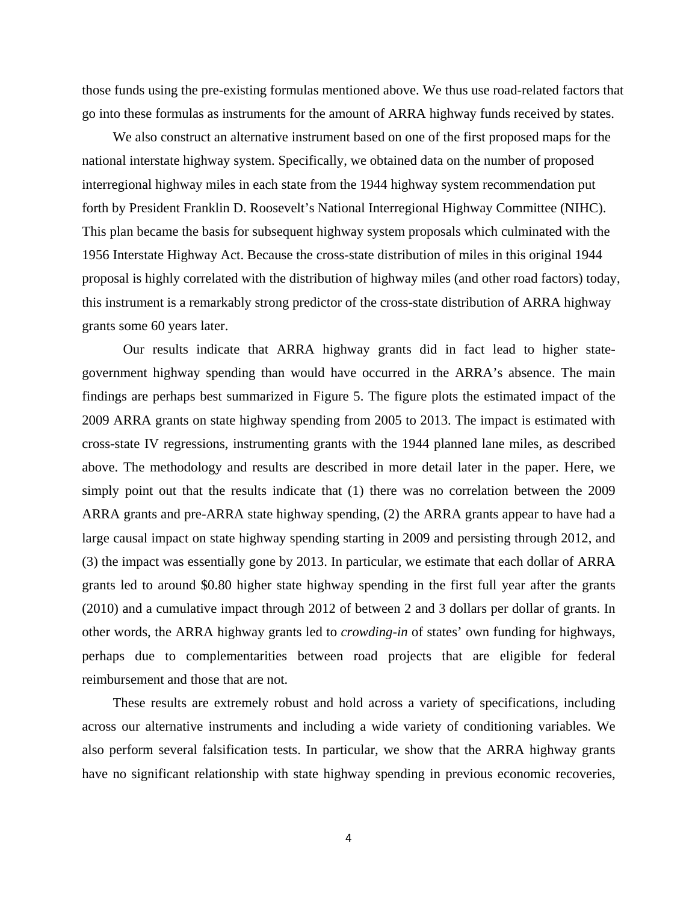those funds using the pre-existing formulas mentioned above. We thus use road-related factors that go into these formulas as instruments for the amount of ARRA highway funds received by states.

We also construct an alternative instrument based on one of the first proposed maps for the national interstate highway system. Specifically, we obtained data on the number of proposed interregional highway miles in each state from the 1944 highway system recommendation put forth by President Franklin D. Roosevelt's National Interregional Highway Committee (NIHC). This plan became the basis for subsequent highway system proposals which culminated with the 1956 Interstate Highway Act. Because the cross-state distribution of miles in this original 1944 proposal is highly correlated with the distribution of highway miles (and other road factors) today, this instrument is a remarkably strong predictor of the cross-state distribution of ARRA highway grants some 60 years later.

Our results indicate that ARRA highway grants did in fact lead to higher state-government highway spending than would have occurred in the ARRA's absence. The main findings are perhaps best summarized in Figure 5. The figure plots the estimated impact of the 2009 ARRA grants on state highway spending from 2005 to 2013. The impact is estimated with cross-state IV regressions, instrumenting grants with the 1944 planned lane miles, as described above. The methodology and results are described in more detail later in the paper. Here, we simply point out that the results indicate that (1) there was no correlation between the 2009 ARRA grants and pre-ARRA state highway spending, (2) the ARRA grants appear to have had a large causal impact on state highway spending starting in 2009 and persisting through 2012, and (3) the impact was essentially gone by 2013. In particular, we estimate that each dollar of ARRA grants led to around \$0.80 higher state highway spending in the first full year after the grants (2010) and a cumulative impact through 2012 of between 2 and 3 dollars per dollar of grants. In other words, the ARRA highway grants led to *crowding-in* of states' own funding for highways, perhaps due to complementarities between road projects that are eligible for federal reimbursement and those that are not.

These results are extremely robust and hold across a variety of specifications, including across our alternative instruments and including a wide variety of conditioning variables. We also perform several falsification tests. In particular, we show that the ARRA highway grants have no significant relationship with state highway spending in previous economic recoveries,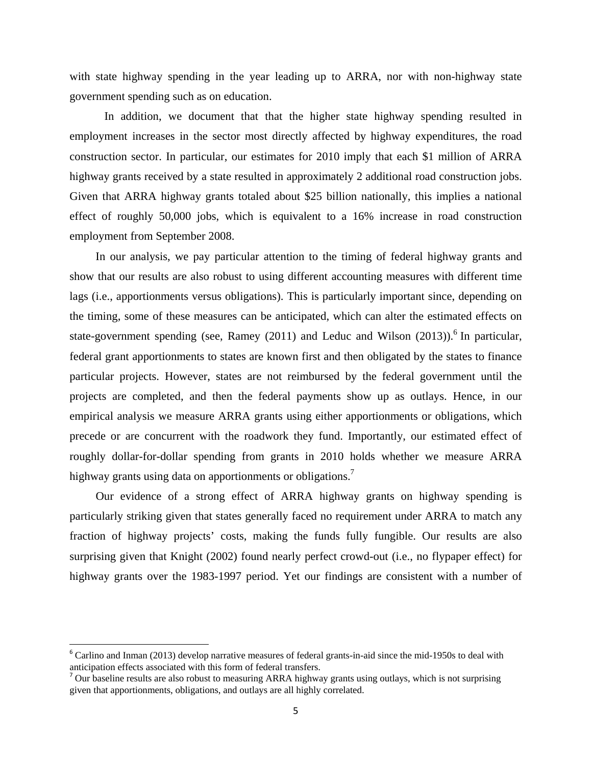with state highway spending in the year leading up to ARRA, nor with non-highway state government spending such as on education.

In addition, we document that that the higher state highway spending resulted in employment increases in the sector most directly affected by highway expenditures, the road construction sector. In particular, our estimates for 2010 imply that each $1 million of ARRA highway grants received by a state resulted in approximately 2 additional road construction jobs. Given that ARRA highway grants totaled about $25 billion nationally, this implies a national effect of roughly 50,000 jobs, which is equivalent to a 16% increase in road construction employment from September 2008.

In our analysis, we pay particular attention to the timing of federal highway grants and show that our results are also robust to using different accounting measures with different time lags (i.e., apportionments versus obligations). This is particularly important since, depending on the timing, some of these measures can be anticipated, which can alter the estimated effects on state-government spending (see, Ramey (2011) and Leduc and Wilson (2013)).[6] In particular, federal grant apportionments to states are known first and then obligated by the states to finance particular projects. However, states are not reimbursed by the federal government until the projects are completed, and then the federal payments show up as outlays. Hence, in our empirical analysis we measure ARRA grants using either apportionments or obligations, which precede or are concurrent with the roadwork they fund. Importantly, our estimated effect of roughly dollar-for-dollar spending from grants in 2010 holds whether we measure ARRA highway grants using data on apportionments or obligations.[7]

Our evidence of a strong effect of ARRA highway grants on highway spending is particularly striking given that states generally faced no requirement under ARRA to match any fraction of highway projects' costs, making the funds fully fungible. Our results are also surprising given that Knight (2002) found nearly perfect crowd-out (i.e., no flypaper effect) for highway grants over the 1983-1997 period. Yet our findings are consistent with a number of

[6] Carlino and Inman (2013) develop narrative measures of federal grants-in-aid since the mid-1950s to deal with anticipation effects associated with this form of federal transfers.

[7] Our baseline results are also robust to measuring ARRA highway grants using outlays, which is not surprising given that apportionments, obligations, and outlays are all highly correlated.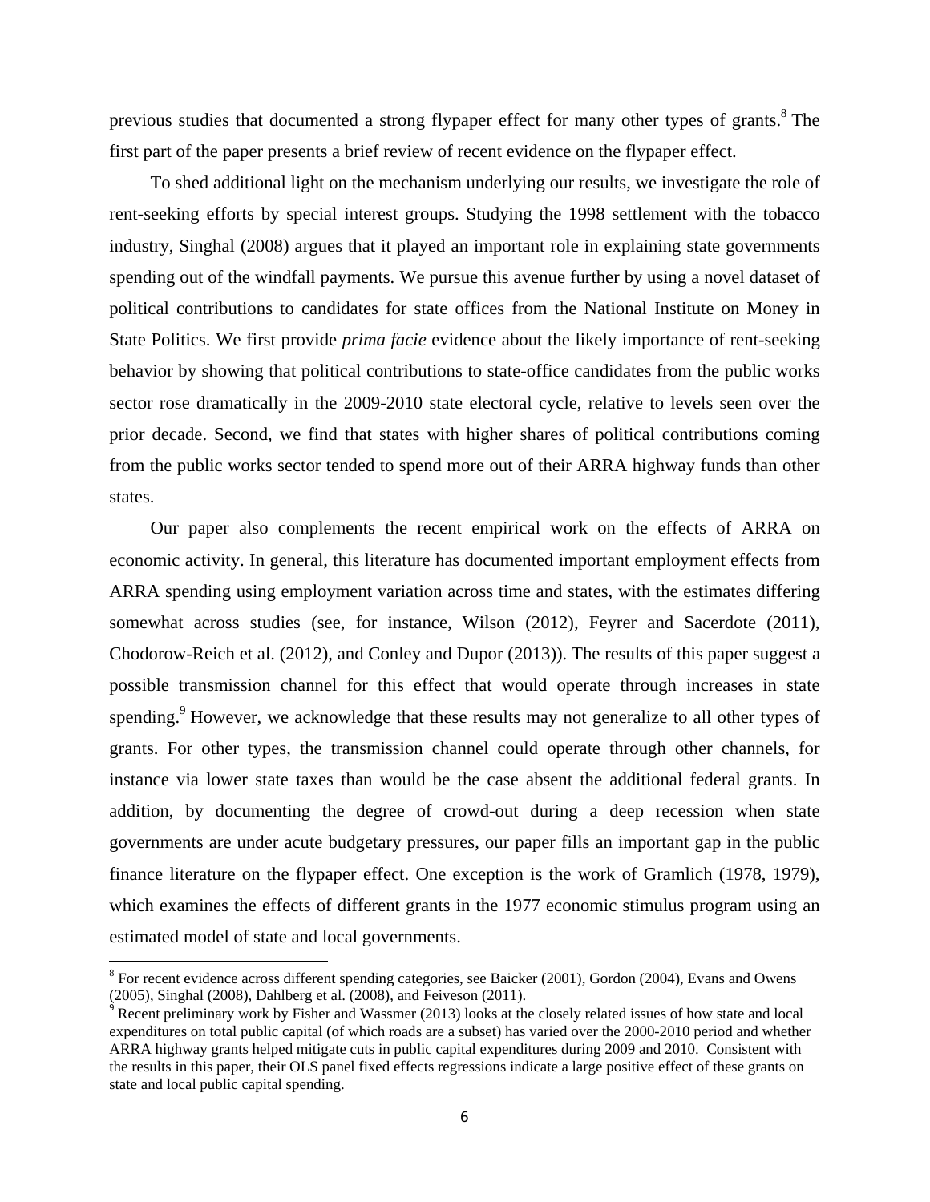previous studies that documented a strong flypaper effect for many other types of grants.[8] The first part of the paper presents a brief review of recent evidence on the flypaper effect.

To shed additional light on the mechanism underlying our results, we investigate the role of rent-seeking efforts by special interest groups. Studying the 1998 settlement with the tobacco industry, Singhal (2008) argues that it played an important role in explaining state governments spending out of the windfall payments. We pursue this avenue further by using a novel dataset of political contributions to candidates for state offices from the National Institute on Money in State Politics. We first provide *prima facie* evidence about the likely importance of rent-seeking behavior by showing that political contributions to state-office candidates from the public works sector rose dramatically in the 2009-2010 state electoral cycle, relative to levels seen over the prior decade. Second, we find that states with higher shares of political contributions coming from the public works sector tended to spend more out of their ARRA highway funds than other states.

Our paper also complements the recent empirical work on the effects of ARRA on economic activity. In general, this literature has documented important employment effects from ARRA spending using employment variation across time and states, with the estimates differing somewhat across studies (see, for instance, Wilson (2012), Feyrer and Sacerdote (2011), Chodorow-Reich et al. (2012), and Conley and Dupor (2013)). The results of this paper suggest a possible transmission channel for this effect that would operate through increases in state spending.[9] However, we acknowledge that these results may not generalize to all other types of grants. For other types, the transmission channel could operate through other channels, for instance via lower state taxes than would be the case absent the additional federal grants. In addition, by documenting the degree of crowd-out during a deep recession when state governments are under acute budgetary pressures, our paper fills an important gap in the public finance literature on the flypaper effect. One exception is the work of Gramlich (1978, 1979), which examines the effects of different grants in the 1977 economic stimulus program using an estimated model of state and local governments.

[8] For recent evidence across different spending categories, see Baicker (2001), Gordon (2004), Evans and Owens (2005), Singhal (2008), Dahlberg et al. (2008), and Feiveson (2011).

[9] Recent preliminary work by Fisher and Wassmer (2013) looks at the closely related issues of how state and local expenditures on total public capital (of which roads are a subset) has varied over the 2000-2010 period and whether ARRA highway grants helped mitigate cuts in public capital expenditures during 2009 and 2010. Consistent with the results in this paper, their OLS panel fixed effects regressions indicate a large positive effect of these grants on state and local public capital spending.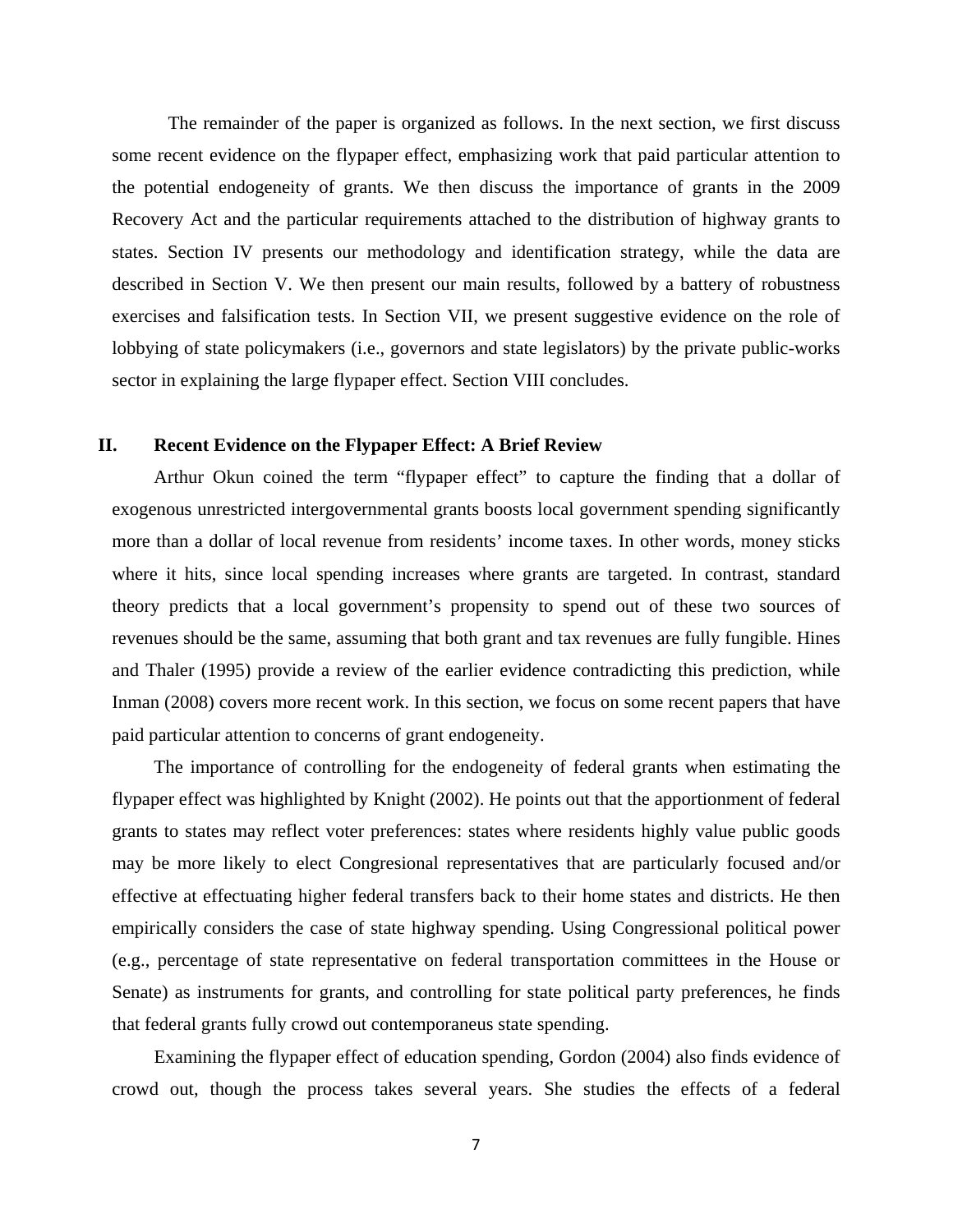The remainder of the paper is organized as follows. In the next section, we first discuss some recent evidence on the flypaper effect, emphasizing work that paid particular attention to the potential endogeneity of grants. We then discuss the importance of grants in the 2009 Recovery Act and the particular requirements attached to the distribution of highway grants to states. Section IV presents our methodology and identification strategy, while the data are described in Section V. We then present our main results, followed by a battery of robustness exercises and falsification tests. In Section VII, we present suggestive evidence on the role of lobbying of state policymakers (i.e., governors and state legislators) by the private public-works sector in explaining the large flypaper effect. Section VIII concludes.

## II. Recent Evidence on the Flypaper Effect: A Brief Review

Arthur Okun coined the term "flypaper effect" to capture the finding that a dollar of exogenous unrestricted intergovernmental grants boosts local government spending significantly more than a dollar of local revenue from residents' income taxes. In other words, money sticks where it hits, since local spending increases where grants are targeted. In contrast, standard theory predicts that a local government's propensity to spend out of these two sources of revenues should be the same, assuming that both grant and tax revenues are fully fungible. Hines and Thaler (1995) provide a review of the earlier evidence contradicting this prediction, while Inman (2008) covers more recent work. In this section, we focus on some recent papers that have paid particular attention to concerns of grant endogeneity.

The importance of controlling for the endogeneity of federal grants when estimating the flypaper effect was highlighted by Knight (2002). He points out that the apportionment of federal grants to states may reflect voter preferences: states where residents highly value public goods may be more likely to elect Congresional representatives that are particularly focused and/or effective at effectuating higher federal transfers back to their home states and districts. He then empirically considers the case of state highway spending. Using Congressional political power (e.g., percentage of state representative on federal transportation committees in the House or Senate) as instruments for grants, and controlling for state political party preferences, he finds that federal grants fully crowd out contemporaneus state spending.

Examining the flypaper effect of education spending, Gordon (2004) also finds evidence of crowd out, though the process takes several years. She studies the effects of a federal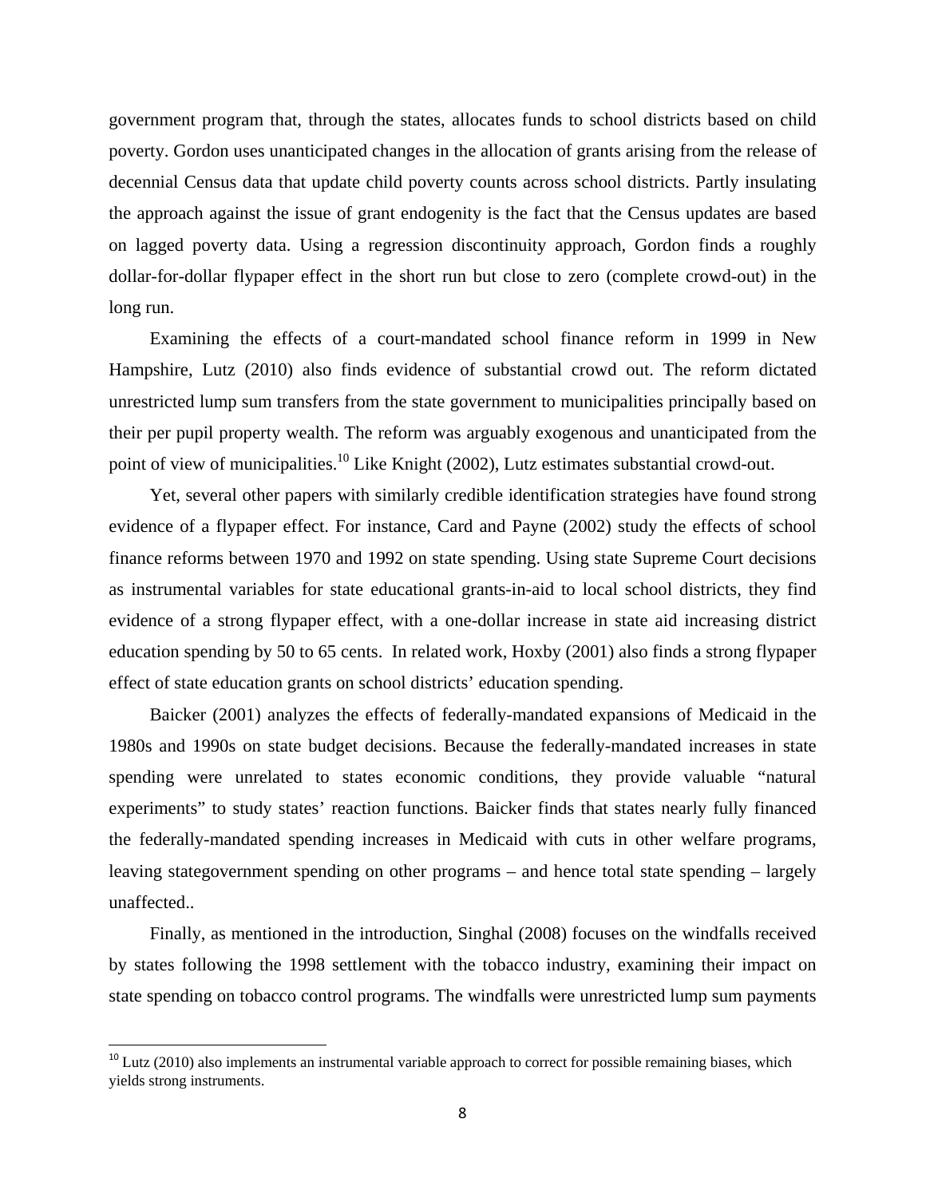government program that, through the states, allocates funds to school districts based on child poverty. Gordon uses unanticipated changes in the allocation of grants arising from the release of decennial Census data that update child poverty counts across school districts. Partly insulating the approach against the issue of grant endogenity is the fact that the Census updates are based on lagged poverty data. Using a regression discontinuity approach, Gordon finds a roughly dollar-for-dollar flypaper effect in the short run but close to zero (complete crowd-out) in the long run.

Examining the effects of a court-mandated school finance reform in 1999 in New Hampshire, Lutz (2010) also finds evidence of substantial crowd out. The reform dictated unrestricted lump sum transfers from the state government to municipalities principally based on their per pupil property wealth. The reform was arguably exogenous and unanticipated from the point of view of municipalities.[10] Like Knight (2002), Lutz estimates substantial crowd-out.

Yet, several other papers with similarly credible identification strategies have found strong evidence of a flypaper effect. For instance, Card and Payne (2002) study the effects of school finance reforms between 1970 and 1992 on state spending. Using state Supreme Court decisions as instrumental variables for state educational grants-in-aid to local school districts, they find evidence of a strong flypaper effect, with a one-dollar increase in state aid increasing district education spending by 50 to 65 cents. In related work, Hoxby (2001) also finds a strong flypaper effect of state education grants on school districts' education spending.

Baicker (2001) analyzes the effects of federally-mandated expansions of Medicaid in the 1980s and 1990s on state budget decisions. Because the federally-mandated increases in state spending were unrelated to states economic conditions, they provide valuable "natural experiments" to study states' reaction functions. Baicker finds that states nearly fully financed the federally-mandated spending increases in Medicaid with cuts in other welfare programs, leaving stategovernment spending on other programs – and hence total state spending – largely unaffected..

Finally, as mentioned in the introduction, Singhal (2008) focuses on the windfalls received by states following the 1998 settlement with the tobacco industry, examining their impact on state spending on tobacco control programs. The windfalls were unrestricted lump sum payments

[10] Lutz (2010) also implements an instrumental variable approach to correct for possible remaining biases, which yields strong instruments.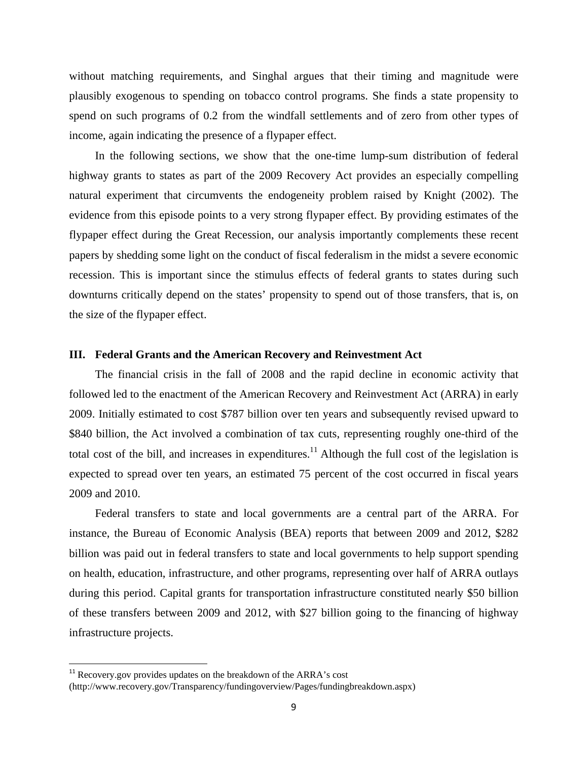without matching requirements, and Singhal argues that their timing and magnitude were plausibly exogenous to spending on tobacco control programs. She finds a state propensity to spend on such programs of 0.2 from the windfall settlements and of zero from other types of income, again indicating the presence of a flypaper effect.

In the following sections, we show that the one-time lump-sum distribution of federal highway grants to states as part of the 2009 Recovery Act provides an especially compelling natural experiment that circumvents the endogeneity problem raised by Knight (2002). The evidence from this episode points to a very strong flypaper effect. By providing estimates of the flypaper effect during the Great Recession, our analysis importantly complements these recent papers by shedding some light on the conduct of fiscal federalism in the midst a severe economic recession. This is important since the stimulus effects of federal grants to states during such downturns critically depend on the states' propensity to spend out of those transfers, that is, on the size of the flypaper effect.

## III. Federal Grants and the American Recovery and Reinvestment Act

The financial crisis in the fall of 2008 and the rapid decline in economic activity that followed led to the enactment of the American Recovery and Reinvestment Act (ARRA) in early 2009. Initially estimated to cost $787 billion over ten years and subsequently revised upward to $840 billion, the Act involved a combination of tax cuts, representing roughly one-third of the total cost of the bill, and increases in expenditures.[11] Although the full cost of the legislation is expected to spread over ten years, an estimated 75 percent of the cost occurred in fiscal years 2009 and 2010.

Federal transfers to state and local governments are a central part of the ARRA. For instance, the Bureau of Economic Analysis (BEA) reports that between 2009 and 2012, $282 billion was paid out in federal transfers to state and local governments to help support spending on health, education, infrastructure, and other programs, representing over half of ARRA outlays during this period. Capital grants for transportation infrastructure constituted nearly $50 billion of these transfers between 2009 and 2012, with $27 billion going to the financing of highway infrastructure projects.

[11] Recovery.gov provides updates on the breakdown of the ARRA's cost (http://www.recovery.gov/Transparency/fundingoverview/Pages/fundingbreakdown.aspx)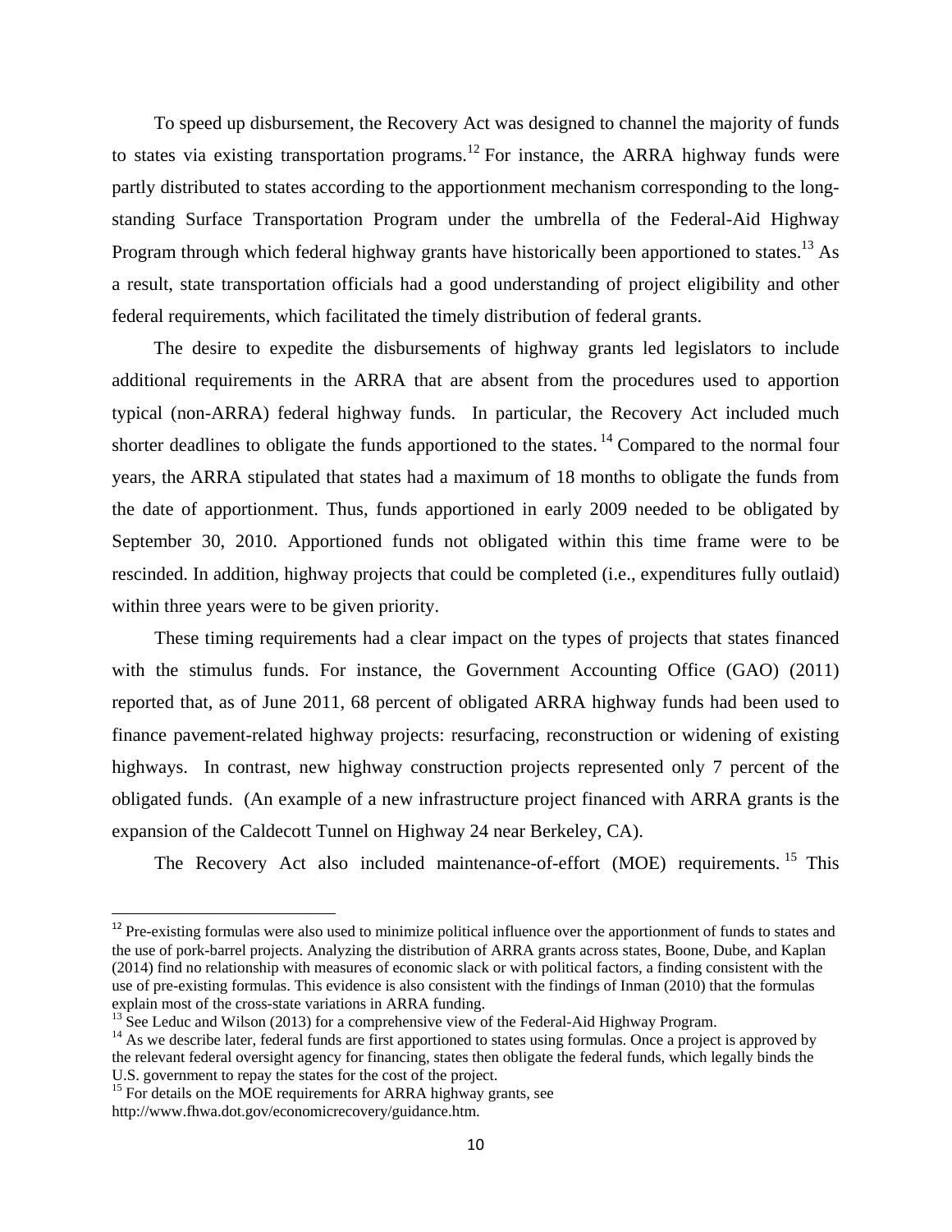To speed up disbursement, the Recovery Act was designed to channel the majority of funds to states via existing transportation programs.[12] For instance, the ARRA highway funds were partly distributed to states according to the apportionment mechanism corresponding to the long-standing Surface Transportation Program under the umbrella of the Federal-Aid Highway Program through which federal highway grants have historically been apportioned to states.[13] As a result, state transportation officials had a good understanding of project eligibility and other federal requirements, which facilitated the timely distribution of federal grants.

The desire to expedite the disbursements of highway grants led legislators to include additional requirements in the ARRA that are absent from the procedures used to apportion typical (non-ARRA) federal highway funds. In particular, the Recovery Act included much shorter deadlines to obligate the funds apportioned to the states.[14] Compared to the normal four years, the ARRA stipulated that states had a maximum of 18 months to obligate the funds from the date of apportionment. Thus, funds apportioned in early 2009 needed to be obligated by September 30, 2010. Apportioned funds not obligated within this time frame were to be rescinded. In addition, highway projects that could be completed (i.e., expenditures fully outlaid) within three years were to be given priority.

These timing requirements had a clear impact on the types of projects that states financed with the stimulus funds. For instance, the Government Accounting Office (GAO) (2011) reported that, as of June 2011, 68 percent of obligated ARRA highway funds had been used to finance pavement-related highway projects: resurfacing, reconstruction or widening of existing highways. In contrast, new highway construction projects represented only 7 percent of the obligated funds. (An example of a new infrastructure project financed with ARRA grants is the expansion of the Caldecott Tunnel on Highway 24 near Berkeley, CA).

The Recovery Act also included maintenance-of-effort (MOE) requirements.[15] This

---

[12] Pre-existing formulas were also used to minimize political influence over the apportionment of funds to states and the use of pork-barrel projects. Analyzing the distribution of ARRA grants across states, Boone, Dube, and Kaplan (2014) find no relationship with measures of economic slack or with political factors, a finding consistent with the use of pre-existing formulas. This evidence is also consistent with the findings of Inman (2010) that the formulas explain most of the cross-state variations in ARRA funding.

[13] See Leduc and Wilson (2013) for a comprehensive view of the Federal-Aid Highway Program.

[14] As we describe later, federal funds are first apportioned to states using formulas. Once a project is approved by the relevant federal oversight agency for financing, states then obligate the federal funds, which legally binds the U.S. government to repay the states for the cost of the project.

[15] For details on the MOE requirements for ARRA highway grants, see http://www.fhwa.dot.gov/economicrecovery/guidance.htm.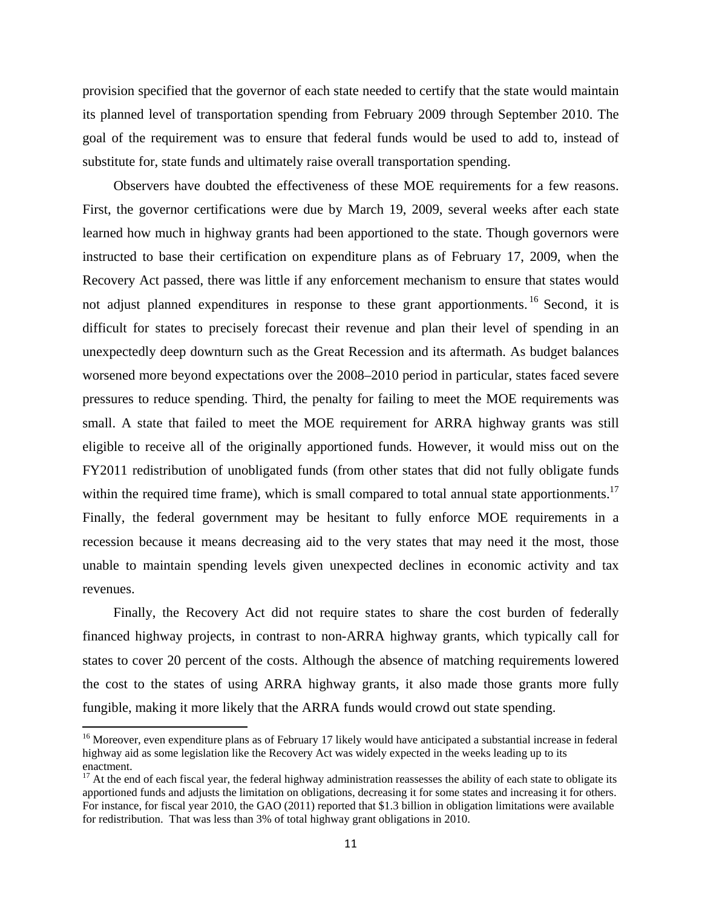provision specified that the governor of each state needed to certify that the state would maintain its planned level of transportation spending from February 2009 through September 2010. The goal of the requirement was to ensure that federal funds would be used to add to, instead of substitute for, state funds and ultimately raise overall transportation spending.

Observers have doubted the effectiveness of these MOE requirements for a few reasons. First, the governor certifications were due by March 19, 2009, several weeks after each state learned how much in highway grants had been apportioned to the state. Though governors were instructed to base their certification on expenditure plans as of February 17, 2009, when the Recovery Act passed, there was little if any enforcement mechanism to ensure that states would not adjust planned expenditures in response to these grant apportionments.[16] Second, it is difficult for states to precisely forecast their revenue and plan their level of spending in an unexpectedly deep downturn such as the Great Recession and its aftermath. As budget balances worsened more beyond expectations over the 2008–2010 period in particular, states faced severe pressures to reduce spending. Third, the penalty for failing to meet the MOE requirements was small. A state that failed to meet the MOE requirement for ARRA highway grants was still eligible to receive all of the originally apportioned funds. However, it would miss out on the FY2011 redistribution of unobligated funds (from other states that did not fully obligate funds within the required time frame), which is small compared to total annual state apportionments.[17] Finally, the federal government may be hesitant to fully enforce MOE requirements in a recession because it means decreasing aid to the very states that may need it the most, those unable to maintain spending levels given unexpected declines in economic activity and tax revenues.

Finally, the Recovery Act did not require states to share the cost burden of federally financed highway projects, in contrast to non-ARRA highway grants, which typically call for states to cover 20 percent of the costs. Although the absence of matching requirements lowered the cost to the states of using ARRA highway grants, it also made those grants more fully fungible, making it more likely that the ARRA funds would crowd out state spending.

[16] Moreover, even expenditure plans as of February 17 likely would have anticipated a substantial increase in federal highway aid as some legislation like the Recovery Act was widely expected in the weeks leading up to its enactment.

[17] At the end of each fiscal year, the federal highway administration reassesses the ability of each state to obligate its apportioned funds and adjusts the limitation on obligations, decreasing it for some states and increasing it for others. For instance, for fiscal year 2010, the GAO (2011) reported that $1.3 billion in obligation limitations were available for redistribution. That was less than 3% of total highway grant obligations in 2010.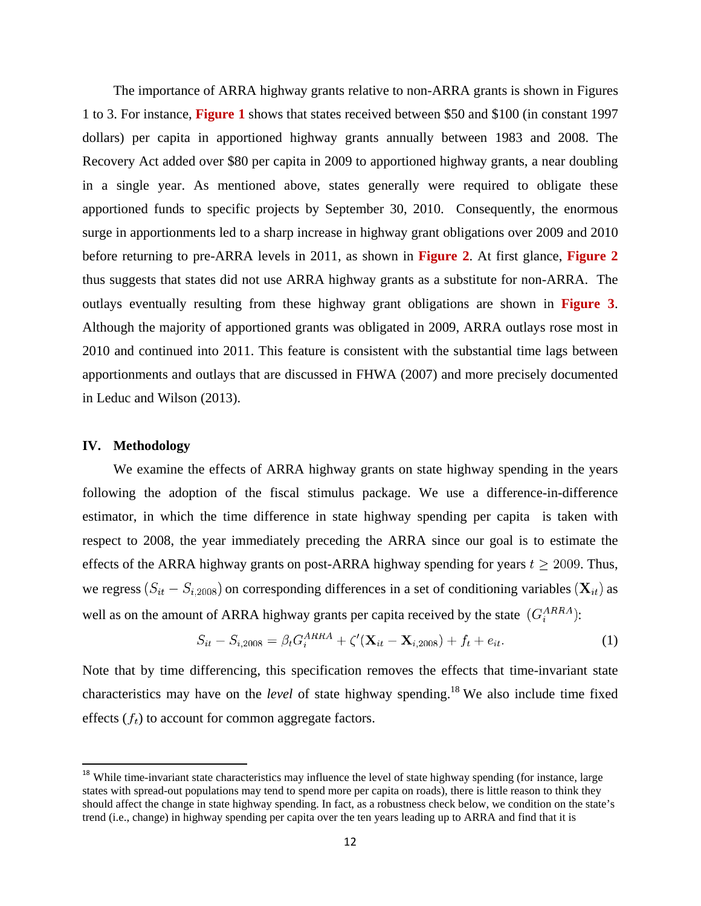The importance of ARRA highway grants relative to non-ARRA grants is shown in Figures 1 to 3. For instance, **Figure 1** shows that states received between \$50 and \$100 (in constant 1997 dollars) per capita in apportioned highway grants annually between 1983 and 2008. The Recovery Act added over \$80 per capita in 2009 to apportioned highway grants, a near doubling in a single year. As mentioned above, states generally were required to obligate these apportioned funds to specific projects by September 30, 2010. Consequently, the enormous surge in apportionments led to a sharp increase in highway grant obligations over 2009 and 2010 before returning to pre-ARRA levels in 2011, as shown in **Figure 2**. At first glance, **Figure 2** thus suggests that states did not use ARRA highway grants as a substitute for non-ARRA. The outlays eventually resulting from these highway grant obligations are shown in **Figure 3**. Although the majority of apportioned grants was obligated in 2009, ARRA outlays rose most in 2010 and continued into 2011. This feature is consistent with the substantial time lags between apportionments and outlays that are discussed in FHWA (2007) and more precisely documented in Leduc and Wilson (2013).

## IV. Methodology

We examine the effects of ARRA highway grants on state highway spending in the years following the adoption of the fiscal stimulus package. We use a difference-in-difference estimator, in which the time difference in state highway spending per capita is taken with respect to 2008, the year immediately preceding the ARRA since our goal is to estimate the effects of the ARRA highway grants on post-ARRA highway spending for years $t \geq 2009$. Thus, we regress $(S_{it} - S_{i,2008})$ on corresponding differences in a set of conditioning variables $(\mathbf{X}_{it})$ as well as on the amount of ARRA highway grants per capita received by the state $(G_i^{ARRA})$:

$$S_{it} - S_{i,2008} = \beta_t G_i^{ARRA} + \zeta'(\mathbf{X}_{it} - \mathbf{X}_{i,2008}) + f_t + e_{it}. \tag{1}$$

Note that by time differencing, this specification removes the effects that time-invariant state characteristics may have on the *level* of state highway spending.[18] We also include time fixed effects $(f_t)$ to account for common aggregate factors.

[18] While time-invariant state characteristics may influence the level of state highway spending (for instance, large states with spread-out populations may tend to spend more per capita on roads), there is little reason to think they should affect the change in state highway spending. In fact, as a robustness check below, we condition on the state's trend (i.e., change) in highway spending per capita over the ten years leading up to ARRA and find that it is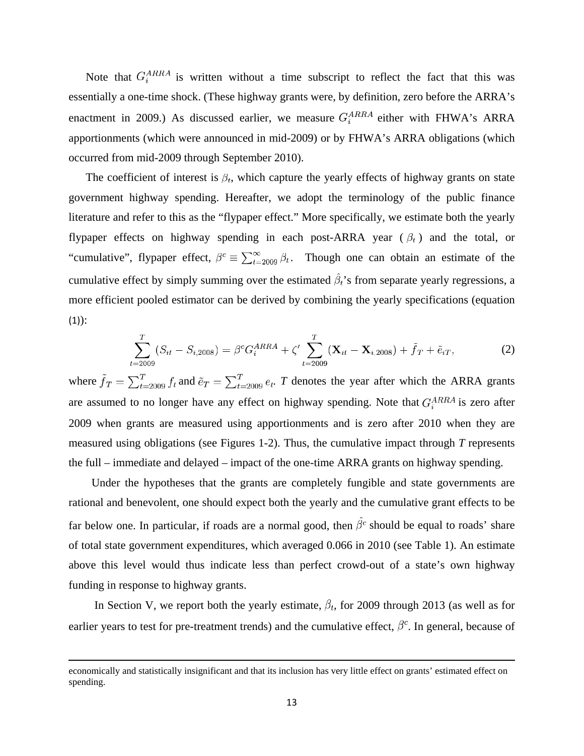Note that $G_i^{ARRA}$ is written without a time subscript to reflect the fact that this was essentially a one-time shock. (These highway grants were, by definition, zero before the ARRA's enactment in 2009.) As discussed earlier, we measure $G_i^{ARRA}$ either with FHWA's ARRA apportionments (which were announced in mid-2009) or by FHWA's ARRA obligations (which occurred from mid-2009 through September 2010).

The coefficient of interest is $\beta_t$, which capture the yearly effects of highway grants on state government highway spending. Hereafter, we adopt the terminology of the public finance literature and refer to this as the "flypaper effect." More specifically, we estimate both the yearly flypaper effects on highway spending in each post-ARRA year ($\beta_t$) and the total, or "cumulative", flypaper effect, $\beta^c \equiv \sum_{t=2009}^{\infty} \beta_t$. Though one can obtain an estimate of the cumulative effect by simply summing over the estimated $\hat{\beta}_t$'s from separate yearly regressions, a more efficient pooled estimator can be derived by combining the yearly specifications (equation (1)):

$$\sum_{t=2009}^{T} (S_{it} - S_{i,2008}) = \beta^c G_i^{ARRA} + \zeta' \sum_{t=2009}^{T} (\mathbf{X}_{it} - \mathbf{X}_{i,2008}) + \tilde{f}_T + \tilde{e}_{iT}, \tag{2}$$

where $\tilde{f}_T = \sum_{t=2009}^{T} f_t$ and $\tilde{e}_T = \sum_{t=2009}^{T} e_t$. *T* denotes the year after which the ARRA grants are assumed to no longer have any effect on highway spending. Note that $G_i^{ARRA}$ is zero after 2009 when grants are measured using apportionments and is zero after 2010 when they are measured using obligations (see Figures 1-2). Thus, the cumulative impact through *T* represents the full – immediate and delayed – impact of the one-time ARRA grants on highway spending.

Under the hypotheses that the grants are completely fungible and state governments are rational and benevolent, one should expect both the yearly and the cumulative grant effects to be far below one. In particular, if roads are a normal good, then $\hat{\beta}^c$ should be equal to roads' share of total state government expenditures, which averaged 0.066 in 2010 (see Table 1). An estimate above this level would thus indicate less than perfect crowd-out of a state's own highway funding in response to highway grants.

In Section V, we report both the yearly estimate, $\beta_t$, for 2009 through 2013 (as well as for earlier years to test for pre-treatment trends) and the cumulative effect, $\beta^c$. In general, because of

economically and statistically insignificant and that its inclusion has very little effect on grants' estimated effect on spending.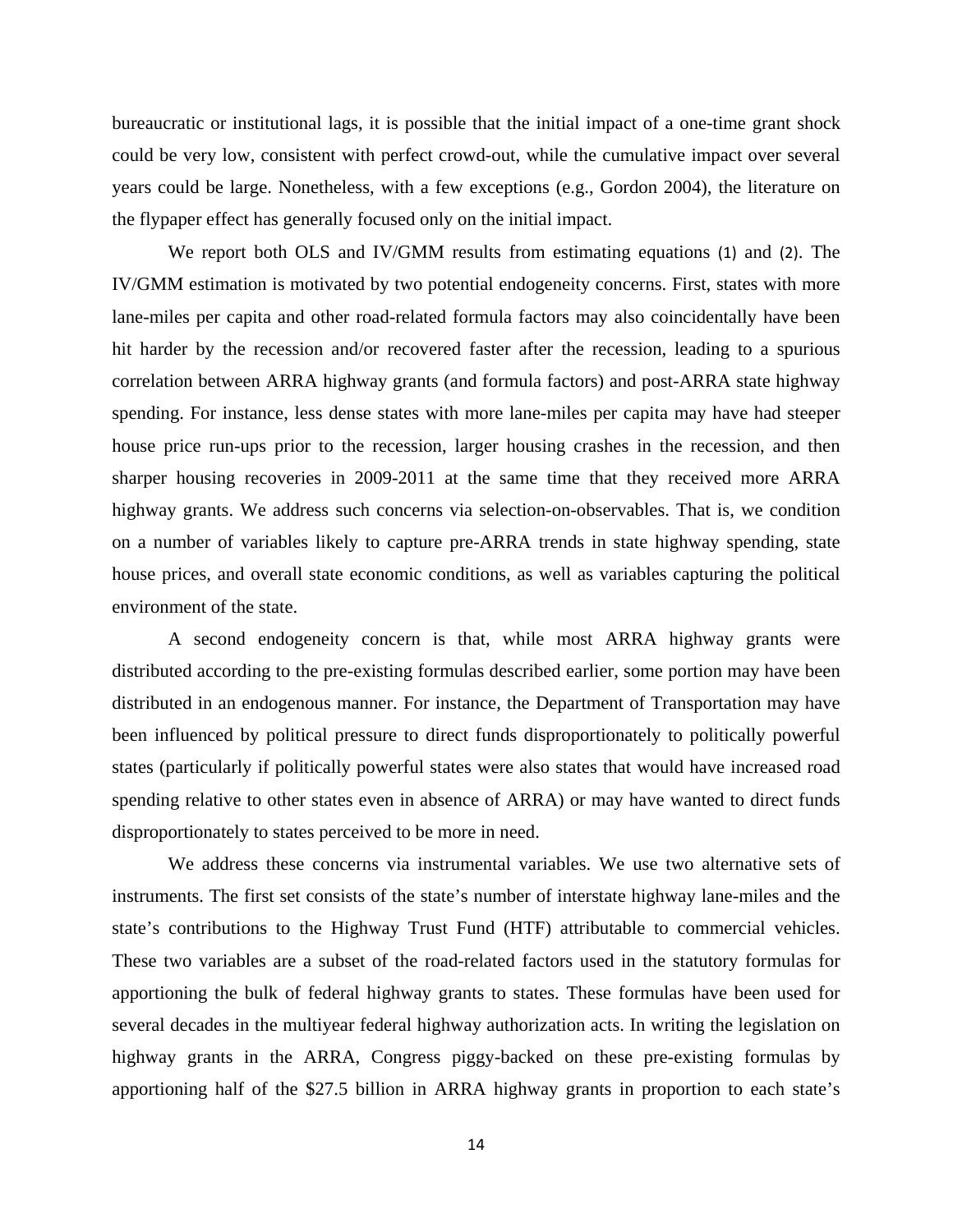bureaucratic or institutional lags, it is possible that the initial impact of a one-time grant shock could be very low, consistent with perfect crowd-out, while the cumulative impact over several years could be large. Nonetheless, with a few exceptions (e.g., Gordon 2004), the literature on the flypaper effect has generally focused only on the initial impact.

We report both OLS and IV/GMM results from estimating equations (1) and (2). The IV/GMM estimation is motivated by two potential endogeneity concerns. First, states with more lane-miles per capita and other road-related formula factors may also coincidentally have been hit harder by the recession and/or recovered faster after the recession, leading to a spurious correlation between ARRA highway grants (and formula factors) and post-ARRA state highway spending. For instance, less dense states with more lane-miles per capita may have had steeper house price run-ups prior to the recession, larger housing crashes in the recession, and then sharper housing recoveries in 2009-2011 at the same time that they received more ARRA highway grants. We address such concerns via selection-on-observables. That is, we condition on a number of variables likely to capture pre-ARRA trends in state highway spending, state house prices, and overall state economic conditions, as well as variables capturing the political environment of the state.

A second endogeneity concern is that, while most ARRA highway grants were distributed according to the pre-existing formulas described earlier, some portion may have been distributed in an endogenous manner. For instance, the Department of Transportation may have been influenced by political pressure to direct funds disproportionately to politically powerful states (particularly if politically powerful states were also states that would have increased road spending relative to other states even in absence of ARRA) or may have wanted to direct funds disproportionately to states perceived to be more in need.

We address these concerns via instrumental variables. We use two alternative sets of instruments. The first set consists of the state's number of interstate highway lane-miles and the state's contributions to the Highway Trust Fund (HTF) attributable to commercial vehicles. These two variables are a subset of the road-related factors used in the statutory formulas for apportioning the bulk of federal highway grants to states. These formulas have been used for several decades in the multiyear federal highway authorization acts. In writing the legislation on highway grants in the ARRA, Congress piggy-backed on these pre-existing formulas by apportioning half of the $27.5 billion in ARRA highway grants in proportion to each state's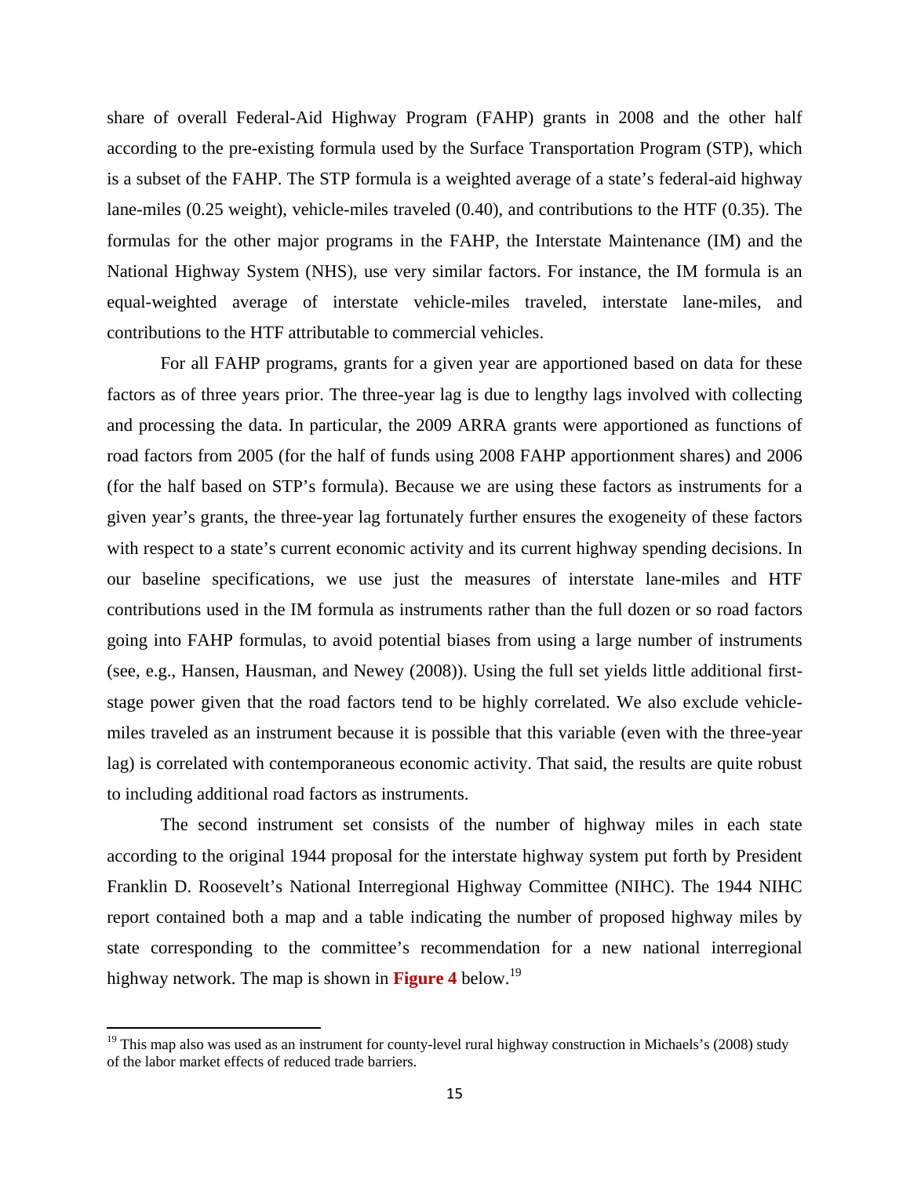share of overall Federal-Aid Highway Program (FAHP) grants in 2008 and the other half according to the pre-existing formula used by the Surface Transportation Program (STP), which is a subset of the FAHP. The STP formula is a weighted average of a state's federal-aid highway lane-miles (0.25 weight), vehicle-miles traveled (0.40), and contributions to the HTF (0.35). The formulas for the other major programs in the FAHP, the Interstate Maintenance (IM) and the National Highway System (NHS), use very similar factors. For instance, the IM formula is an equal-weighted average of interstate vehicle-miles traveled, interstate lane-miles, and contributions to the HTF attributable to commercial vehicles.

For all FAHP programs, grants for a given year are apportioned based on data for these factors as of three years prior. The three-year lag is due to lengthy lags involved with collecting and processing the data. In particular, the 2009 ARRA grants were apportioned as functions of road factors from 2005 (for the half of funds using 2008 FAHP apportionment shares) and 2006 (for the half based on STP's formula). Because we are using these factors as instruments for a given year's grants, the three-year lag fortunately further ensures the exogeneity of these factors with respect to a state's current economic activity and its current highway spending decisions. In our baseline specifications, we use just the measures of interstate lane-miles and HTF contributions used in the IM formula as instruments rather than the full dozen or so road factors going into FAHP formulas, to avoid potential biases from using a large number of instruments (see, e.g., Hansen, Hausman, and Newey (2008)). Using the full set yields little additional first-stage power given that the road factors tend to be highly correlated. We also exclude vehicle-miles traveled as an instrument because it is possible that this variable (even with the three-year lag) is correlated with contemporaneous economic activity. That said, the results are quite robust to including additional road factors as instruments.

The second instrument set consists of the number of highway miles in each state according to the original 1944 proposal for the interstate highway system put forth by President Franklin D. Roosevelt's National Interregional Highway Committee (NIHC). The 1944 NIHC report contained both a map and a table indicating the number of proposed highway miles by state corresponding to the committee's recommendation for a new national interregional highway network. The map is shown in **Figure 4** below.[19]

[19] This map also was used as an instrument for county-level rural highway construction in Michaels's (2008) study of the labor market effects of reduced trade barriers.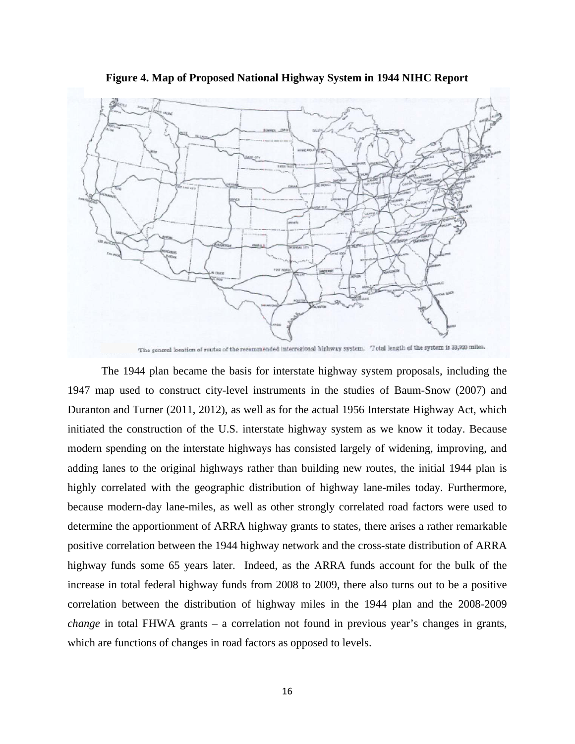**Figure 4. Map of Proposed National Highway System in 1944 NIHC Report**

The general location of routes of the recommended interregional highway system. Total length of the system is 33,920 miles.

The 1944 plan became the basis for interstate highway system proposals, including the 1947 map used to construct city-level instruments in the studies of Baum-Snow (2007) and Duranton and Turner (2011, 2012), as well as for the actual 1956 Interstate Highway Act, which initiated the construction of the U.S. interstate highway system as we know it today. Because modern spending on the interstate highways has consisted largely of widening, improving, and adding lanes to the original highways rather than building new routes, the initial 1944 plan is highly correlated with the geographic distribution of highway lane-miles today. Furthermore, because modern-day lane-miles, as well as other strongly correlated road factors were used to determine the apportionment of ARRA highway grants to states, there arises a rather remarkable positive correlation between the 1944 highway network and the cross-state distribution of ARRA highway funds some 65 years later. Indeed, as the ARRA funds account for the bulk of the increase in total federal highway funds from 2008 to 2009, there also turns out to be a positive correlation between the distribution of highway miles in the 1944 plan and the 2008-2009 *change* in total FHWA grants – a correlation not found in previous year's changes in grants, which are functions of changes in road factors as opposed to levels.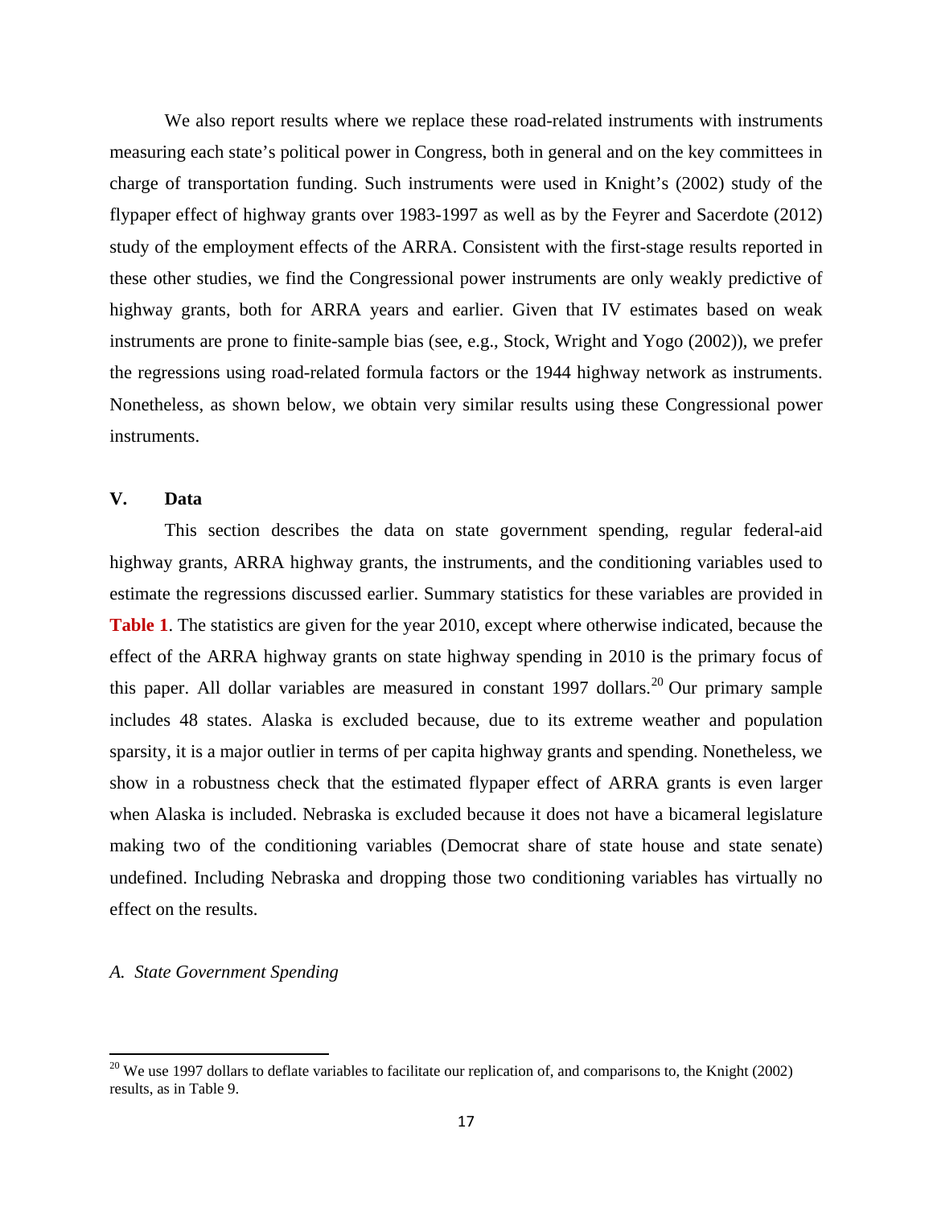We also report results where we replace these road-related instruments with instruments measuring each state's political power in Congress, both in general and on the key committees in charge of transportation funding. Such instruments were used in Knight's (2002) study of the flypaper effect of highway grants over 1983-1997 as well as by the Feyrer and Sacerdote (2012) study of the employment effects of the ARRA. Consistent with the first-stage results reported in these other studies, we find the Congressional power instruments are only weakly predictive of highway grants, both for ARRA years and earlier. Given that IV estimates based on weak instruments are prone to finite-sample bias (see, e.g., Stock, Wright and Yogo (2002)), we prefer the regressions using road-related formula factors or the 1944 highway network as instruments. Nonetheless, as shown below, we obtain very similar results using these Congressional power instruments.

## V. Data

This section describes the data on state government spending, regular federal-aid highway grants, ARRA highway grants, the instruments, and the conditioning variables used to estimate the regressions discussed earlier. Summary statistics for these variables are provided in **Table 1**. The statistics are given for the year 2010, except where otherwise indicated, because the effect of the ARRA highway grants on state highway spending in 2010 is the primary focus of this paper. All dollar variables are measured in constant 1997 dollars.[20] Our primary sample includes 48 states. Alaska is excluded because, due to its extreme weather and population sparsity, it is a major outlier in terms of per capita highway grants and spending. Nonetheless, we show in a robustness check that the estimated flypaper effect of ARRA grants is even larger when Alaska is included. Nebraska is excluded because it does not have a bicameral legislature making two of the conditioning variables (Democrat share of state house and state senate) undefined. Including Nebraska and dropping those two conditioning variables has virtually no effect on the results.

### *A. State Government Spending*

[20] We use 1997 dollars to deflate variables to facilitate our replication of, and comparisons to, the Knight (2002) results, as in Table 9.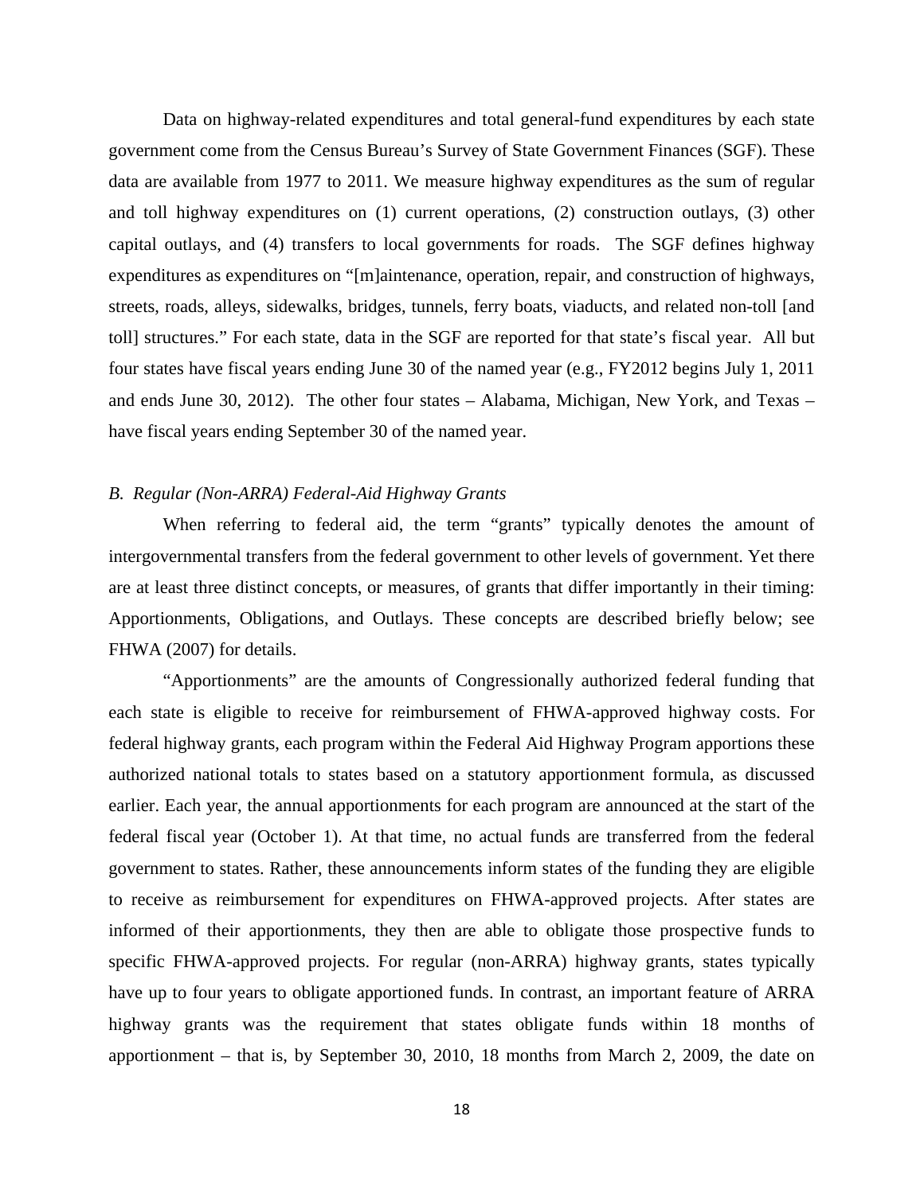Data on highway-related expenditures and total general-fund expenditures by each state government come from the Census Bureau's Survey of State Government Finances (SGF). These data are available from 1977 to 2011. We measure highway expenditures as the sum of regular and toll highway expenditures on (1) current operations, (2) construction outlays, (3) other capital outlays, and (4) transfers to local governments for roads. The SGF defines highway expenditures as expenditures on "[m]aintenance, operation, repair, and construction of highways, streets, roads, alleys, sidewalks, bridges, tunnels, ferry boats, viaducts, and related non-toll [and toll] structures." For each state, data in the SGF are reported for that state's fiscal year. All but four states have fiscal years ending June 30 of the named year (e.g., FY2012 begins July 1, 2011 and ends June 30, 2012). The other four states – Alabama, Michigan, New York, and Texas – have fiscal years ending September 30 of the named year.

### *B. Regular (Non-ARRA) Federal-Aid Highway Grants*

When referring to federal aid, the term "grants" typically denotes the amount of intergovernmental transfers from the federal government to other levels of government. Yet there are at least three distinct concepts, or measures, of grants that differ importantly in their timing: Apportionments, Obligations, and Outlays. These concepts are described briefly below; see FHWA (2007) for details.

"Apportionments" are the amounts of Congressionally authorized federal funding that each state is eligible to receive for reimbursement of FHWA-approved highway costs. For federal highway grants, each program within the Federal Aid Highway Program apportions these authorized national totals to states based on a statutory apportionment formula, as discussed earlier. Each year, the annual apportionments for each program are announced at the start of the federal fiscal year (October 1). At that time, no actual funds are transferred from the federal government to states. Rather, these announcements inform states of the funding they are eligible to receive as reimbursement for expenditures on FHWA-approved projects. After states are informed of their apportionments, they then are able to obligate those prospective funds to specific FHWA-approved projects. For regular (non-ARRA) highway grants, states typically have up to four years to obligate apportioned funds. In contrast, an important feature of ARRA highway grants was the requirement that states obligate funds within 18 months of apportionment – that is, by September 30, 2010, 18 months from March 2, 2009, the date on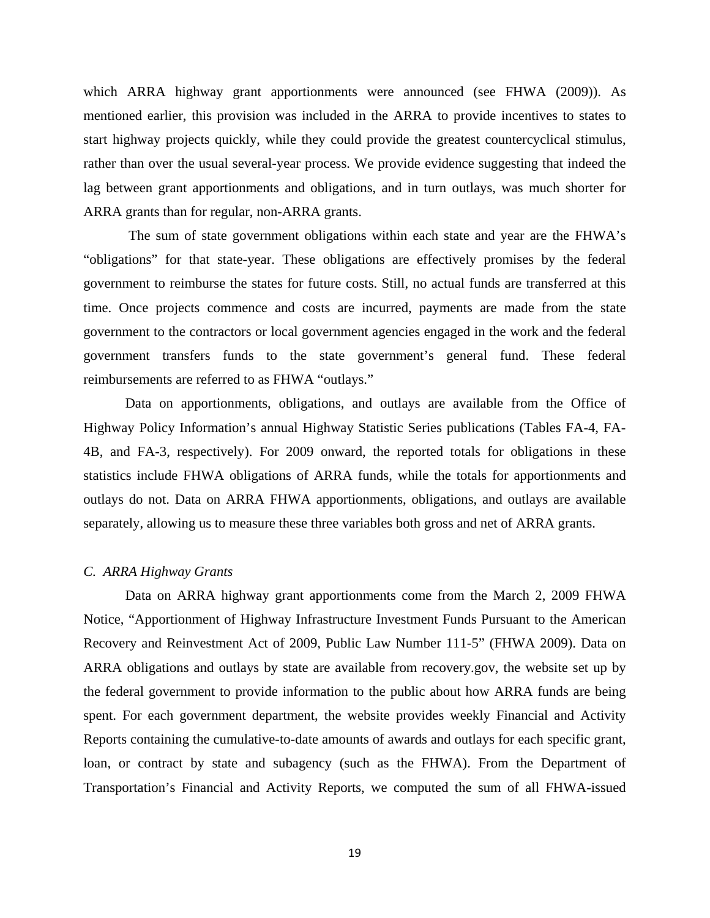which ARRA highway grant apportionments were announced (see FHWA (2009)). As mentioned earlier, this provision was included in the ARRA to provide incentives to states to start highway projects quickly, while they could provide the greatest countercyclical stimulus, rather than over the usual several-year process. We provide evidence suggesting that indeed the lag between grant apportionments and obligations, and in turn outlays, was much shorter for ARRA grants than for regular, non-ARRA grants.

The sum of state government obligations within each state and year are the FHWA's "obligations" for that state-year. These obligations are effectively promises by the federal government to reimburse the states for future costs. Still, no actual funds are transferred at this time. Once projects commence and costs are incurred, payments are made from the state government to the contractors or local government agencies engaged in the work and the federal government transfers funds to the state government's general fund. These federal reimbursements are referred to as FHWA "outlays."

Data on apportionments, obligations, and outlays are available from the Office of Highway Policy Information's annual Highway Statistic Series publications (Tables FA-4, FA-4B, and FA-3, respectively). For 2009 onward, the reported totals for obligations in these statistics include FHWA obligations of ARRA funds, while the totals for apportionments and outlays do not. Data on ARRA FHWA apportionments, obligations, and outlays are available separately, allowing us to measure these three variables both gross and net of ARRA grants.

### *C. ARRA Highway Grants*

Data on ARRA highway grant apportionments come from the March 2, 2009 FHWA Notice, "Apportionment of Highway Infrastructure Investment Funds Pursuant to the American Recovery and Reinvestment Act of 2009, Public Law Number 111-5" (FHWA 2009). Data on ARRA obligations and outlays by state are available from recovery.gov, the website set up by the federal government to provide information to the public about how ARRA funds are being spent. For each government department, the website provides weekly Financial and Activity Reports containing the cumulative-to-date amounts of awards and outlays for each specific grant, loan, or contract by state and subagency (such as the FHWA). From the Department of Transportation's Financial and Activity Reports, we computed the sum of all FHWA-issued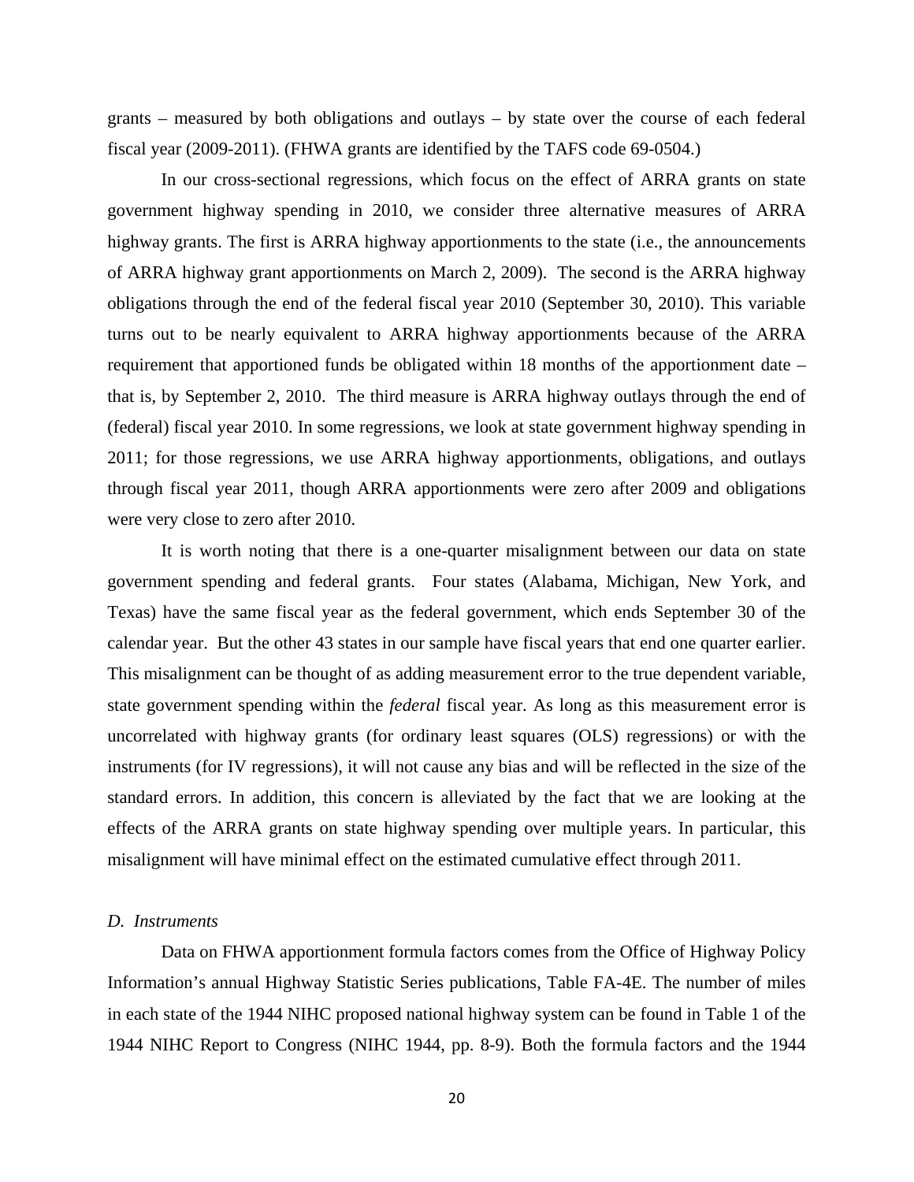grants – measured by both obligations and outlays – by state over the course of each federal fiscal year (2009-2011). (FHWA grants are identified by the TAFS code 69-0504.)

In our cross-sectional regressions, which focus on the effect of ARRA grants on state government highway spending in 2010, we consider three alternative measures of ARRA highway grants. The first is ARRA highway apportionments to the state (i.e., the announcements of ARRA highway grant apportionments on March 2, 2009). The second is the ARRA highway obligations through the end of the federal fiscal year 2010 (September 30, 2010). This variable turns out to be nearly equivalent to ARRA highway apportionments because of the ARRA requirement that apportioned funds be obligated within 18 months of the apportionment date – that is, by September 2, 2010. The third measure is ARRA highway outlays through the end of (federal) fiscal year 2010. In some regressions, we look at state government highway spending in 2011; for those regressions, we use ARRA highway apportionments, obligations, and outlays through fiscal year 2011, though ARRA apportionments were zero after 2009 and obligations were very close to zero after 2010.

It is worth noting that there is a one-quarter misalignment between our data on state government spending and federal grants. Four states (Alabama, Michigan, New York, and Texas) have the same fiscal year as the federal government, which ends September 30 of the calendar year. But the other 43 states in our sample have fiscal years that end one quarter earlier. This misalignment can be thought of as adding measurement error to the true dependent variable, state government spending within the *federal* fiscal year. As long as this measurement error is uncorrelated with highway grants (for ordinary least squares (OLS) regressions) or with the instruments (for IV regressions), it will not cause any bias and will be reflected in the size of the standard errors. In addition, this concern is alleviated by the fact that we are looking at the effects of the ARRA grants on state highway spending over multiple years. In particular, this misalignment will have minimal effect on the estimated cumulative effect through 2011.

### *D. Instruments*

Data on FHWA apportionment formula factors comes from the Office of Highway Policy Information's annual Highway Statistic Series publications, Table FA-4E. The number of miles in each state of the 1944 NIHC proposed national highway system can be found in Table 1 of the 1944 NIHC Report to Congress (NIHC 1944, pp. 8-9). Both the formula factors and the 1944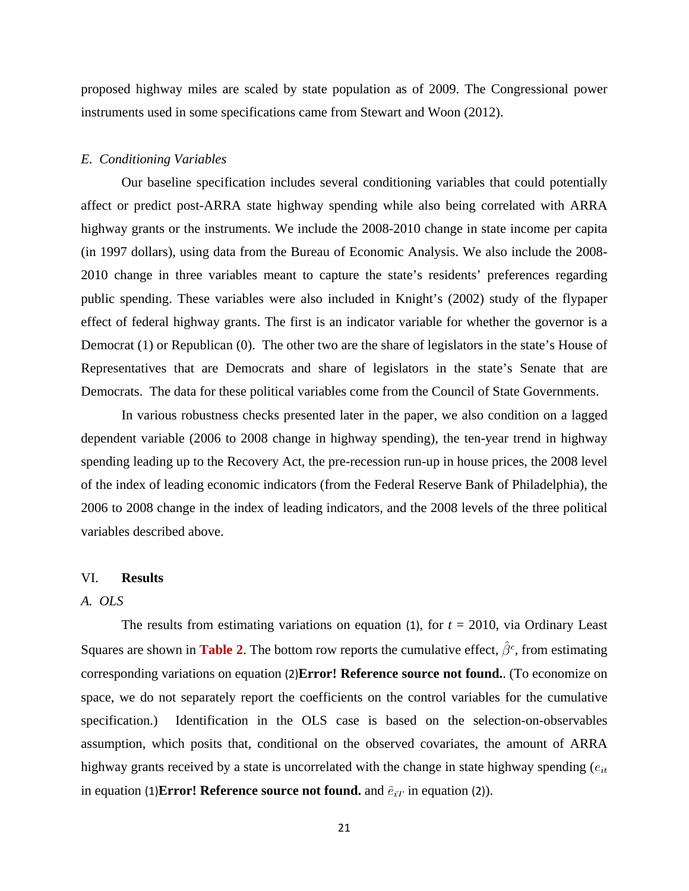proposed highway miles are scaled by state population as of 2009. The Congressional power instruments used in some specifications came from Stewart and Woon (2012).

### *E. Conditioning Variables*

Our baseline specification includes several conditioning variables that could potentially affect or predict post-ARRA state highway spending while also being correlated with ARRA highway grants or the instruments. We include the 2008-2010 change in state income per capita (in 1997 dollars), using data from the Bureau of Economic Analysis. We also include the 2008-2010 change in three variables meant to capture the state's residents' preferences regarding public spending. These variables were also included in Knight's (2002) study of the flypaper effect of federal highway grants. The first is an indicator variable for whether the governor is a Democrat (1) or Republican (0). The other two are the share of legislators in the state's House of Representatives that are Democrats and share of legislators in the state's Senate that are Democrats. The data for these political variables come from the Council of State Governments.

In various robustness checks presented later in the paper, we also condition on a lagged dependent variable (2006 to 2008 change in highway spending), the ten-year trend in highway spending leading up to the Recovery Act, the pre-recession run-up in house prices, the 2008 level of the index of leading economic indicators (from the Federal Reserve Bank of Philadelphia), the 2006 to 2008 change in the index of leading indicators, and the 2008 levels of the three political variables described above.

## VI. **Results**

### *A. OLS*

The results from estimating variations on equation (1), for *t* = 2010, via Ordinary Least Squares are shown in **Table 2**. The bottom row reports the cumulative effect, $\hat{\beta}^c$, from estimating corresponding variations on equation (2)**Error! Reference source not found.**. (To economize on space, we do not separately report the coefficients on the control variables for the cumulative specification.) Identification in the OLS case is based on the selection-on-observables assumption, which posits that, conditional on the observed covariates, the amount of ARRA highway grants received by a state is uncorrelated with the change in state highway spending ($e_{it}$ in equation (1)**Error! Reference source not found.** and $\bar{e}_{iT}$ in equation (2)).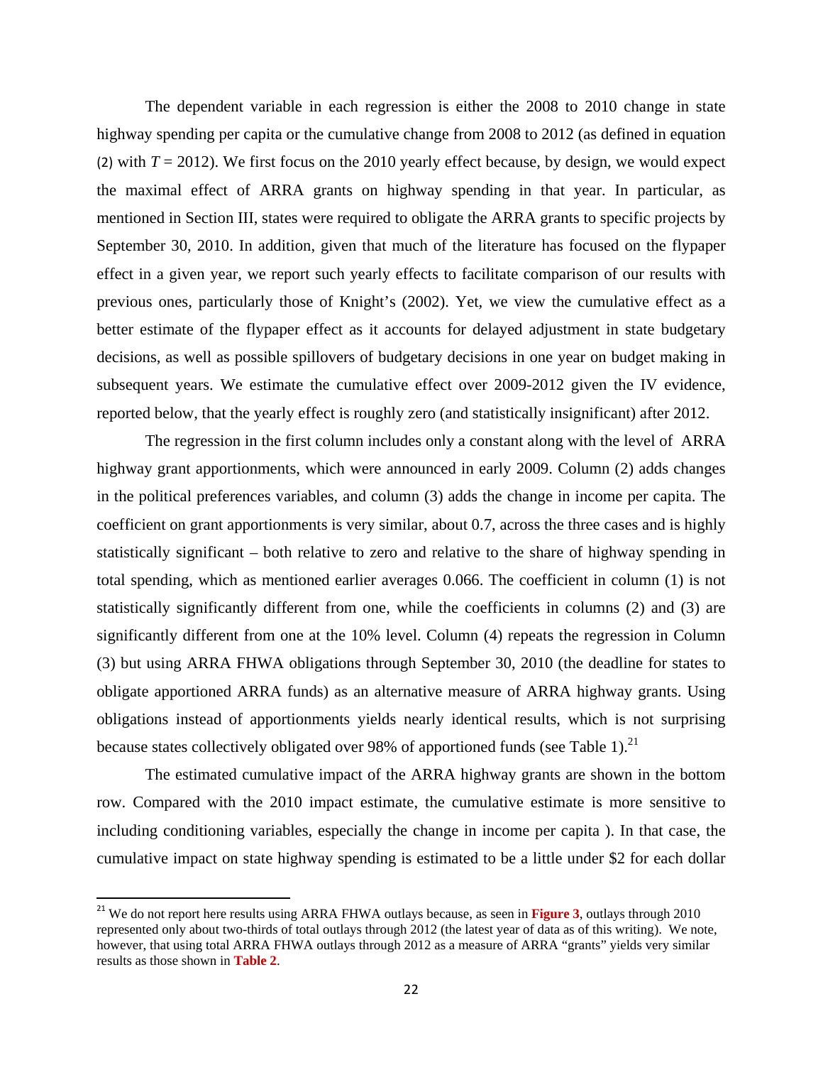The dependent variable in each regression is either the 2008 to 2010 change in state highway spending per capita or the cumulative change from 2008 to 2012 (as defined in equation (2) with $T = 2012$). We first focus on the 2010 yearly effect because, by design, we would expect the maximal effect of ARRA grants on highway spending in that year. In particular, as mentioned in Section III, states were required to obligate the ARRA grants to specific projects by September 30, 2010. In addition, given that much of the literature has focused on the flypaper effect in a given year, we report such yearly effects to facilitate comparison of our results with previous ones, particularly those of Knight's (2002). Yet, we view the cumulative effect as a better estimate of the flypaper effect as it accounts for delayed adjustment in state budgetary decisions, as well as possible spillovers of budgetary decisions in one year on budget making in subsequent years. We estimate the cumulative effect over 2009-2012 given the IV evidence, reported below, that the yearly effect is roughly zero (and statistically insignificant) after 2012.

The regression in the first column includes only a constant along with the level of ARRA highway grant apportionments, which were announced in early 2009. Column (2) adds changes in the political preferences variables, and column (3) adds the change in income per capita. The coefficient on grant apportionments is very similar, about 0.7, across the three cases and is highly statistically significant – both relative to zero and relative to the share of highway spending in total spending, which as mentioned earlier averages 0.066. The coefficient in column (1) is not statistically significantly different from one, while the coefficients in columns (2) and (3) are significantly different from one at the 10% level. Column (4) repeats the regression in Column (3) but using ARRA FHWA obligations through September 30, 2010 (the deadline for states to obligate apportioned ARRA funds) as an alternative measure of ARRA highway grants. Using obligations instead of apportionments yields nearly identical results, which is not surprising because states collectively obligated over 98% of apportioned funds (see Table 1).[21]

The estimated cumulative impact of the ARRA highway grants are shown in the bottom row. Compared with the 2010 impact estimate, the cumulative estimate is more sensitive to including conditioning variables, especially the change in income per capita ). In that case, the cumulative impact on state highway spending is estimated to be a little under $2 for each dollar

[21] We do not report here results using ARRA FHWA outlays because, as seen in **Figure 3**, outlays through 2010 represented only about two-thirds of total outlays through 2012 (the latest year of data as of this writing). We note, however, that using total ARRA FHWA outlays through 2012 as a measure of ARRA "grants" yields very similar results as those shown in **Table 2**.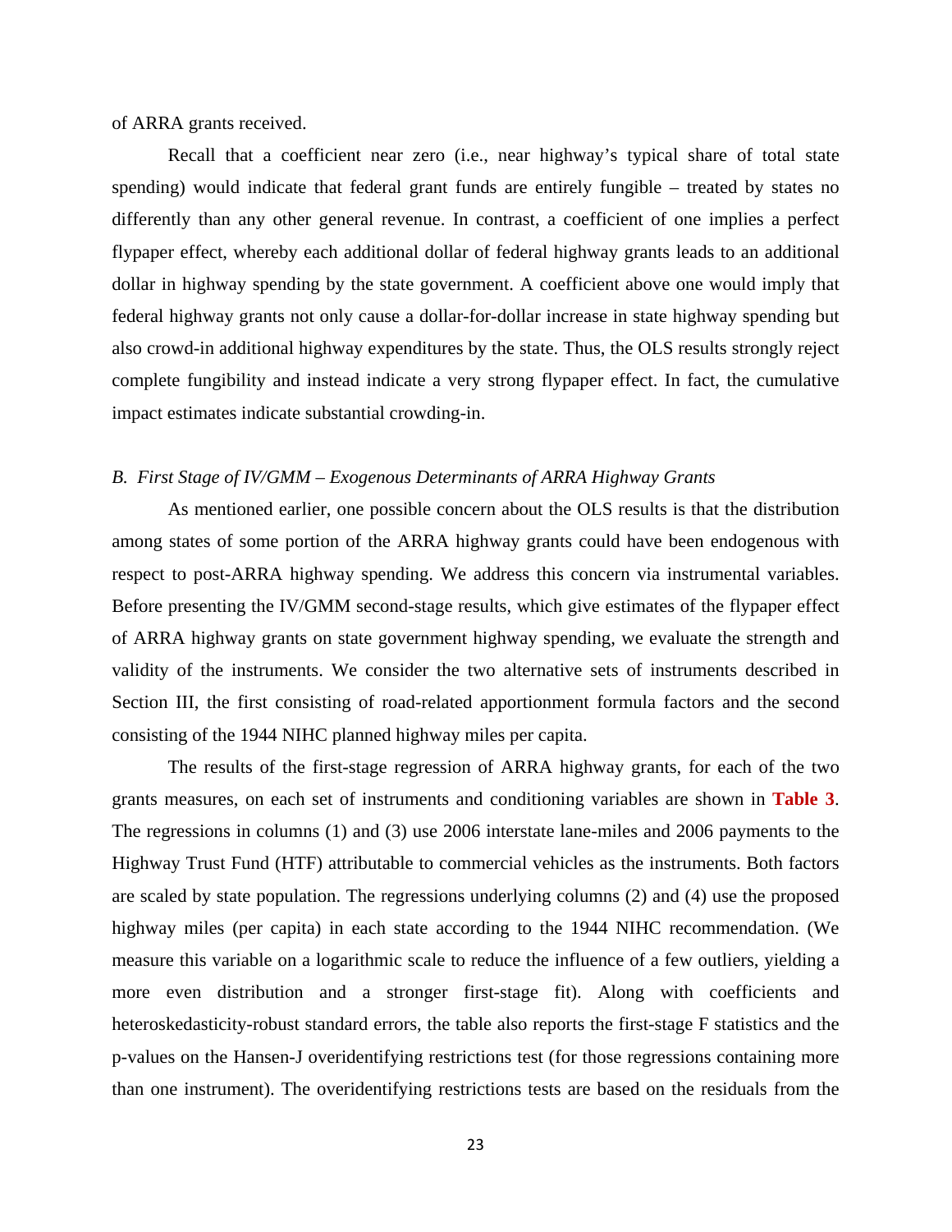of ARRA grants received.

Recall that a coefficient near zero (i.e., near highway's typical share of total state spending) would indicate that federal grant funds are entirely fungible – treated by states no differently than any other general revenue. In contrast, a coefficient of one implies a perfect flypaper effect, whereby each additional dollar of federal highway grants leads to an additional dollar in highway spending by the state government. A coefficient above one would imply that federal highway grants not only cause a dollar-for-dollar increase in state highway spending but also crowd-in additional highway expenditures by the state. Thus, the OLS results strongly reject complete fungibility and instead indicate a very strong flypaper effect. In fact, the cumulative impact estimates indicate substantial crowding-in.

### *B. First Stage of IV/GMM – Exogenous Determinants of ARRA Highway Grants*

As mentioned earlier, one possible concern about the OLS results is that the distribution among states of some portion of the ARRA highway grants could have been endogenous with respect to post-ARRA highway spending. We address this concern via instrumental variables. Before presenting the IV/GMM second-stage results, which give estimates of the flypaper effect of ARRA highway grants on state government highway spending, we evaluate the strength and validity of the instruments. We consider the two alternative sets of instruments described in Section III, the first consisting of road-related apportionment formula factors and the second consisting of the 1944 NIHC planned highway miles per capita.

The results of the first-stage regression of ARRA highway grants, for each of the two grants measures, on each set of instruments and conditioning variables are shown in **Table 3**. The regressions in columns (1) and (3) use 2006 interstate lane-miles and 2006 payments to the Highway Trust Fund (HTF) attributable to commercial vehicles as the instruments. Both factors are scaled by state population. The regressions underlying columns (2) and (4) use the proposed highway miles (per capita) in each state according to the 1944 NIHC recommendation. (We measure this variable on a logarithmic scale to reduce the influence of a few outliers, yielding a more even distribution and a stronger first-stage fit). Along with coefficients and heteroskedasticity-robust standard errors, the table also reports the first-stage F statistics and the p-values on the Hansen-J overidentifying restrictions test (for those regressions containing more than one instrument). The overidentifying restrictions tests are based on the residuals from the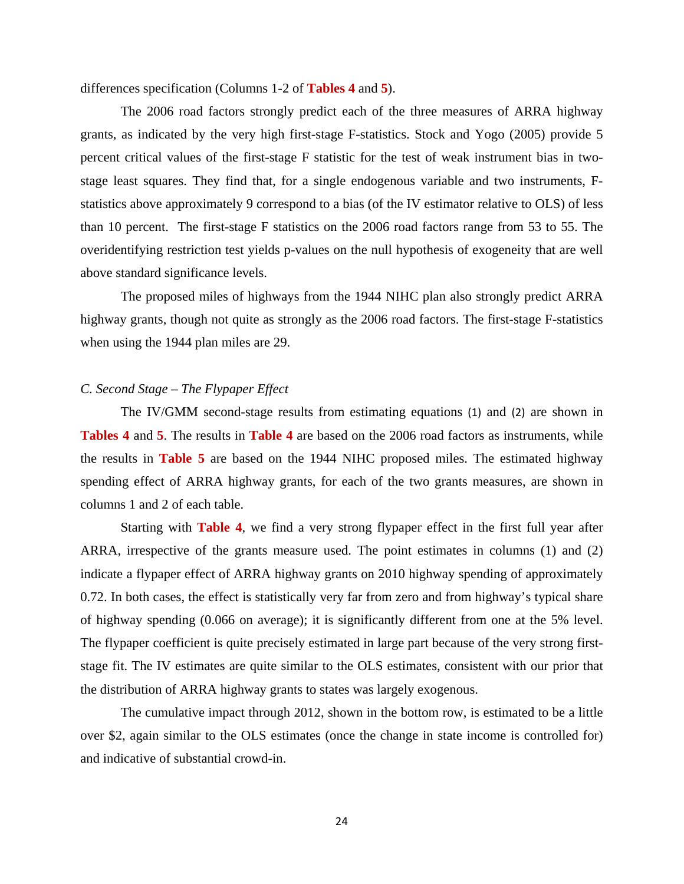differences specification (Columns 1-2 of **Tables 4** and **5**).

The 2006 road factors strongly predict each of the three measures of ARRA highway grants, as indicated by the very high first-stage F-statistics. Stock and Yogo (2005) provide 5 percent critical values of the first-stage F statistic for the test of weak instrument bias in two-stage least squares. They find that, for a single endogenous variable and two instruments, F-statistics above approximately 9 correspond to a bias (of the IV estimator relative to OLS) of less than 10 percent. The first-stage F statistics on the 2006 road factors range from 53 to 55. The overidentifying restriction test yields p-values on the null hypothesis of exogeneity that are well above standard significance levels.

The proposed miles of highways from the 1944 NIHC plan also strongly predict ARRA highway grants, though not quite as strongly as the 2006 road factors. The first-stage F-statistics when using the 1944 plan miles are 29.

### *C. Second Stage – The Flypaper Effect*

The IV/GMM second-stage results from estimating equations (1) and (2) are shown in **Tables 4** and **5**. The results in **Table 4** are based on the 2006 road factors as instruments, while the results in **Table 5** are based on the 1944 NIHC proposed miles. The estimated highway spending effect of ARRA highway grants, for each of the two grants measures, are shown in columns 1 and 2 of each table.

Starting with **Table 4**, we find a very strong flypaper effect in the first full year after ARRA, irrespective of the grants measure used. The point estimates in columns (1) and (2) indicate a flypaper effect of ARRA highway grants on 2010 highway spending of approximately 0.72. In both cases, the effect is statistically very far from zero and from highway's typical share of highway spending (0.066 on average); it is significantly different from one at the 5% level. The flypaper coefficient is quite precisely estimated in large part because of the very strong first-stage fit. The IV estimates are quite similar to the OLS estimates, consistent with our prior that the distribution of ARRA highway grants to states was largely exogenous.

The cumulative impact through 2012, shown in the bottom row, is estimated to be a little over $2, again similar to the OLS estimates (once the change in state income is controlled for) and indicative of substantial crowd-in.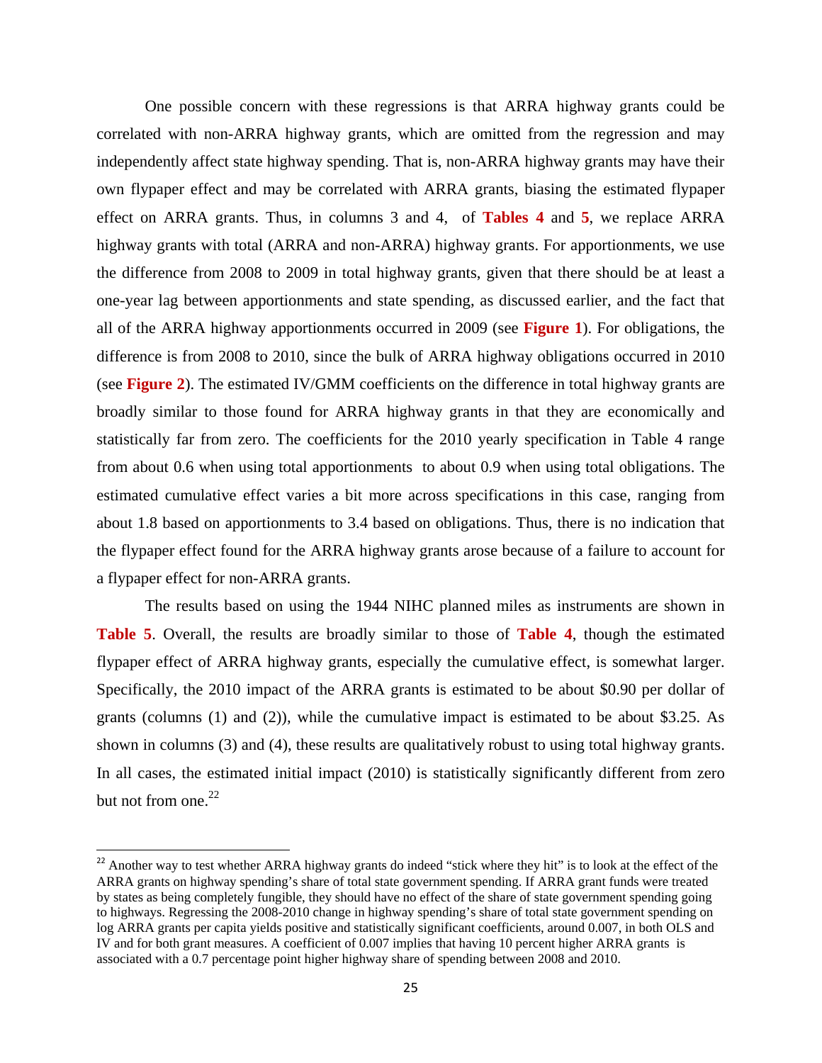One possible concern with these regressions is that ARRA highway grants could be correlated with non-ARRA highway grants, which are omitted from the regression and may independently affect state highway spending. That is, non-ARRA highway grants may have their own flypaper effect and may be correlated with ARRA grants, biasing the estimated flypaper effect on ARRA grants. Thus, in columns 3 and 4, of **Tables 4** and **5**, we replace ARRA highway grants with total (ARRA and non-ARRA) highway grants. For apportionments, we use the difference from 2008 to 2009 in total highway grants, given that there should be at least a one-year lag between apportionments and state spending, as discussed earlier, and the fact that all of the ARRA highway apportionments occurred in 2009 (see **Figure 1**). For obligations, the difference is from 2008 to 2010, since the bulk of ARRA highway obligations occurred in 2010 (see **Figure 2**). The estimated IV/GMM coefficients on the difference in total highway grants are broadly similar to those found for ARRA highway grants in that they are economically and statistically far from zero. The coefficients for the 2010 yearly specification in Table 4 range from about 0.6 when using total apportionments to about 0.9 when using total obligations. The estimated cumulative effect varies a bit more across specifications in this case, ranging from about 1.8 based on apportionments to 3.4 based on obligations. Thus, there is no indication that the flypaper effect found for the ARRA highway grants arose because of a failure to account for a flypaper effect for non-ARRA grants.

The results based on using the 1944 NIHC planned miles as instruments are shown in **Table 5**. Overall, the results are broadly similar to those of **Table 4**, though the estimated flypaper effect of ARRA highway grants, especially the cumulative effect, is somewhat larger. Specifically, the 2010 impact of the ARRA grants is estimated to be about \$0.90 per dollar of grants (columns (1) and (2)), while the cumulative impact is estimated to be about \$3.25. As shown in columns (3) and (4), these results are qualitatively robust to using total highway grants. In all cases, the estimated initial impact (2010) is statistically significantly different from zero but not from one.[22]

---

[22] Another way to test whether ARRA highway grants do indeed "stick where they hit" is to look at the effect of the ARRA grants on highway spending's share of total state government spending. If ARRA grant funds were treated by states as being completely fungible, they should have no effect of the share of state government spending going to highways. Regressing the 2008-2010 change in highway spending's share of total state government spending on log ARRA grants per capita yields positive and statistically significant coefficients, around 0.007, in both OLS and IV and for both grant measures. A coefficient of 0.007 implies that having 10 percent higher ARRA grants is associated with a 0.7 percentage point higher highway share of spending between 2008 and 2010.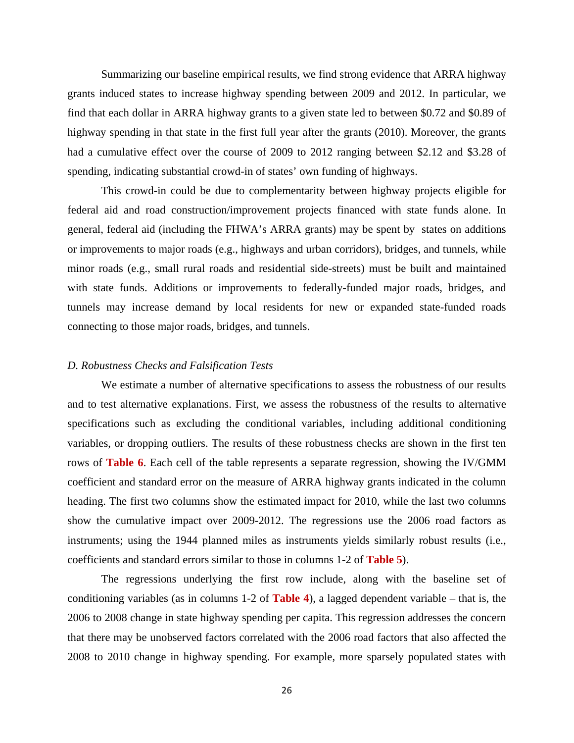Summarizing our baseline empirical results, we find strong evidence that ARRA highway grants induced states to increase highway spending between 2009 and 2012. In particular, we find that each dollar in ARRA highway grants to a given state led to between $0.72 and $0.89 of highway spending in that state in the first full year after the grants (2010). Moreover, the grants had a cumulative effect over the course of 2009 to 2012 ranging between $2.12 and $3.28 of spending, indicating substantial crowd-in of states' own funding of highways.

This crowd-in could be due to complementarity between highway projects eligible for federal aid and road construction/improvement projects financed with state funds alone. In general, federal aid (including the FHWA's ARRA grants) may be spent by states on additions or improvements to major roads (e.g., highways and urban corridors), bridges, and tunnels, while minor roads (e.g., small rural roads and residential side-streets) must be built and maintained with state funds. Additions or improvements to federally-funded major roads, bridges, and tunnels may increase demand by local residents for new or expanded state-funded roads connecting to those major roads, bridges, and tunnels.

### *D. Robustness Checks and Falsification Tests*

We estimate a number of alternative specifications to assess the robustness of our results and to test alternative explanations. First, we assess the robustness of the results to alternative specifications such as excluding the conditional variables, including additional conditioning variables, or dropping outliers. The results of these robustness checks are shown in the first ten rows of **Table 6**. Each cell of the table represents a separate regression, showing the IV/GMM coefficient and standard error on the measure of ARRA highway grants indicated in the column heading. The first two columns show the estimated impact for 2010, while the last two columns show the cumulative impact over 2009-2012. The regressions use the 2006 road factors as instruments; using the 1944 planned miles as instruments yields similarly robust results (i.e., coefficients and standard errors similar to those in columns 1-2 of **Table 5**).

The regressions underlying the first row include, along with the baseline set of conditioning variables (as in columns 1-2 of **Table 4**), a lagged dependent variable – that is, the 2006 to 2008 change in state highway spending per capita. This regression addresses the concern that there may be unobserved factors correlated with the 2006 road factors that also affected the 2008 to 2010 change in highway spending. For example, more sparsely populated states with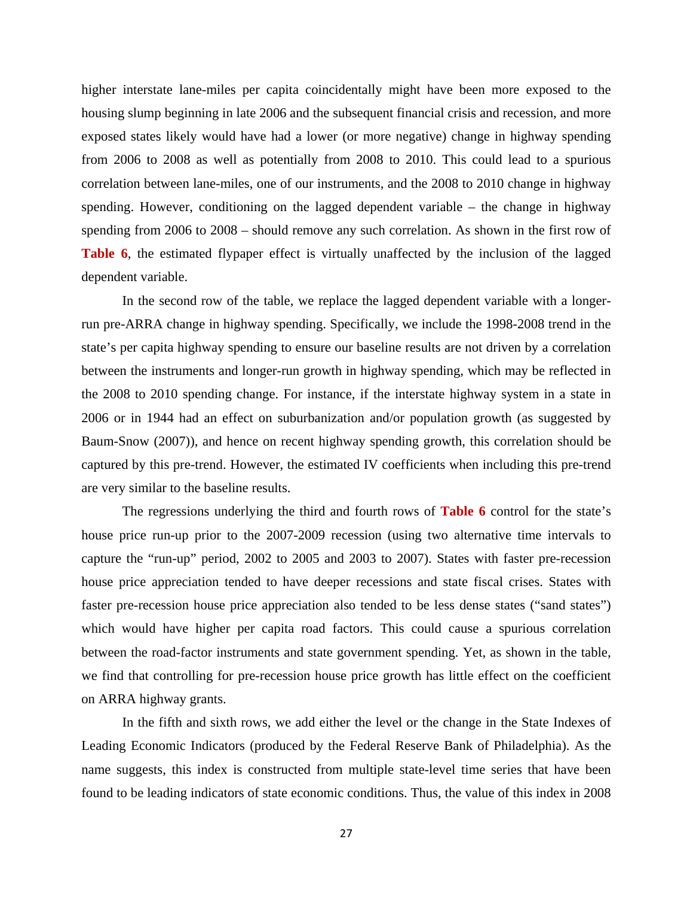higher interstate lane-miles per capita coincidentally might have been more exposed to the housing slump beginning in late 2006 and the subsequent financial crisis and recession, and more exposed states likely would have had a lower (or more negative) change in highway spending from 2006 to 2008 as well as potentially from 2008 to 2010. This could lead to a spurious correlation between lane-miles, one of our instruments, and the 2008 to 2010 change in highway spending. However, conditioning on the lagged dependent variable – the change in highway spending from 2006 to 2008 – should remove any such correlation. As shown in the first row of **Table 6**, the estimated flypaper effect is virtually unaffected by the inclusion of the lagged dependent variable.

In the second row of the table, we replace the lagged dependent variable with a longer-run pre-ARRA change in highway spending. Specifically, we include the 1998-2008 trend in the state's per capita highway spending to ensure our baseline results are not driven by a correlation between the instruments and longer-run growth in highway spending, which may be reflected in the 2008 to 2010 spending change. For instance, if the interstate highway system in a state in 2006 or in 1944 had an effect on suburbanization and/or population growth (as suggested by Baum-Snow (2007)), and hence on recent highway spending growth, this correlation should be captured by this pre-trend. However, the estimated IV coefficients when including this pre-trend are very similar to the baseline results.

The regressions underlying the third and fourth rows of **Table 6** control for the state's house price run-up prior to the 2007-2009 recession (using two alternative time intervals to capture the "run-up" period, 2002 to 2005 and 2003 to 2007). States with faster pre-recession house price appreciation tended to have deeper recessions and state fiscal crises. States with faster pre-recession house price appreciation also tended to be less dense states ("sand states") which would have higher per capita road factors. This could cause a spurious correlation between the road-factor instruments and state government spending. Yet, as shown in the table, we find that controlling for pre-recession house price growth has little effect on the coefficient on ARRA highway grants.

In the fifth and sixth rows, we add either the level or the change in the State Indexes of Leading Economic Indicators (produced by the Federal Reserve Bank of Philadelphia). As the name suggests, this index is constructed from multiple state-level time series that have been found to be leading indicators of state economic conditions. Thus, the value of this index in 2008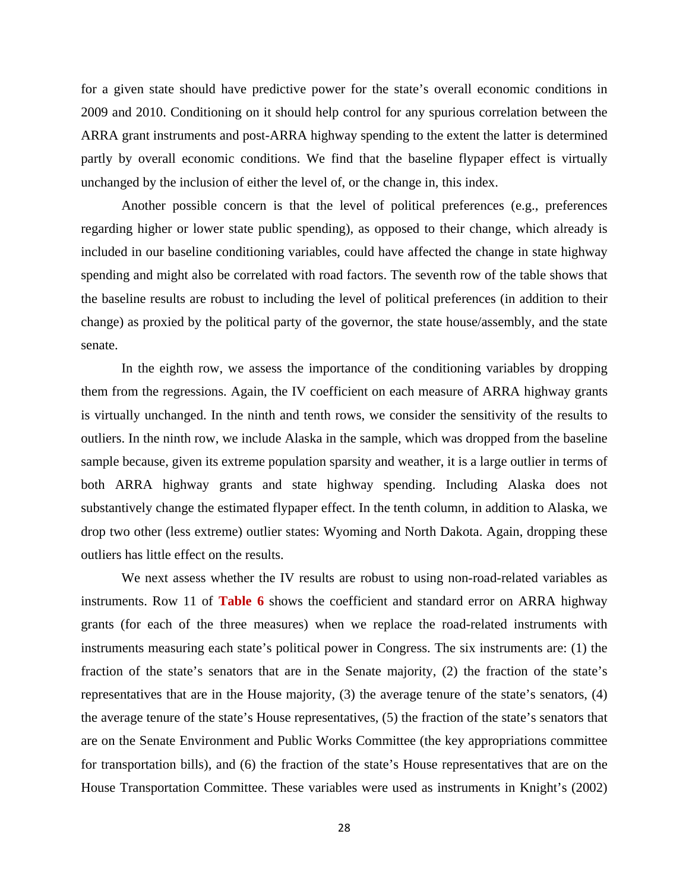for a given state should have predictive power for the state's overall economic conditions in 2009 and 2010. Conditioning on it should help control for any spurious correlation between the ARRA grant instruments and post-ARRA highway spending to the extent the latter is determined partly by overall economic conditions. We find that the baseline flypaper effect is virtually unchanged by the inclusion of either the level of, or the change in, this index.

Another possible concern is that the level of political preferences (e.g., preferences regarding higher or lower state public spending), as opposed to their change, which already is included in our baseline conditioning variables, could have affected the change in state highway spending and might also be correlated with road factors. The seventh row of the table shows that the baseline results are robust to including the level of political preferences (in addition to their change) as proxied by the political party of the governor, the state house/assembly, and the state senate.

In the eighth row, we assess the importance of the conditioning variables by dropping them from the regressions. Again, the IV coefficient on each measure of ARRA highway grants is virtually unchanged. In the ninth and tenth rows, we consider the sensitivity of the results to outliers. In the ninth row, we include Alaska in the sample, which was dropped from the baseline sample because, given its extreme population sparsity and weather, it is a large outlier in terms of both ARRA highway grants and state highway spending. Including Alaska does not substantively change the estimated flypaper effect. In the tenth column, in addition to Alaska, we drop two other (less extreme) outlier states: Wyoming and North Dakota. Again, dropping these outliers has little effect on the results.

We next assess whether the IV results are robust to using non-road-related variables as instruments. Row 11 of **Table 6** shows the coefficient and standard error on ARRA highway grants (for each of the three measures) when we replace the road-related instruments with instruments measuring each state's political power in Congress. The six instruments are: (1) the fraction of the state's senators that are in the Senate majority, (2) the fraction of the state's representatives that are in the House majority, (3) the average tenure of the state's senators, (4) the average tenure of the state's House representatives, (5) the fraction of the state's senators that are on the Senate Environment and Public Works Committee (the key appropriations committee for transportation bills), and (6) the fraction of the state's House representatives that are on the House Transportation Committee. These variables were used as instruments in Knight's (2002)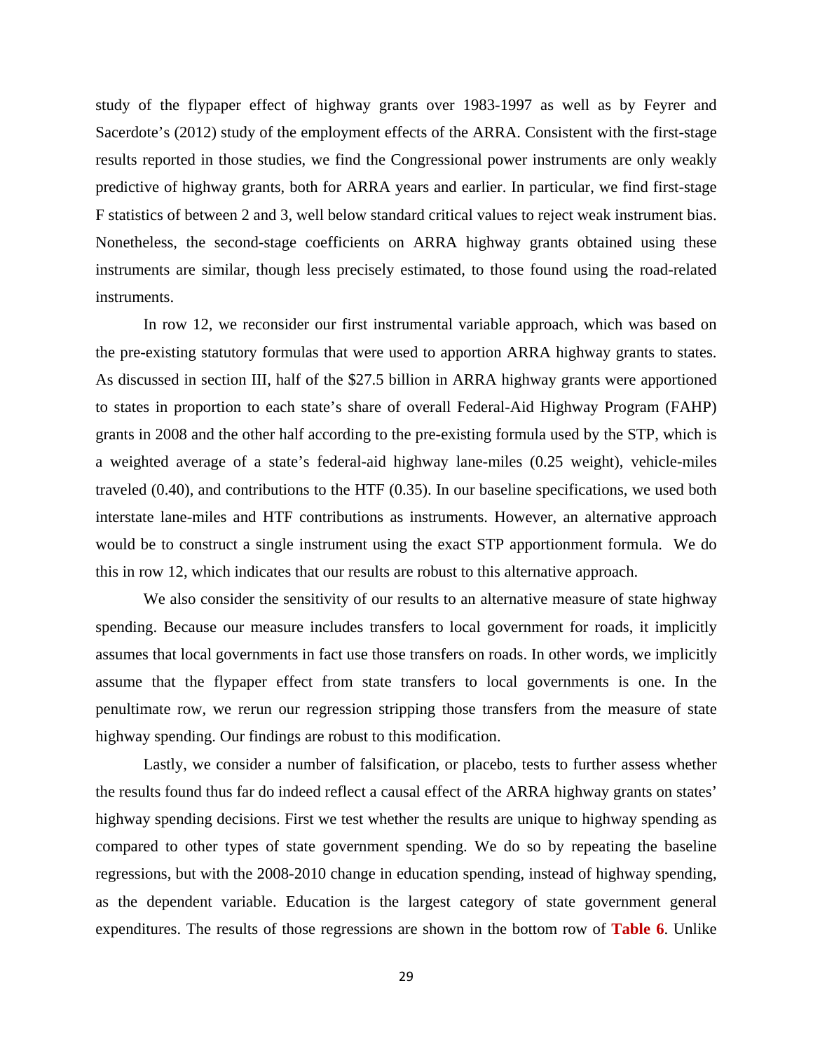study of the flypaper effect of highway grants over 1983-1997 as well as by Feyrer and Sacerdote's (2012) study of the employment effects of the ARRA. Consistent with the first-stage results reported in those studies, we find the Congressional power instruments are only weakly predictive of highway grants, both for ARRA years and earlier. In particular, we find first-stage F statistics of between 2 and 3, well below standard critical values to reject weak instrument bias. Nonetheless, the second-stage coefficients on ARRA highway grants obtained using these instruments are similar, though less precisely estimated, to those found using the road-related instruments.

In row 12, we reconsider our first instrumental variable approach, which was based on the pre-existing statutory formulas that were used to apportion ARRA highway grants to states. As discussed in section III, half of the $27.5 billion in ARRA highway grants were apportioned to states in proportion to each state's share of overall Federal-Aid Highway Program (FAHP) grants in 2008 and the other half according to the pre-existing formula used by the STP, which is a weighted average of a state's federal-aid highway lane-miles (0.25 weight), vehicle-miles traveled (0.40), and contributions to the HTF (0.35). In our baseline specifications, we used both interstate lane-miles and HTF contributions as instruments. However, an alternative approach would be to construct a single instrument using the exact STP apportionment formula. We do this in row 12, which indicates that our results are robust to this alternative approach.

We also consider the sensitivity of our results to an alternative measure of state highway spending. Because our measure includes transfers to local government for roads, it implicitly assumes that local governments in fact use those transfers on roads. In other words, we implicitly assume that the flypaper effect from state transfers to local governments is one. In the penultimate row, we rerun our regression stripping those transfers from the measure of state highway spending. Our findings are robust to this modification.

Lastly, we consider a number of falsification, or placebo, tests to further assess whether the results found thus far do indeed reflect a causal effect of the ARRA highway grants on states' highway spending decisions. First we test whether the results are unique to highway spending as compared to other types of state government spending. We do so by repeating the baseline regressions, but with the 2008-2010 change in education spending, instead of highway spending, as the dependent variable. Education is the largest category of state government general expenditures. The results of those regressions are shown in the bottom row of **Table 6**. Unlike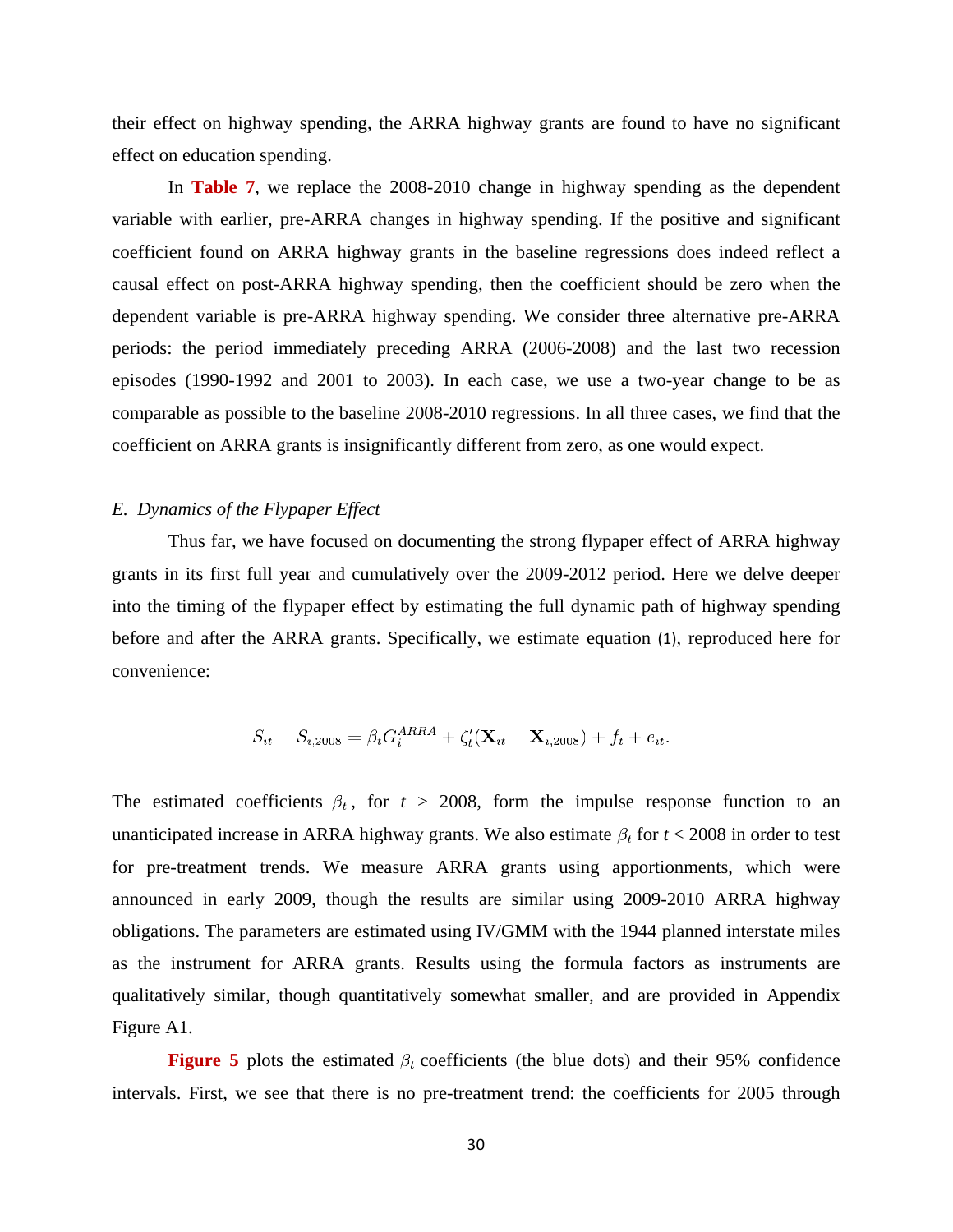their effect on highway spending, the ARRA highway grants are found to have no significant effect on education spending.

In **Table 7**, we replace the 2008-2010 change in highway spending as the dependent variable with earlier, pre-ARRA changes in highway spending. If the positive and significant coefficient found on ARRA highway grants in the baseline regressions does indeed reflect a causal effect on post-ARRA highway spending, then the coefficient should be zero when the dependent variable is pre-ARRA highway spending. We consider three alternative pre-ARRA periods: the period immediately preceding ARRA (2006-2008) and the last two recession episodes (1990-1992 and 2001 to 2003). In each case, we use a two-year change to be as comparable as possible to the baseline 2008-2010 regressions. In all three cases, we find that the coefficient on ARRA grants is insignificantly different from zero, as one would expect.

### *E. Dynamics of the Flypaper Effect*

Thus far, we have focused on documenting the strong flypaper effect of ARRA highway grants in its first full year and cumulatively over the 2009-2012 period. Here we delve deeper into the timing of the flypaper effect by estimating the full dynamic path of highway spending before and after the ARRA grants. Specifically, we estimate equation (1), reproduced here for convenience:

$$S_{it} - S_{i,2008} = \beta_t G_i^{ARRA} + \zeta_t'(\mathbf{X}_{it} - \mathbf{X}_{i,2008}) + f_t + e_{it}.$$

The estimated coefficients $\beta_t$, for $t$ > 2008, form the impulse response function to an unanticipated increase in ARRA highway grants. We also estimate $\beta_t$ for $t$ < 2008 in order to test for pre-treatment trends. We measure ARRA grants using apportionments, which were announced in early 2009, though the results are similar using 2009-2010 ARRA highway obligations. The parameters are estimated using IV/GMM with the 1944 planned interstate miles as the instrument for ARRA grants. Results using the formula factors as instruments are qualitatively similar, though quantitatively somewhat smaller, and are provided in Appendix Figure A1.

**Figure 5** plots the estimated $\beta_t$ coefficients (the blue dots) and their 95% confidence intervals. First, we see that there is no pre-treatment trend: the coefficients for 2005 through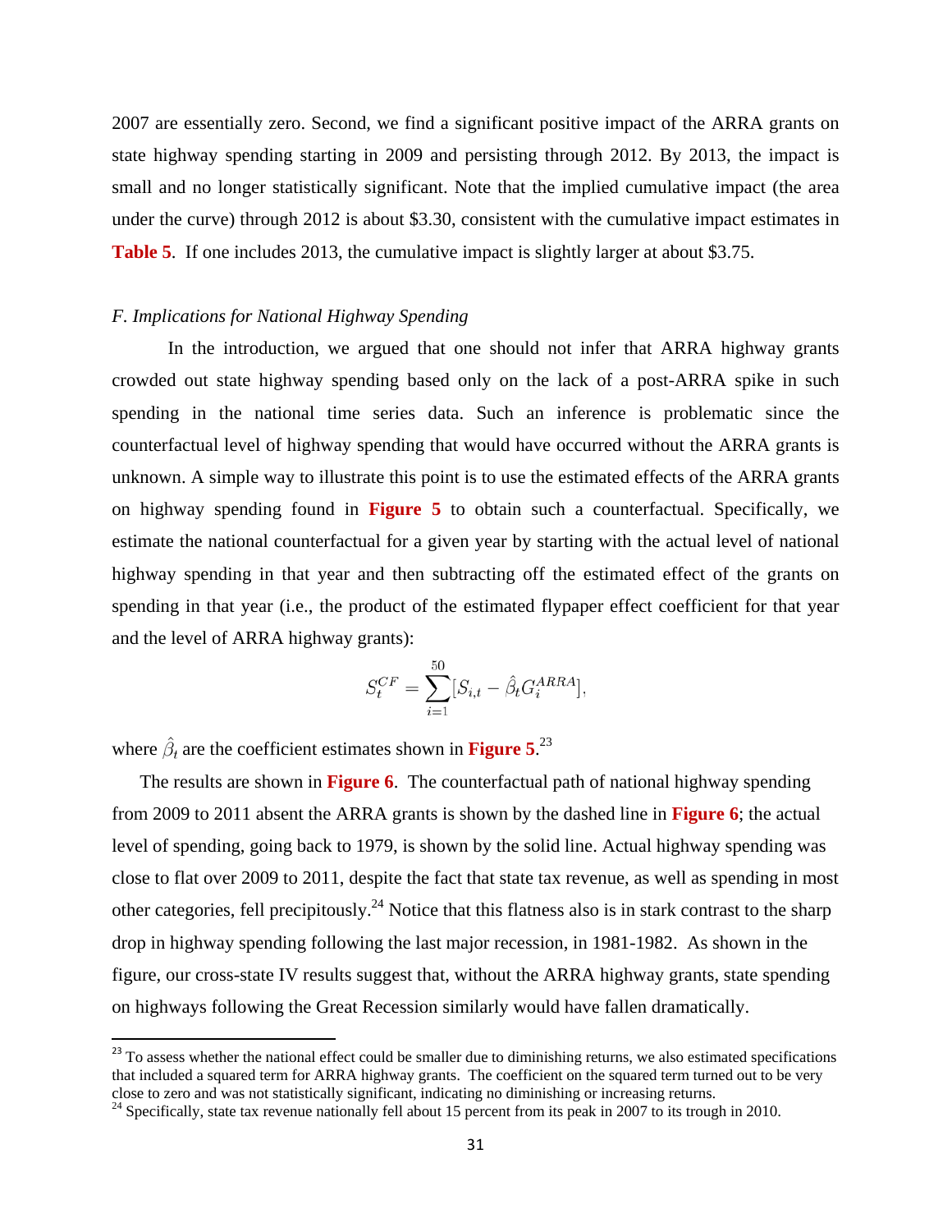2007 are essentially zero. Second, we find a significant positive impact of the ARRA grants on state highway spending starting in 2009 and persisting through 2012. By 2013, the impact is small and no longer statistically significant. Note that the implied cumulative impact (the area under the curve) through 2012 is about \$3.30, consistent with the cumulative impact estimates in **Table 5**. If one includes 2013, the cumulative impact is slightly larger at about \$3.75.

### *F. Implications for National Highway Spending*

In the introduction, we argued that one should not infer that ARRA highway grants crowded out state highway spending based only on the lack of a post-ARRA spike in such spending in the national time series data. Such an inference is problematic since the counterfactual level of highway spending that would have occurred without the ARRA grants is unknown. A simple way to illustrate this point is to use the estimated effects of the ARRA grants on highway spending found in **Figure 5** to obtain such a counterfactual. Specifically, we estimate the national counterfactual for a given year by starting with the actual level of national highway spending in that year and then subtracting off the estimated effect of the grants on spending in that year (i.e., the product of the estimated flypaper effect coefficient for that year and the level of ARRA highway grants):

$$S_t^{CF} = \sum_{i=1}^{50} [S_{i,t} - \hat{\beta}_t G_i^{ARRA}],$$

where $\hat{\beta}_t$ are the coefficient estimates shown in **Figure 5**.[23]

The results are shown in **Figure 6**. The counterfactual path of national highway spending from 2009 to 2011 absent the ARRA grants is shown by the dashed line in **Figure 6**; the actual level of spending, going back to 1979, is shown by the solid line. Actual highway spending was close to flat over 2009 to 2011, despite the fact that state tax revenue, as well as spending in most other categories, fell precipitously.[24] Notice that this flatness also is in stark contrast to the sharp drop in highway spending following the last major recession, in 1981-1982. As shown in the figure, our cross-state IV results suggest that, without the ARRA highway grants, state spending on highways following the Great Recession similarly would have fallen dramatically.

---

[23] To assess whether the national effect could be smaller due to diminishing returns, we also estimated specifications that included a squared term for ARRA highway grants. The coefficient on the squared term turned out to be very close to zero and was not statistically significant, indicating no diminishing or increasing returns.

[24] Specifically, state tax revenue nationally fell about 15 percent from its peak in 2007 to its trough in 2010.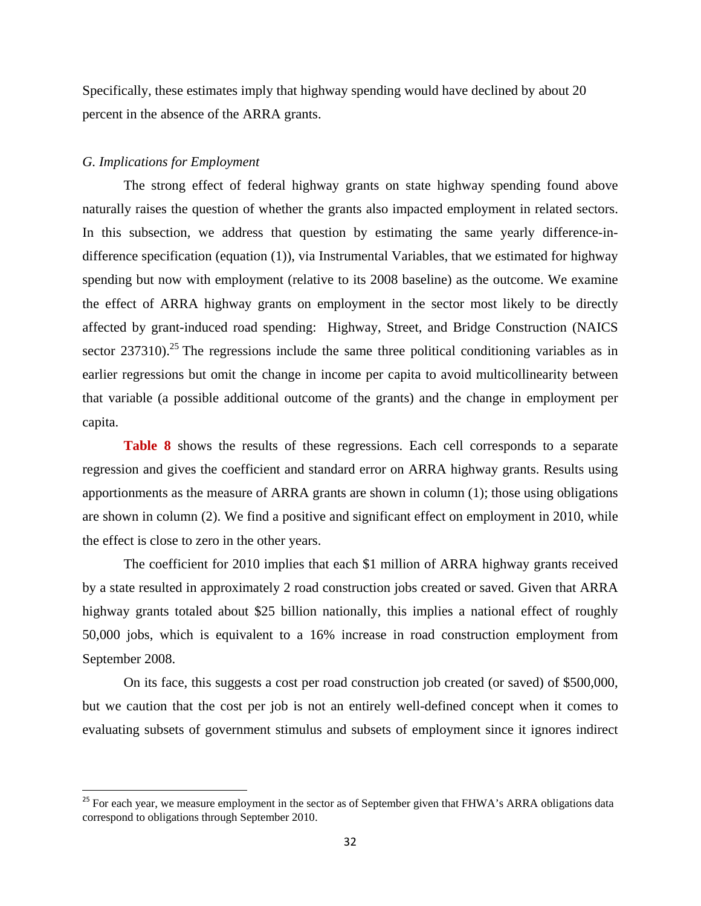Specifically, these estimates imply that highway spending would have declined by about 20 percent in the absence of the ARRA grants.

### *G. Implications for Employment*

The strong effect of federal highway grants on state highway spending found above naturally raises the question of whether the grants also impacted employment in related sectors. In this subsection, we address that question by estimating the same yearly difference-in-difference specification (equation (1)), via Instrumental Variables, that we estimated for highway spending but now with employment (relative to its 2008 baseline) as the outcome. We examine the effect of ARRA highway grants on employment in the sector most likely to be directly affected by grant-induced road spending: Highway, Street, and Bridge Construction (NAICS sector 237310).[25] The regressions include the same three political conditioning variables as in earlier regressions but omit the change in income per capita to avoid multicollinearity between that variable (a possible additional outcome of the grants) and the change in employment per capita.

**Table 8** shows the results of these regressions. Each cell corresponds to a separate regression and gives the coefficient and standard error on ARRA highway grants. Results using apportionments as the measure of ARRA grants are shown in column (1); those using obligations are shown in column (2). We find a positive and significant effect on employment in 2010, while the effect is close to zero in the other years.

The coefficient for 2010 implies that each $1 million of ARRA highway grants received by a state resulted in approximately 2 road construction jobs created or saved. Given that ARRA highway grants totaled about $25 billion nationally, this implies a national effect of roughly 50,000 jobs, which is equivalent to a 16% increase in road construction employment from September 2008.

On its face, this suggests a cost per road construction job created (or saved) of $500,000, but we caution that the cost per job is not an entirely well-defined concept when it comes to evaluating subsets of government stimulus and subsets of employment since it ignores indirect

---

[25] For each year, we measure employment in the sector as of September given that FHWA's ARRA obligations data correspond to obligations through September 2010.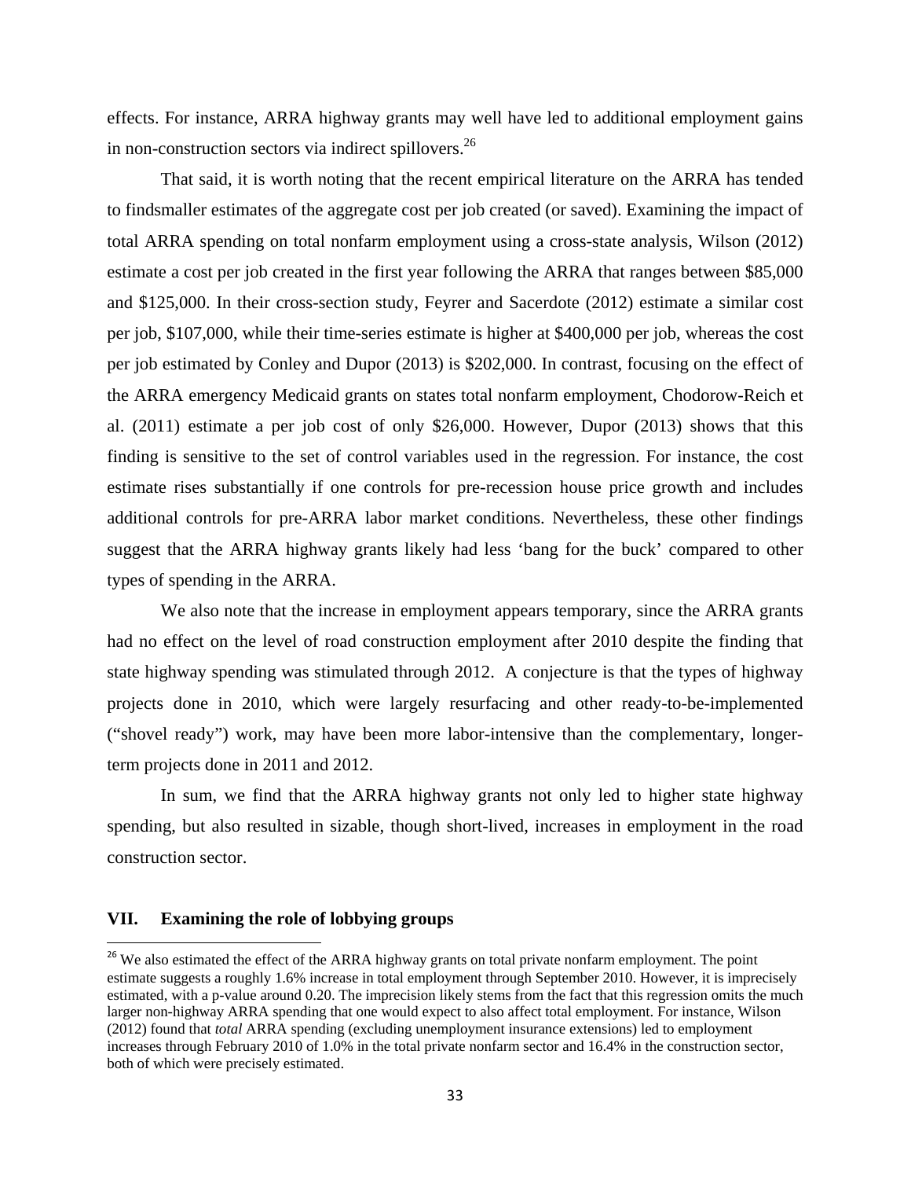effects. For instance, ARRA highway grants may well have led to additional employment gains in non-construction sectors via indirect spillovers.[26]

That said, it is worth noting that the recent empirical literature on the ARRA has tended to findsmaller estimates of the aggregate cost per job created (or saved). Examining the impact of total ARRA spending on total nonfarm employment using a cross-state analysis, Wilson (2012) estimate a cost per job created in the first year following the ARRA that ranges between $85,000 and $125,000. In their cross-section study, Feyrer and Sacerdote (2012) estimate a similar cost per job, $107,000, while their time-series estimate is higher at $400,000 per job, whereas the cost per job estimated by Conley and Dupor (2013) is $202,000. In contrast, focusing on the effect of the ARRA emergency Medicaid grants on states total nonfarm employment, Chodorow-Reich et al. (2011) estimate a per job cost of only $26,000. However, Dupor (2013) shows that this finding is sensitive to the set of control variables used in the regression. For instance, the cost estimate rises substantially if one controls for pre-recession house price growth and includes additional controls for pre-ARRA labor market conditions. Nevertheless, these other findings suggest that the ARRA highway grants likely had less 'bang for the buck' compared to other types of spending in the ARRA.

We also note that the increase in employment appears temporary, since the ARRA grants had no effect on the level of road construction employment after 2010 despite the finding that state highway spending was stimulated through 2012. A conjecture is that the types of highway projects done in 2010, which were largely resurfacing and other ready-to-be-implemented ("shovel ready") work, may have been more labor-intensive than the complementary, longer-term projects done in 2011 and 2012.

In sum, we find that the ARRA highway grants not only led to higher state highway spending, but also resulted in sizable, though short-lived, increases in employment in the road construction sector.

## VII. Examining the role of lobbying groups

[26] We also estimated the effect of the ARRA highway grants on total private nonfarm employment. The point estimate suggests a roughly 1.6% increase in total employment through September 2010. However, it is imprecisely estimated, with a p-value around 0.20. The imprecision likely stems from the fact that this regression omits the much larger non-highway ARRA spending that one would expect to also affect total employment. For instance, Wilson (2012) found that *total* ARRA spending (excluding unemployment insurance extensions) led to employment increases through February 2010 of 1.0% in the total private nonfarm sector and 16.4% in the construction sector, both of which were precisely estimated.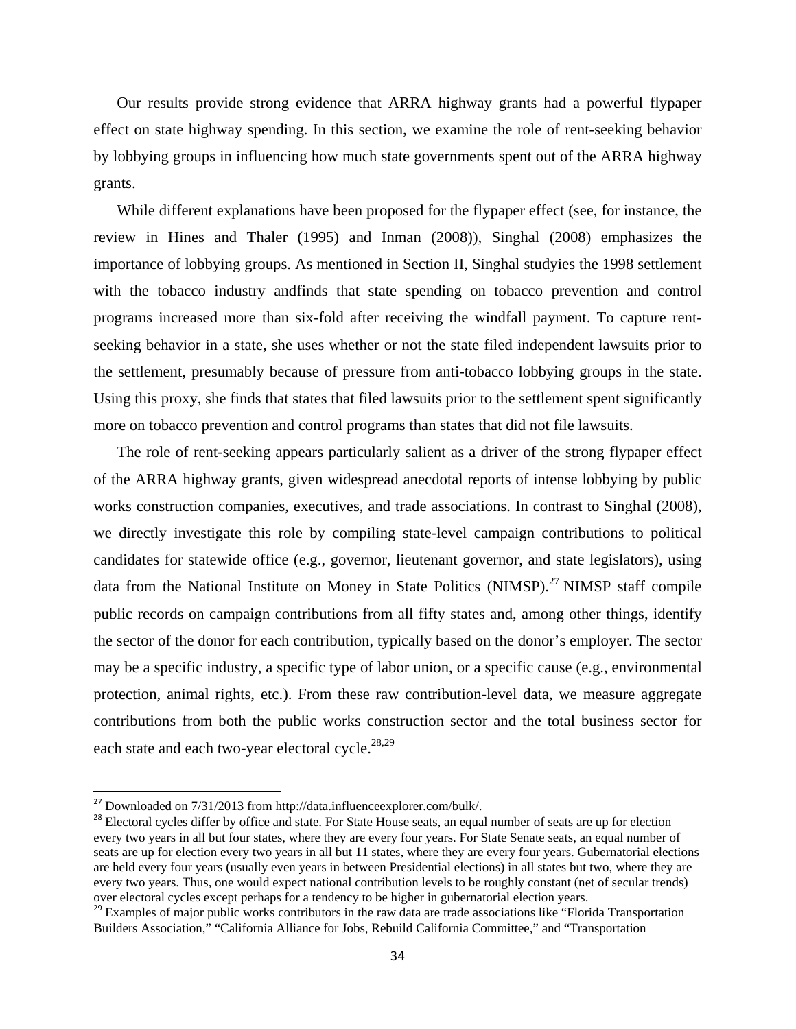Our results provide strong evidence that ARRA highway grants had a powerful flypaper effect on state highway spending. In this section, we examine the role of rent-seeking behavior by lobbying groups in influencing how much state governments spent out of the ARRA highway grants.

While different explanations have been proposed for the flypaper effect (see, for instance, the review in Hines and Thaler (1995) and Inman (2008)), Singhal (2008) emphasizes the importance of lobbying groups. As mentioned in Section II, Singhal studyies the 1998 settlement with the tobacco industry andfinds that state spending on tobacco prevention and control programs increased more than six-fold after receiving the windfall payment. To capture rent-seeking behavior in a state, she uses whether or not the state filed independent lawsuits prior to the settlement, presumably because of pressure from anti-tobacco lobbying groups in the state. Using this proxy, she finds that states that filed lawsuits prior to the settlement spent significantly more on tobacco prevention and control programs than states that did not file lawsuits.

The role of rent-seeking appears particularly salient as a driver of the strong flypaper effect of the ARRA highway grants, given widespread anecdotal reports of intense lobbying by public works construction companies, executives, and trade associations. In contrast to Singhal (2008), we directly investigate this role by compiling state-level campaign contributions to political candidates for statewide office (e.g., governor, lieutenant governor, and state legislators), using data from the National Institute on Money in State Politics (NIMSP).[27] NIMSP staff compile public records on campaign contributions from all fifty states and, among other things, identify the sector of the donor for each contribution, typically based on the donor's employer. The sector may be a specific industry, a specific type of labor union, or a specific cause (e.g., environmental protection, animal rights, etc.). From these raw contribution-level data, we measure aggregate contributions from both the public works construction sector and the total business sector for each state and each two-year electoral cycle.[28,29]

---

[27] Downloaded on 7/31/2013 from http://data.influenceexplorer.com/bulk/.

[28] Electoral cycles differ by office and state. For State House seats, an equal number of seats are up for election every two years in all but four states, where they are every four years. For State Senate seats, an equal number of seats are up for election every two years in all but 11 states, where they are every four years. Gubernatorial elections are held every four years (usually even years in between Presidential elections) in all states but two, where they are every two years. Thus, one would expect national contribution levels to be roughly constant (net of secular trends) over electoral cycles except perhaps for a tendency to be higher in gubernatorial election years.

[29] Examples of major public works contributors in the raw data are trade associations like "Florida Transportation Builders Association," "California Alliance for Jobs, Rebuild California Committee," and "Transportation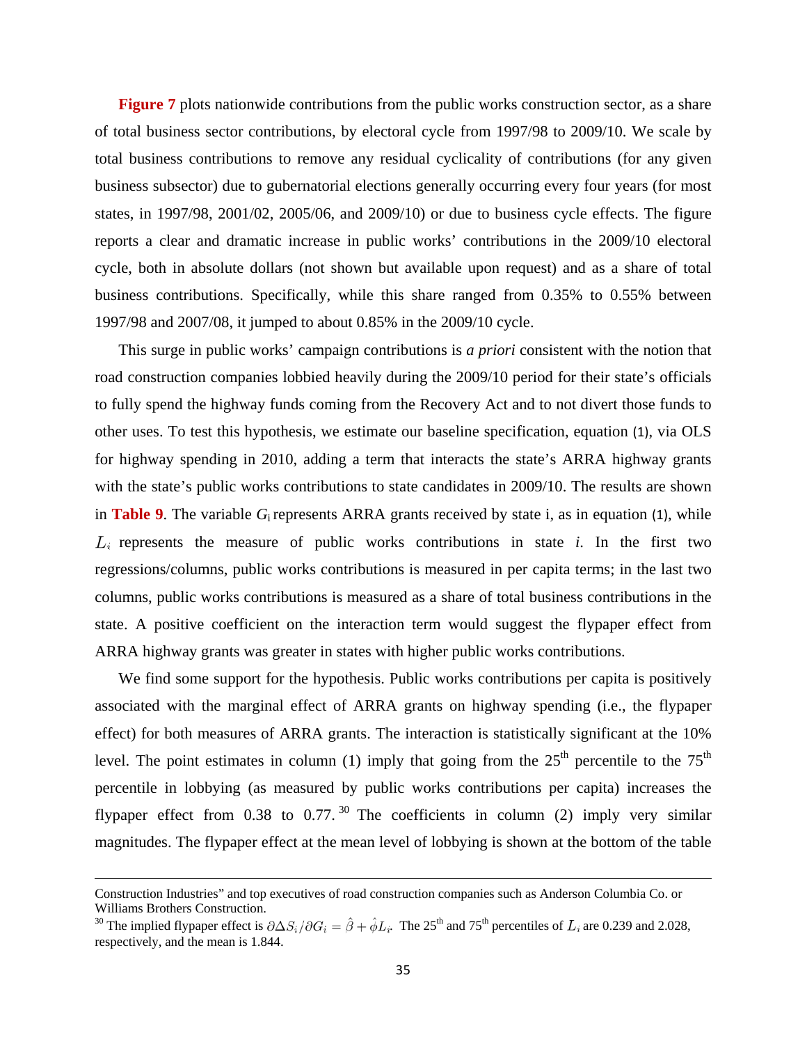**Figure 7** plots nationwide contributions from the public works construction sector, as a share of total business sector contributions, by electoral cycle from 1997/98 to 2009/10. We scale by total business contributions to remove any residual cyclicality of contributions (for any given business subsector) due to gubernatorial elections generally occurring every four years (for most states, in 1997/98, 2001/02, 2005/06, and 2009/10) or due to business cycle effects. The figure reports a clear and dramatic increase in public works' contributions in the 2009/10 electoral cycle, both in absolute dollars (not shown but available upon request) and as a share of total business contributions. Specifically, while this share ranged from 0.35% to 0.55% between 1997/98 and 2007/08, it jumped to about 0.85% in the 2009/10 cycle.

This surge in public works' campaign contributions is *a priori* consistent with the notion that road construction companies lobbied heavily during the 2009/10 period for their state's officials to fully spend the highway funds coming from the Recovery Act and to not divert those funds to other uses. To test this hypothesis, we estimate our baseline specification, equation (1), via OLS for highway spending in 2010, adding a term that interacts the state's ARRA highway grants with the state's public works contributions to state candidates in 2009/10. The results are shown in **Table 9**. The variable $G_i$ represents ARRA grants received by state i, as in equation (1), while $L_i$ represents the measure of public works contributions in state *i*. In the first two regressions/columns, public works contributions is measured in per capita terms; in the last two columns, public works contributions is measured as a share of total business contributions in the state. A positive coefficient on the interaction term would suggest the flypaper effect from ARRA highway grants was greater in states with higher public works contributions.

We find some support for the hypothesis. Public works contributions per capita is positively associated with the marginal effect of ARRA grants on highway spending (i.e., the flypaper effect) for both measures of ARRA grants. The interaction is statistically significant at the 10% level. The point estimates in column (1) imply that going from the 25th percentile to the 75th percentile in lobbying (as measured by public works contributions per capita) increases the flypaper effect from 0.38 to 0.77.[30] The coefficients in column (2) imply very similar magnitudes. The flypaper effect at the mean level of lobbying is shown at the bottom of the table

---

Construction Industries" and top executives of road construction companies such as Anderson Columbia Co. or Williams Brothers Construction.

[30] The implied flypaper effect is $\partial \Delta S_i / \partial G_i = \hat{\beta} + \hat{\phi} L_i$. The 25th and 75th percentiles of $L_i$ are 0.239 and 2.028, respectively, and the mean is 1.844.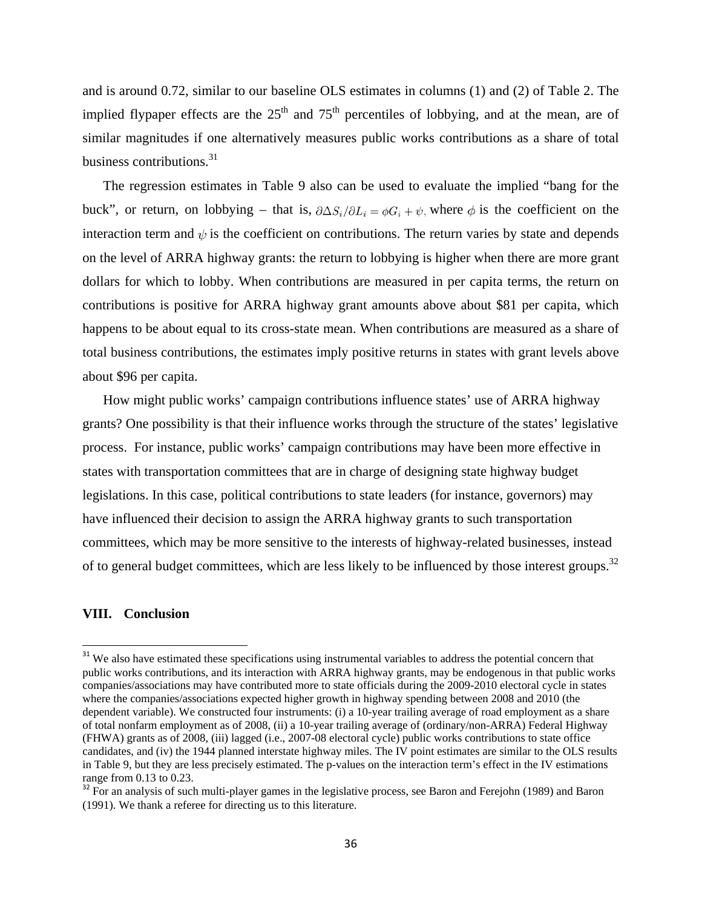and is around 0.72, similar to our baseline OLS estimates in columns (1) and (2) of Table 2. The implied flypaper effects are the 25th and 75th percentiles of lobbying, and at the mean, are of similar magnitudes if one alternatively measures public works contributions as a share of total business contributions.[31]

The regression estimates in Table 9 also can be used to evaluate the implied "bang for the buck", or return, on lobbying – that is, $\partial \Delta S_i / \partial L_i = \phi G_i + \psi$, where $\phi$ is the coefficient on the interaction term and $\psi$ is the coefficient on contributions. The return varies by state and depends on the level of ARRA highway grants: the return to lobbying is higher when there are more grant dollars for which to lobby. When contributions are measured in per capita terms, the return on contributions is positive for ARRA highway grant amounts above about $81 per capita, which happens to be about equal to its cross-state mean. When contributions are measured as a share of total business contributions, the estimates imply positive returns in states with grant levels above about $96 per capita.

How might public works' campaign contributions influence states' use of ARRA highway grants? One possibility is that their influence works through the structure of the states' legislative process. For instance, public works' campaign contributions may have been more effective in states with transportation committees that are in charge of designing state highway budget legislations. In this case, political contributions to state leaders (for instance, governors) may have influenced their decision to assign the ARRA highway grants to such transportation committees, which may be more sensitive to the interests of highway-related businesses, instead of to general budget committees, which are less likely to be influenced by those interest groups.[32]

## VIII. Conclusion

[31] We also have estimated these specifications using instrumental variables to address the potential concern that public works contributions, and its interaction with ARRA highway grants, may be endogenous in that public works companies/associations may have contributed more to state officials during the 2009-2010 electoral cycle in states where the companies/associations expected higher growth in highway spending between 2008 and 2010 (the dependent variable). We constructed four instruments: (i) a 10-year trailing average of road employment as a share of total nonfarm employment as of 2008, (ii) a 10-year trailing average of (ordinary/non-ARRA) Federal Highway (FHWA) grants as of 2008, (iii) lagged (i.e., 2007-08 electoral cycle) public works contributions to state office candidates, and (iv) the 1944 planned interstate highway miles. The IV point estimates are similar to the OLS results in Table 9, but they are less precisely estimated. The p-values on the interaction term's effect in the IV estimations range from 0.13 to 0.23.

[32] For an analysis of such multi-player games in the legislative process, see Baron and Ferejohn (1989) and Baron (1991). We thank a referee for directing us to this literature.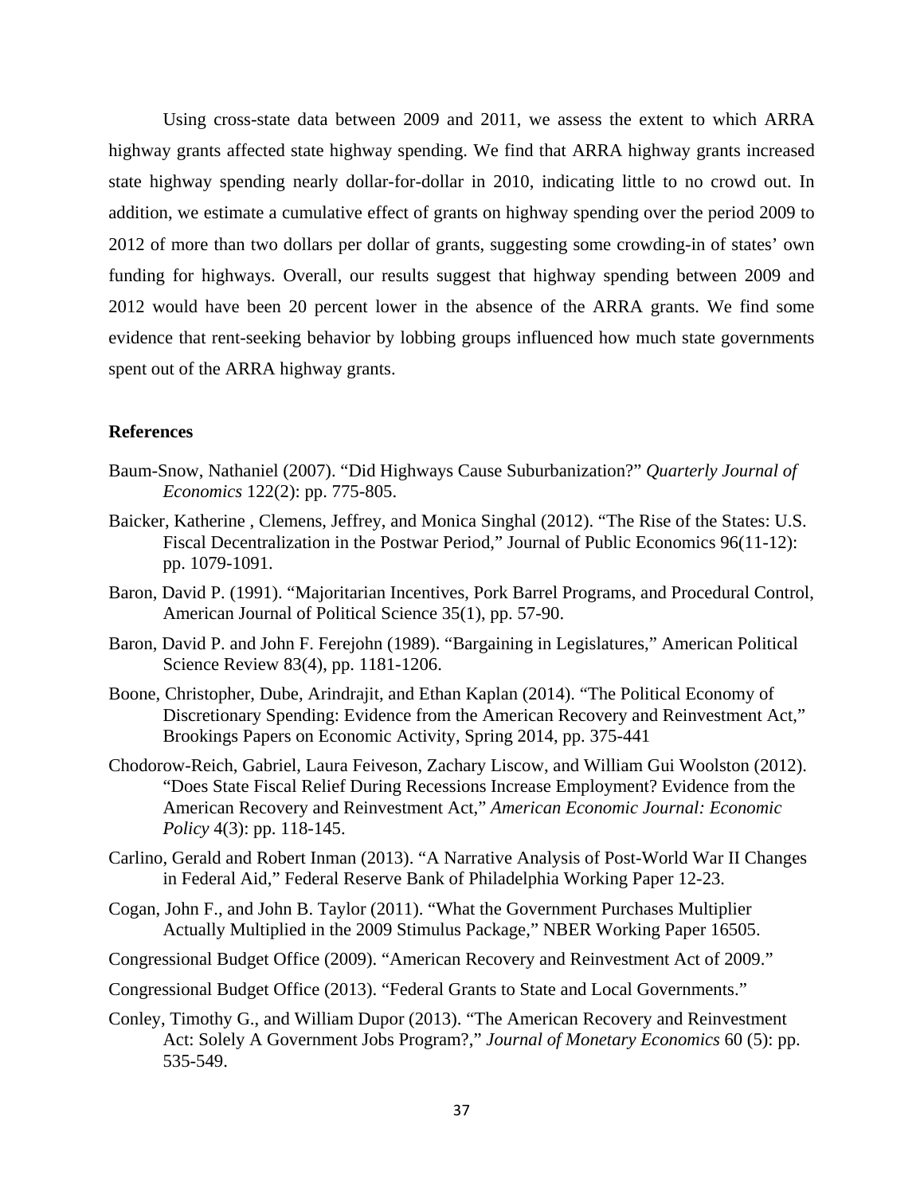Using cross-state data between 2009 and 2011, we assess the extent to which ARRA highway grants affected state highway spending. We find that ARRA highway grants increased state highway spending nearly dollar-for-dollar in 2010, indicating little to no crowd out. In addition, we estimate a cumulative effect of grants on highway spending over the period 2009 to 2012 of more than two dollars per dollar of grants, suggesting some crowding-in of states' own funding for highways. Overall, our results suggest that highway spending between 2009 and 2012 would have been 20 percent lower in the absence of the ARRA grants. We find some evidence that rent-seeking behavior by lobbing groups influenced how much state governments spent out of the ARRA highway grants.

**References**

Baum-Snow, Nathaniel (2007). "Did Highways Cause Suburbanization?" *Quarterly Journal of Economics* 122(2): pp. 775-805.

Baicker, Katherine , Clemens, Jeffrey, and Monica Singhal (2012). "The Rise of the States: U.S. Fiscal Decentralization in the Postwar Period," Journal of Public Economics 96(11-12): pp. 1079-1091.

Baron, David P. (1991). "Majoritarian Incentives, Pork Barrel Programs, and Procedural Control, American Journal of Political Science 35(1), pp. 57-90.

Baron, David P. and John F. Ferejohn (1989). "Bargaining in Legislatures," American Political Science Review 83(4), pp. 1181-1206.

Boone, Christopher, Dube, Arindrajit, and Ethan Kaplan (2014). "The Political Economy of Discretionary Spending: Evidence from the American Recovery and Reinvestment Act," Brookings Papers on Economic Activity, Spring 2014, pp. 375-441

Chodorow-Reich, Gabriel, Laura Feiveson, Zachary Liscow, and William Gui Woolston (2012). "Does State Fiscal Relief During Recessions Increase Employment? Evidence from the American Recovery and Reinvestment Act," *American Economic Journal: Economic Policy* 4(3): pp. 118-145.

Carlino, Gerald and Robert Inman (2013). "A Narrative Analysis of Post-World War II Changes in Federal Aid," Federal Reserve Bank of Philadelphia Working Paper 12-23.

Cogan, John F., and John B. Taylor (2011). "What the Government Purchases Multiplier Actually Multiplied in the 2009 Stimulus Package," NBER Working Paper 16505.

Congressional Budget Office (2009). "American Recovery and Reinvestment Act of 2009."

Congressional Budget Office (2013). "Federal Grants to State and Local Governments."

Conley, Timothy G., and William Dupor (2013). "The American Recovery and Reinvestment Act: Solely A Government Jobs Program?," *Journal of Monetary Economics* 60 (5): pp. 535-549.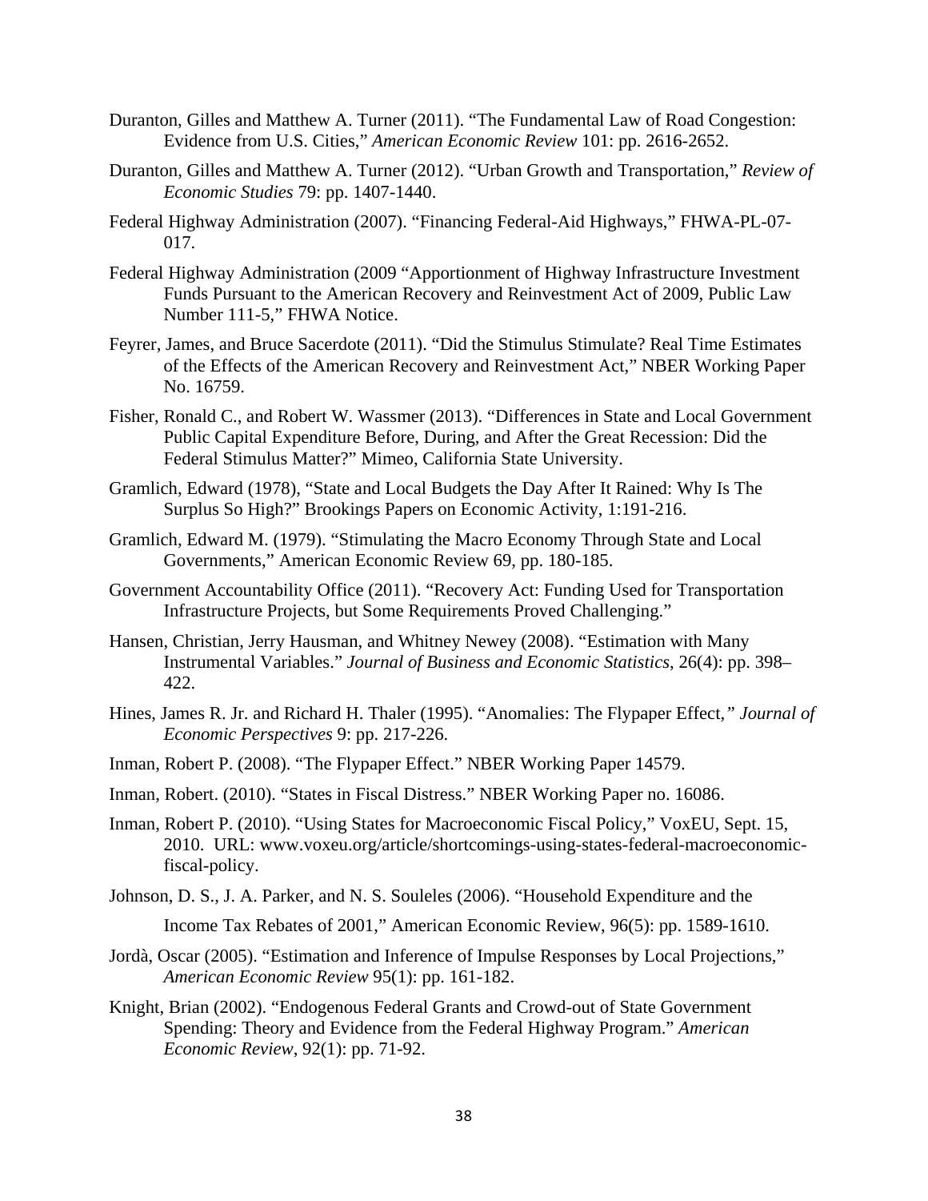Duranton, Gilles and Matthew A. Turner (2011). "The Fundamental Law of Road Congestion: Evidence from U.S. Cities," *American Economic Review* 101: pp. 2616-2652.

Duranton, Gilles and Matthew A. Turner (2012). "Urban Growth and Transportation," *Review of Economic Studies* 79: pp. 1407-1440.

Federal Highway Administration (2007). "Financing Federal-Aid Highways," FHWA-PL-07-017.

Federal Highway Administration (2009 "Apportionment of Highway Infrastructure Investment Funds Pursuant to the American Recovery and Reinvestment Act of 2009, Public Law Number 111-5," FHWA Notice.

Feyrer, James, and Bruce Sacerdote (2011). "Did the Stimulus Stimulate? Real Time Estimates of the Effects of the American Recovery and Reinvestment Act," NBER Working Paper No. 16759.

Fisher, Ronald C., and Robert W. Wassmer (2013). "Differences in State and Local Government Public Capital Expenditure Before, During, and After the Great Recession: Did the Federal Stimulus Matter?" Mimeo, California State University.

Gramlich, Edward (1978), "State and Local Budgets the Day After It Rained: Why Is The Surplus So High?" Brookings Papers on Economic Activity, 1:191-216.

Gramlich, Edward M. (1979). "Stimulating the Macro Economy Through State and Local Governments," American Economic Review 69, pp. 180-185.

Government Accountability Office (2011). "Recovery Act: Funding Used for Transportation Infrastructure Projects, but Some Requirements Proved Challenging."

Hansen, Christian, Jerry Hausman, and Whitney Newey (2008). "Estimation with Many Instrumental Variables." *Journal of Business and Economic Statistics*, 26(4): pp. 398–422.

Hines, James R. Jr. and Richard H. Thaler (1995). "Anomalies: The Flypaper Effect," *Journal of Economic Perspectives* 9: pp. 217-226.

Inman, Robert P. (2008). "The Flypaper Effect." NBER Working Paper 14579.

Inman, Robert. (2010). "States in Fiscal Distress." NBER Working Paper no. 16086.

Inman, Robert P. (2010). "Using States for Macroeconomic Fiscal Policy," VoxEU, Sept. 15, 2010. URL: www.voxeu.org/article/shortcomings-using-states-federal-macroeconomic-fiscal-policy.

Johnson, D. S., J. A. Parker, and N. S. Souleles (2006). "Household Expenditure and the Income Tax Rebates of 2001," American Economic Review, 96(5): pp. 1589-1610.

Jordà, Oscar (2005). "Estimation and Inference of Impulse Responses by Local Projections," *American Economic Review* 95(1): pp. 161-182.

Knight, Brian (2002). "Endogenous Federal Grants and Crowd-out of State Government Spending: Theory and Evidence from the Federal Highway Program." *American Economic Review*, 92(1): pp. 71-92.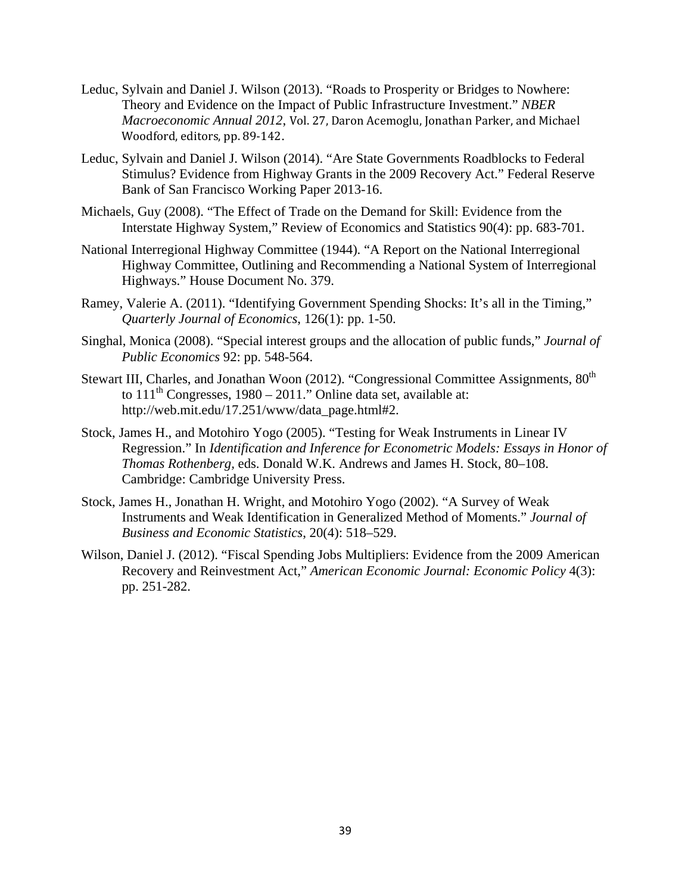Leduc, Sylvain and Daniel J. Wilson (2013). "Roads to Prosperity or Bridges to Nowhere: Theory and Evidence on the Impact of Public Infrastructure Investment." *NBER Macroeconomic Annual 2012*, Vol. 27, Daron Acemoglu, Jonathan Parker, and Michael Woodford, editors, pp. 89-142.

Leduc, Sylvain and Daniel J. Wilson (2014). "Are State Governments Roadblocks to Federal Stimulus? Evidence from Highway Grants in the 2009 Recovery Act." Federal Reserve Bank of San Francisco Working Paper 2013-16.

Michaels, Guy (2008). "The Effect of Trade on the Demand for Skill: Evidence from the Interstate Highway System," Review of Economics and Statistics 90(4): pp. 683-701.

National Interregional Highway Committee (1944). "A Report on the National Interregional Highway Committee, Outlining and Recommending a National System of Interregional Highways." House Document No. 379.

Ramey, Valerie A. (2011). "Identifying Government Spending Shocks: It's all in the Timing," *Quarterly Journal of Economics*, 126(1): pp. 1-50.

Singhal, Monica (2008). "Special interest groups and the allocation of public funds," *Journal of Public Economics* 92: pp. 548-564.

Stewart III, Charles, and Jonathan Woon (2012). "Congressional Committee Assignments, 80th to 111th Congresses, 1980 – 2011." Online data set, available at: http://web.mit.edu/17.251/www/data_page.html#2.

Stock, James H., and Motohiro Yogo (2005). "Testing for Weak Instruments in Linear IV Regression." In *Identification and Inference for Econometric Models: Essays in Honor of Thomas Rothenberg*, eds. Donald W.K. Andrews and James H. Stock, 80–108. Cambridge: Cambridge University Press.

Stock, James H., Jonathan H. Wright, and Motohiro Yogo (2002). "A Survey of Weak Instruments and Weak Identification in Generalized Method of Moments." *Journal of Business and Economic Statistics*, 20(4): 518–529.

Wilson, Daniel J. (2012). "Fiscal Spending Jobs Multipliers: Evidence from the 2009 American Recovery and Reinvestment Act," *American Economic Journal: Economic Policy* 4(3): pp. 251-282.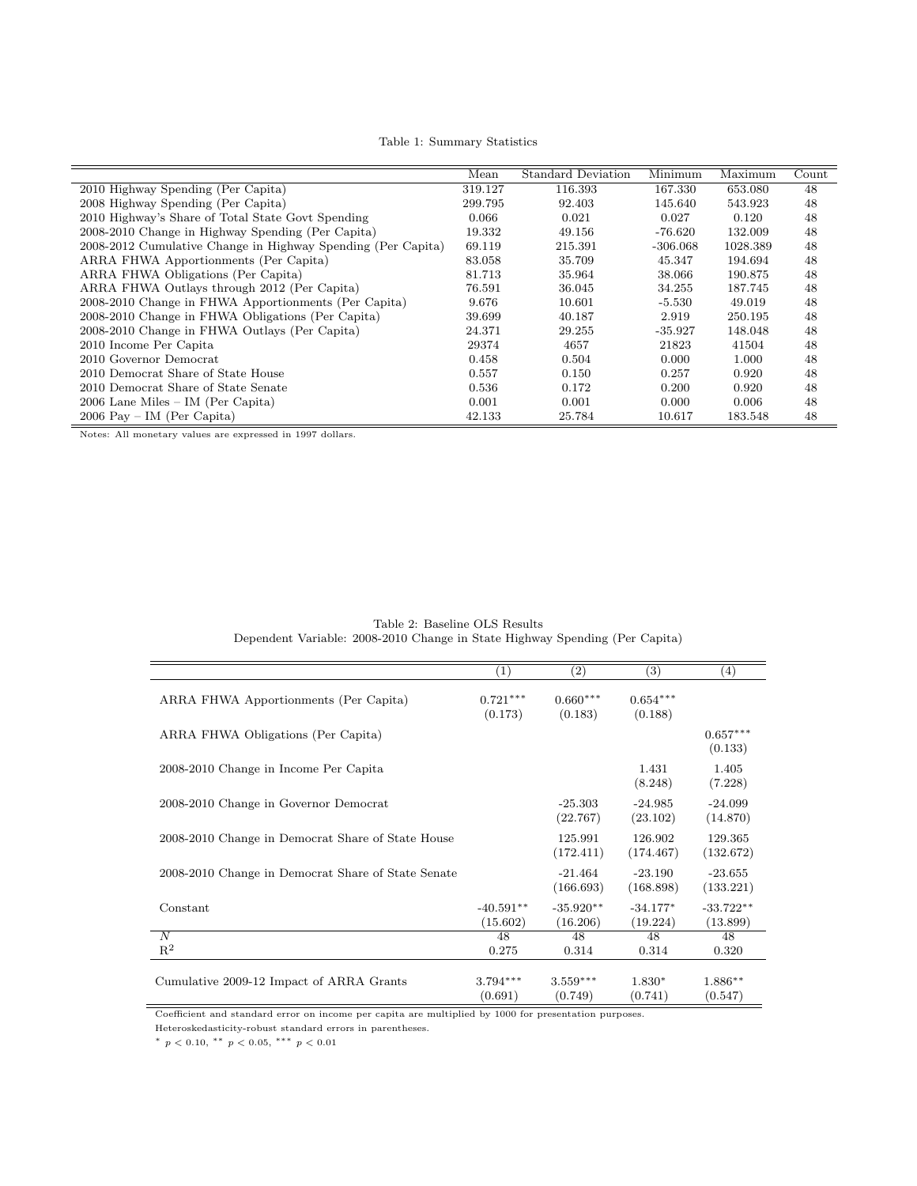Table 1: Summary Statistics

| | Mean | Standard Deviation | Minimum | Maximum | Count |
|---|---|---|---|---|---|
| 2010 Highway Spending (Per Capita) | 319.127 | 116.393 | 167.330 | 653.080 | 48 |
| 2008 Highway Spending (Per Capita) | 299.795 | 92.403 | 145.640 | 543.923 | 48 |
| 2010 Highway's Share of Total State Govt Spending | 0.066 | 0.021 | 0.027 | 0.120 | 48 |
| 2008-2010 Change in Highway Spending (Per Capita) | 19.332 | 49.156 | -76.620 | 132.009 | 48 |
| 2008-2012 Cumulative Change in Highway Spending (Per Capita) | 69.119 | 215.391 | -306.068 | 1028.389 | 48 |
| ARRA FHWA Apportionments (Per Capita) | 83.058 | 35.709 | 45.347 | 194.694 | 48 |
| ARRA FHWA Obligations (Per Capita) | 81.713 | 35.964 | 38.066 | 190.875 | 48 |
| ARRA FHWA Outlays through 2012 (Per Capita) | 76.591 | 36.045 | 34.255 | 187.745 | 48 |
| 2008-2010 Change in FHWA Apportionments (Per Capita) | 9.676 | 10.601 | -5.530 | 49.019 | 48 |
| 2008-2010 Change in FHWA Obligations (Per Capita) | 39.699 | 40.187 | 2.919 | 250.195 | 48 |
| 2008-2010 Change in FHWA Outlays (Per Capita) | 24.371 | 29.255 | -35.927 | 148.048 | 48 |
| 2010 Income Per Capita | 29374 | 4657 | 21823 | 41504 | 48 |
| 2010 Governor Democrat | 0.458 | 0.504 | 0.000 | 1.000 | 48 |
| 2010 Democrat Share of State House | 0.557 | 0.150 | 0.257 | 0.920 | 48 |
| 2010 Democrat Share of State Senate | 0.536 | 0.172 | 0.200 | 0.920 | 48 |
| 2006 Lane Miles – IM (Per Capita) | 0.001 | 0.001 | 0.000 | 0.006 | 48 |
| 2006 Pay – IM (Per Capita) | 42.133 | 25.784 | 10.617 | 183.548 | 48 |

Notes: All monetary values are expressed in 1997 dollars.

Table 2: Baseline OLS Results
Dependent Variable: 2008-2010 Change in State Highway Spending (Per Capita)

| | (1) | (2) | (3) | (4) |
|---|---|---|---|---|
| ARRA FHWA Apportionments (Per Capita) | 0.721*** | 0.660*** | 0.654*** | |
| | (0.173) | (0.183) | (0.188) | |
| ARRA FHWA Obligations (Per Capita) | | | | 0.657*** |
| | | | | (0.133) |
| 2008-2010 Change in Income Per Capita | | | 1.431 | 1.405 |
| | | | (8.248) | (7.228) |
| 2008-2010 Change in Governor Democrat | | -25.303 | -24.985 | -24.099 |
| | | (22.767) | (23.102) | (14.870) |
| 2008-2010 Change in Democrat Share of State House | | 125.991 | 126.902 | 129.365 |
| | | (172.411) | (174.467) | (132.672) |
| 2008-2010 Change in Democrat Share of State Senate | | -21.464 | -23.190 | -23.655 |
| | | (166.693) | (168.898) | (133.221) |
| Constant | -40.591** | -35.920** | -34.177* | -33.722** |
| | (15.602) | (16.206) | (19.224) | (13.899) |
| $N$ | 48 | 48 | 48 | 48 |
| $R^2$ | 0.275 | 0.314 | 0.314 | 0.320 |
| Cumulative 2009-12 Impact of ARRA Grants | 3.794*** | 3.559*** | 1.830* | 1.886** |
| | (0.691) | (0.749) | (0.741) | (0.547) |

Coefficient and standard error on income per capita are multiplied by 1000 for presentation purposes.

Heteroskedasticity-robust standard errors in parentheses.

* $p < 0.10$, ** $p < 0.05$, *** $p < 0.01$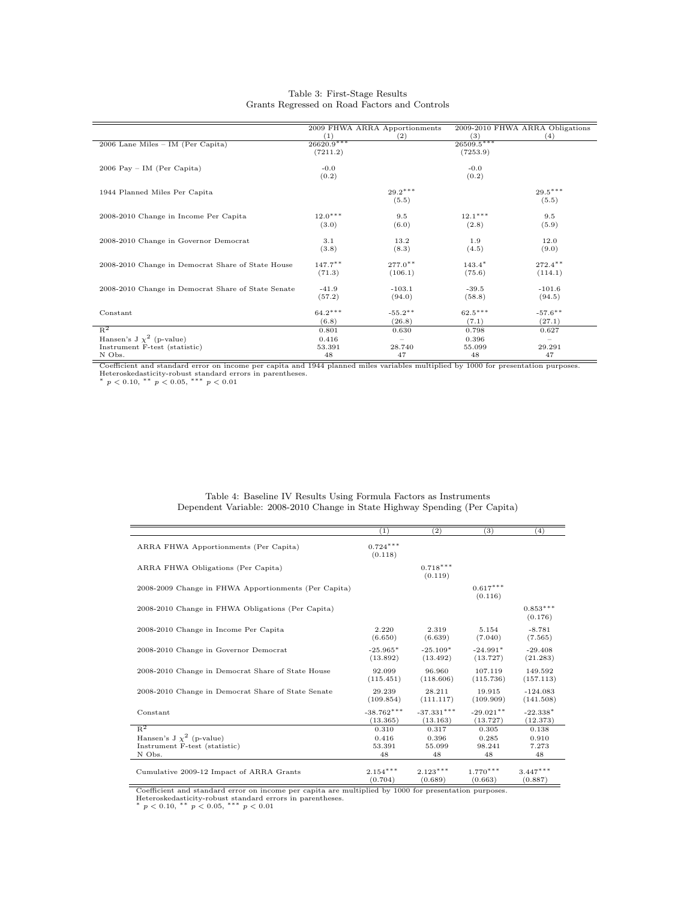Table 3: First-Stage Results
Grants Regressed on Road Factors and Controls

| | 2009 FHWA ARRA Apportionments | | 2009-2010 FHWA ARRA Obligations | |
|---|---|---|---|---|
| | (1) | (2) | (3) | (4) |
| 2006 Lane Miles – IM (Per Capita) | 26620.9*** | | 26509.5*** | |
| | (7211.2) | | (7253.9) | |
| 2006 Pay – IM (Per Capita) | -0.0 | | -0.0 | |
| | (0.2) | | (0.2) | |
| 1944 Planned Miles Per Capita | | 29.2*** | | 29.5*** |
| | | (5.5) | | (5.5) |
| 2008-2010 Change in Income Per Capita | 12.0*** | 9.5 | 12.1*** | 9.5 |
| | (3.0) | (6.0) | (2.8) | (5.9) |
| 2008-2010 Change in Governor Democrat | 3.1 | 13.2 | 1.9 | 12.0 |
| | (3.8) | (8.3) | (4.5) | (9.0) |
| 2008-2010 Change in Democrat Share of State House | 147.7** | 277.0** | 143.4* | 272.4** |
| | (71.3) | (106.1) | (75.6) | (114.1) |
| 2008-2010 Change in Democrat Share of State Senate | -41.9 | -103.1 | -39.5 | -101.6 |
| | (57.2) | (94.0) | (58.8) | (94.5) |
| Constant | 64.2*** | -55.2** | 62.5*** | -57.6** |
| | (6.8) | (26.8) | (7.1) | (27.1) |
| $R^2$ | 0.801 | 0.630 | 0.798 | 0.627 |
| Hansen's J $\chi^2$ (p-value) | 0.416 | – | 0.396 | – |
| Instrument F-test (statistic) | 53.391 | 28.740 | 55.099 | 29.291 |
| N Obs. | 48 | 47 | 48 | 47 |

Coefficient and standard error on income per capita and 1944 planned miles variables multiplied by 1000 for presentation purposes.
Heteroskedasticity-robust standard errors in parentheses.
* $p < 0.10$, ** $p < 0.05$, *** $p < 0.01$

Table 4: Baseline IV Results Using Formula Factors as Instruments
Dependent Variable: 2008-2010 Change in State Highway Spending (Per Capita)

| | (1) | (2) | (3) | (4) |
|---|---|---|---|---|
| ARRA FHWA Apportionments (Per Capita) | 0.724*** | | | |
| | (0.118) | | | |
| ARRA FHWA Obligations (Per Capita) | | 0.718*** | | |
| | | (0.119) | | |
| 2008-2009 Change in FHWA Apportionments (Per Capita) | | | 0.617*** | |
| | | | (0.116) | |
| 2008-2010 Change in FHWA Obligations (Per Capita) | | | | 0.853*** |
| | | | | (0.176) |
| 2008-2010 Change in Income Per Capita | 2.220 | 2.319 | 5.154 | -8.781 |
| | (6.650) | (6.639) | (7.040) | (7.565) |
| 2008-2010 Change in Governor Democrat | -25.965* | -25.109* | -24.991* | -29.408 |
| | (13.892) | (13.492) | (13.727) | (21.283) |
| 2008-2010 Change in Democrat Share of State House | 92.099 | 96.960 | 107.119 | 149.592 |
| | (115.451) | (118.606) | (115.736) | (157.113) |
| 2008-2010 Change in Democrat Share of State Senate | 29.239 | 28.211 | 19.915 | -124.083 |
| | (109.854) | (111.117) | (109.909) | (141.508) |
| Constant | -38.762*** | -37.331*** | -29.021** | -22.338* |
| | (13.365) | (13.163) | (13.727) | (12.373) |
| $R^2$ | 0.310 | 0.317 | 0.305 | 0.138 |
| Hansen's J $\chi^2$ (p-value) | 0.416 | 0.396 | 0.285 | 0.910 |
| Instrument F-test (statistic) | 53.391 | 55.099 | 98.241 | 7.273 |
| N Obs. | 48 | 48 | 48 | 48 |
| Cumulative 2009-12 Impact of ARRA Grants | 2.154*** | 2.123*** | 1.770*** | 3.447*** |
| | (0.704) | (0.689) | (0.663) | (0.887) |

Coefficient and standard error on income per capita are multiplied by 1000 for presentation purposes.
Heteroskedasticity-robust standard errors in parentheses.
* $p < 0.10$, ** $p < 0.05$, *** $p < 0.01$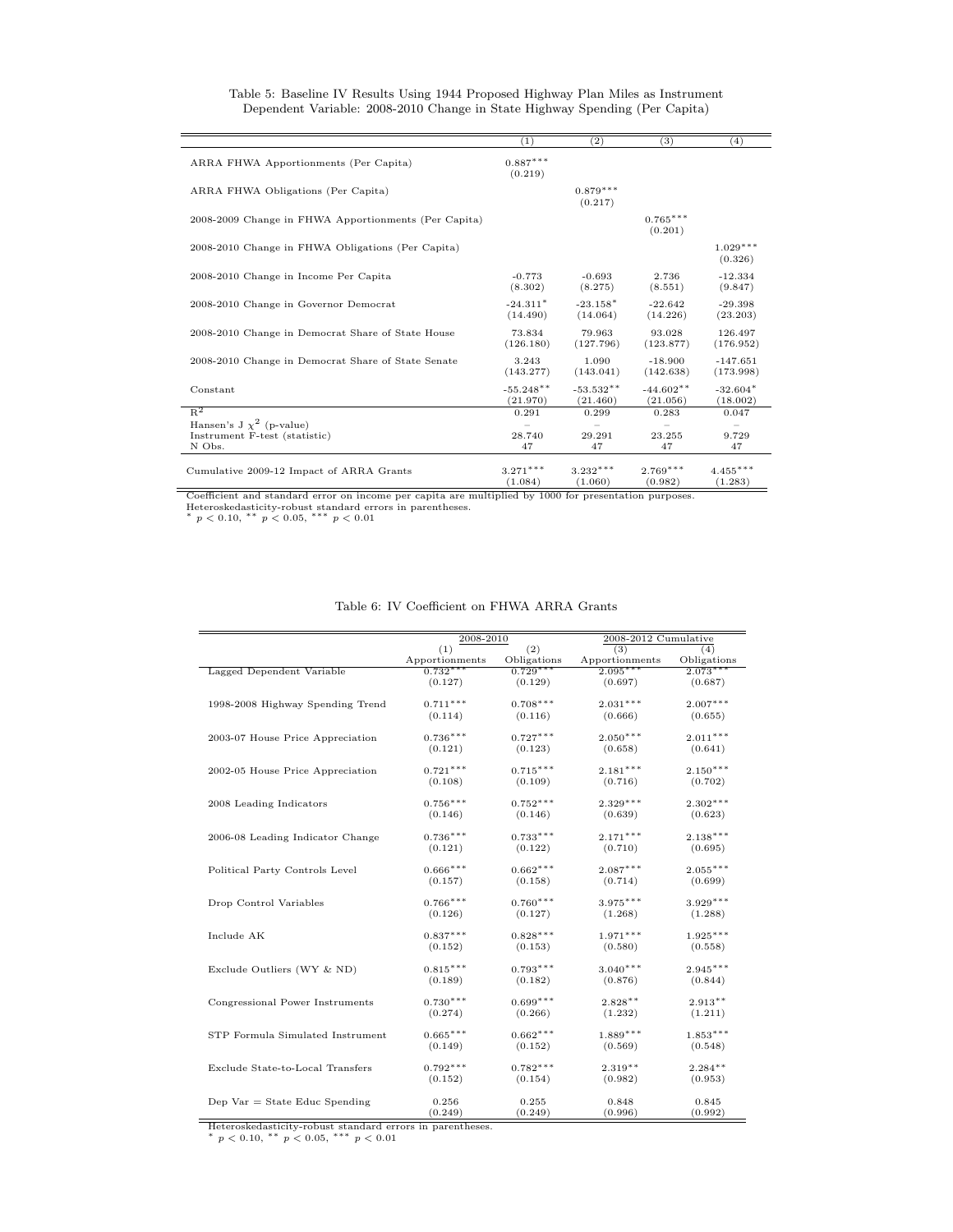Table 5: Baseline IV Results Using 1944 Proposed Highway Plan Miles as Instrument
Dependent Variable: 2008-2010 Change in State Highway Spending (Per Capita)

| | (1) | (2) | (3) | (4) |
|---|---|---|---|---|
| ARRA FHWA Apportionments (Per Capita) | 0.887*** | | | |
| | (0.219) | | | |
| ARRA FHWA Obligations (Per Capita) | | 0.879*** | | |
| | | (0.217) | | |
| 2008-2009 Change in FHWA Apportionments (Per Capita) | | | 0.765*** | |
| | | | (0.201) | |
| 2008-2010 Change in FHWA Obligations (Per Capita) | | | | 1.029*** |
| | | | | (0.326) |
| 2008-2010 Change in Income Per Capita | -0.773 | -0.693 | 2.736 | -12.334 |
| | (8.302) | (8.275) | (8.551) | (9.847) |
| 2008-2010 Change in Governor Democrat | -24.311* | -23.158* | -22.642 | -29.398 |
| | (14.490) | (14.064) | (14.226) | (23.203) |
| 2008-2010 Change in Democrat Share of State House | 73.834 | 79.963 | 93.028 | 126.497 |
| | (126.180) | (127.796) | (123.877) | (176.952) |
| 2008-2010 Change in Democrat Share of State Senate | 3.243 | 1.090 | -18.900 | -147.651 |
| | (143.277) | (143.041) | (142.638) | (173.998) |
| Constant | -55.248** | -53.532** | -44.602** | -32.604* |
| | (21.970) | (21.460) | (21.056) | (18.002) |
| $R^2$ | 0.291 | 0.299 | 0.283 | 0.047 |
| Hansen's J $\chi^2$ (p-value) | – | – | – | – |
| Instrument F-test (statistic) | 28.740 | 29.291 | 23.255 | 9.729 |
| N Obs. | 47 | 47 | 47 | 47 |
| Cumulative 2009-12 Impact of ARRA Grants | 3.271*** | 3.232*** | 2.769*** | 4.455*** |
| | (1.084) | (1.060) | (0.982) | (1.283) |

Coefficient and standard error on income per capita are multiplied by 1000 for presentation purposes.
Heteroskedasticity-robust standard errors in parentheses.
* $p < 0.10$, ** $p < 0.05$, *** $p < 0.01$

Table 6: IV Coefficient on FHWA ARRA Grants

| | 2008-2010 | | 2008-2012 Cumulative | |
|---|---|---|---|---|
| | (1) Apportionments | (2) Obligations | (3) Apportionments | (4) Obligations |
| Lagged Dependent Variable | 0.732*** | 0.729*** | 2.095*** | 2.073*** |
| | (0.127) | (0.129) | (0.697) | (0.687) |
| 1998-2008 Highway Spending Trend | 0.711*** | 0.708*** | 2.031*** | 2.007*** |
| | (0.114) | (0.116) | (0.666) | (0.655) |
| 2003-07 House Price Appreciation | 0.736*** | 0.727*** | 2.050*** | 2.011*** |
| | (0.121) | (0.123) | (0.658) | (0.641) |
| 2002-05 House Price Appreciation | 0.721*** | 0.715*** | 2.181*** | 2.150*** |
| | (0.108) | (0.109) | (0.716) | (0.702) |
| 2008 Leading Indicators | 0.756*** | 0.752*** | 2.329*** | 2.302*** |
| | (0.146) | (0.146) | (0.639) | (0.623) |
| 2006-08 Leading Indicator Change | 0.736*** | 0.733*** | 2.171*** | 2.138*** |
| | (0.121) | (0.122) | (0.710) | (0.695) |
| Political Party Controls Level | 0.666*** | 0.662*** | 2.087*** | 2.055*** |
| | (0.157) | (0.158) | (0.714) | (0.699) |
| Drop Control Variables | 0.766*** | 0.760*** | 3.975*** | 3.929*** |
| | (0.126) | (0.127) | (1.268) | (1.288) |
| Include AK | 0.837*** | 0.828*** | 1.971*** | 1.925*** |
| | (0.152) | (0.153) | (0.580) | (0.558) |
| Exclude Outliers (WY & ND) | 0.815*** | 0.793*** | 3.040*** | 2.945*** |
| | (0.189) | (0.182) | (0.876) | (0.844) |
| Congressional Power Instruments | 0.730*** | 0.699*** | 2.828** | 2.913** |
| | (0.274) | (0.266) | (1.232) | (1.211) |
| STP Formula Simulated Instrument | 0.665*** | 0.662*** | 1.889*** | 1.853*** |
| | (0.149) | (0.152) | (0.569) | (0.548) |
| Exclude State-to-Local Transfers | 0.792*** | 0.782*** | 2.319** | 2.284** |
| | (0.152) | (0.154) | (0.982) | (0.953) |
| Dep Var = State Educ Spending | 0.256 | 0.255 | 0.848 | 0.845 |
| | (0.249) | (0.249) | (0.996) | (0.992) |

Heteroskedasticity-robust standard errors in parentheses.
* $p < 0.10$, ** $p < 0.05$, *** $p < 0.01$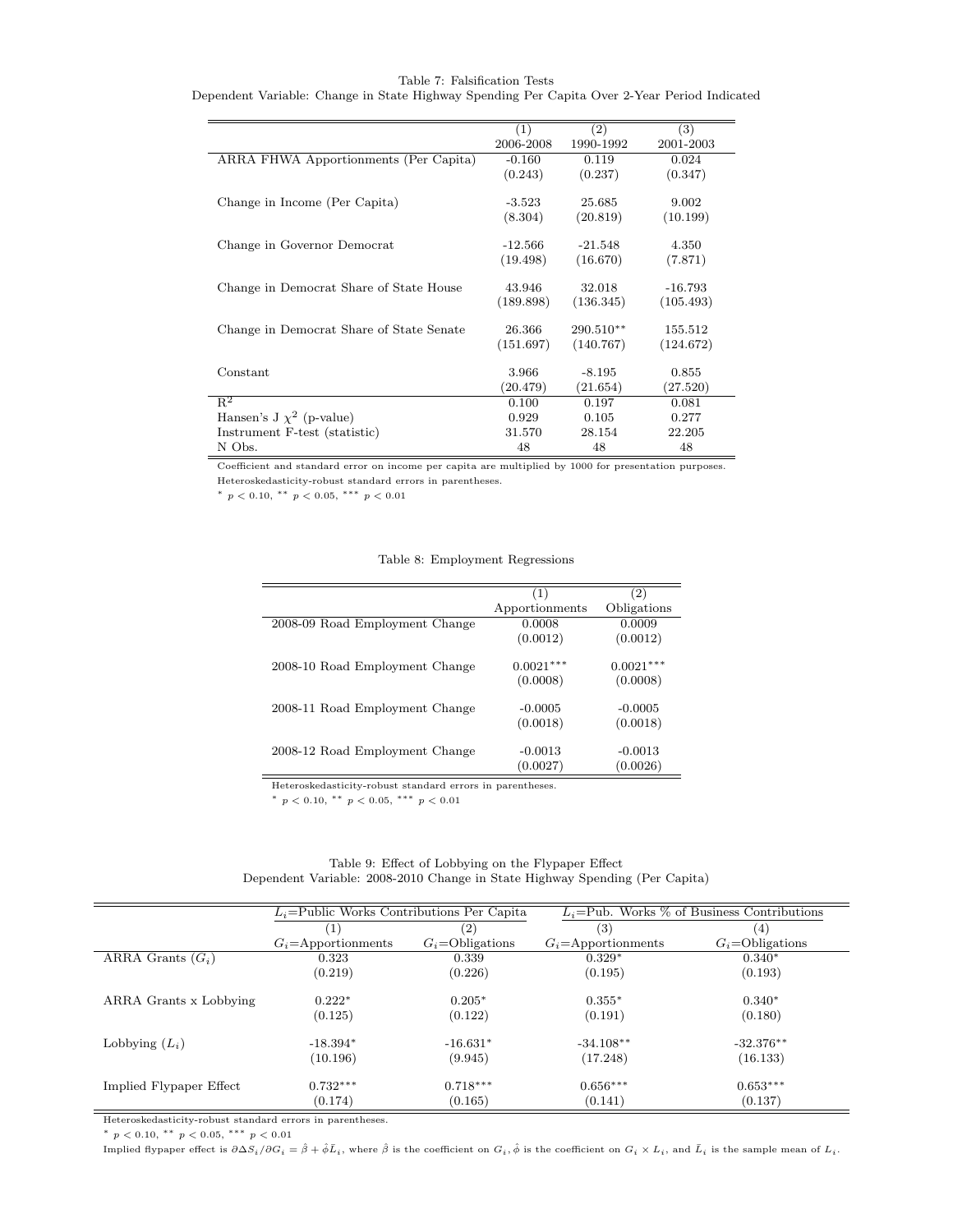Table 7: Falsification Tests
Dependent Variable: Change in State Highway Spending Per Capita Over 2-Year Period Indicated

| | (1) | (2) | (3) |
|---|---|---|---|
| | 2006-2008 | 1990-1992 | 2001-2003 |
| ARRA FHWA Apportionments (Per Capita) | -0.160 | 0.119 | 0.024 |
| | (0.243) | (0.237) | (0.347) |
| Change in Income (Per Capita) | -3.523 | 25.685 | 9.002 |
| | (8.304) | (20.819) | (10.199) |
| Change in Governor Democrat | -12.566 | -21.548 | 4.350 |
| | (19.498) | (16.670) | (7.871) |
| Change in Democrat Share of State House | 43.946 | 32.018 | -16.793 |
| | (189.898) | (136.345) | (105.493) |
| Change in Democrat Share of State Senate | 26.366 | 290.510** | 155.512 |
| | (151.697) | (140.767) | (124.672) |
| Constant | 3.966 | -8.195 | 0.855 |
| | (20.479) | (21.654) | (27.520) |
| $R^2$ | 0.100 | 0.197 | 0.081 |
| Hansen's J $\chi^2$ (p-value) | 0.929 | 0.105 | 0.277 |
| Instrument F-test (statistic) | 31.570 | 28.154 | 22.205 |
| N Obs. | 48 | 48 | 48 |

Coefficient and standard error on income per capita are multiplied by 1000 for presentation purposes.
Heteroskedasticity-robust standard errors in parentheses.
* $p < 0.10$, ** $p < 0.05$, *** $p < 0.01$

Table 8: Employment Regressions

| | (1) | (2) |
|---|---|---|
| | Apportionments | Obligations |
| 2008-09 Road Employment Change | 0.0008 | 0.0009 |
| | (0.0012) | (0.0012) |
| 2008-10 Road Employment Change | 0.0021*** | 0.0021*** |
| | (0.0008) | (0.0008) |
| 2008-11 Road Employment Change | -0.0005 | -0.0005 |
| | (0.0018) | (0.0018) |
| 2008-12 Road Employment Change | -0.0013 | -0.0013 |
| | (0.0027) | (0.0026) |

Heteroskedasticity-robust standard errors in parentheses.
* $p < 0.10$, ** $p < 0.05$, *** $p < 0.01$

Table 9: Effect of Lobbying on the Flypaper Effect
Dependent Variable: 2008-2010 Change in State Highway Spending (Per Capita)

| | $L_i$=Public Works Contributions Per Capita | | $L_i$=Pub. Works % of Business Contributions | |
|---|---|---|---|---|
| | (1) | (2) | (3) | (4) |
| | $G_i$=Apportionments | $G_i$=Obligations | $G_i$=Apportionments | $G_i$=Obligations |
| ARRA Grants ($G_i$) | 0.323 | 0.339 | 0.329* | 0.340* |
| | (0.219) | (0.226) | (0.195) | (0.193) |
| ARRA Grants x Lobbying | 0.222* | 0.205* | 0.355* | 0.340* |
| | (0.125) | (0.122) | (0.191) | (0.180) |
| Lobbying ($L_i$) | -18.394* | -16.631* | -34.108** | -32.376** |
| | (10.196) | (9.945) | (17.248) | (16.133) |
| Implied Flypaper Effect | 0.732*** | 0.718*** | 0.656*** | 0.653*** |
| | (0.174) | (0.165) | (0.141) | (0.137) |

Heteroskedasticity-robust standard errors in parentheses.
* $p < 0.10$, ** $p < 0.05$, *** $p < 0.01$
Implied flypaper effect is $\partial \Delta S_i / \partial G_i = \hat{\beta} + \hat{\phi} \bar{L}_i$, where $\hat{\beta}$ is the coefficient on $G_i$, $\hat{\phi}$ is the coefficient on $G_i \times L_i$, and $\bar{L}_i$ is the sample mean of $L_i$.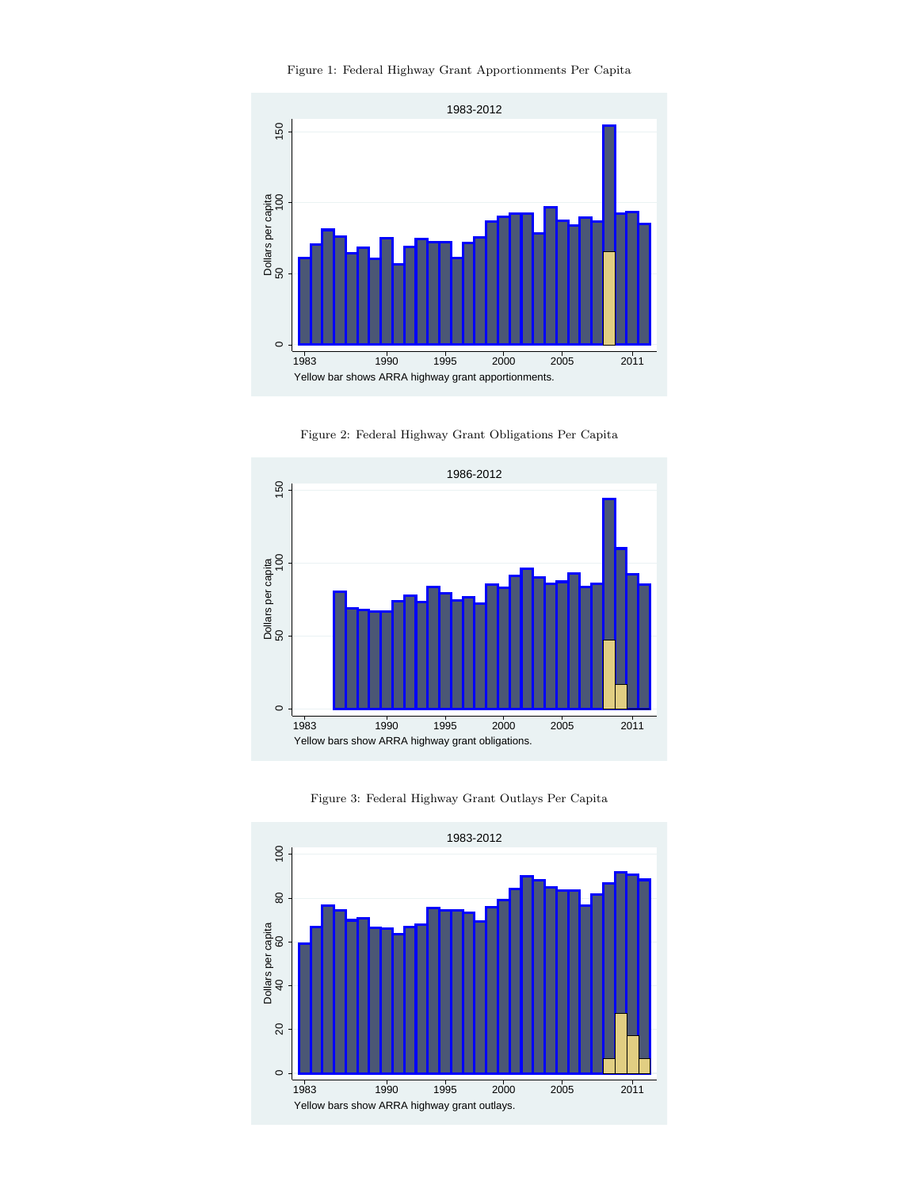Figure 1: Federal Highway Grant Apportionments Per Capita

1983-2012

Yellow bar shows ARRA highway grant apportionments.

Figure 2: Federal Highway Grant Obligations Per Capita

1986-2012

Yellow bars show ARRA highway grant obligations.

Figure 3: Federal Highway Grant Outlays Per Capita

1983-2012

Yellow bars show ARRA highway grant outlays.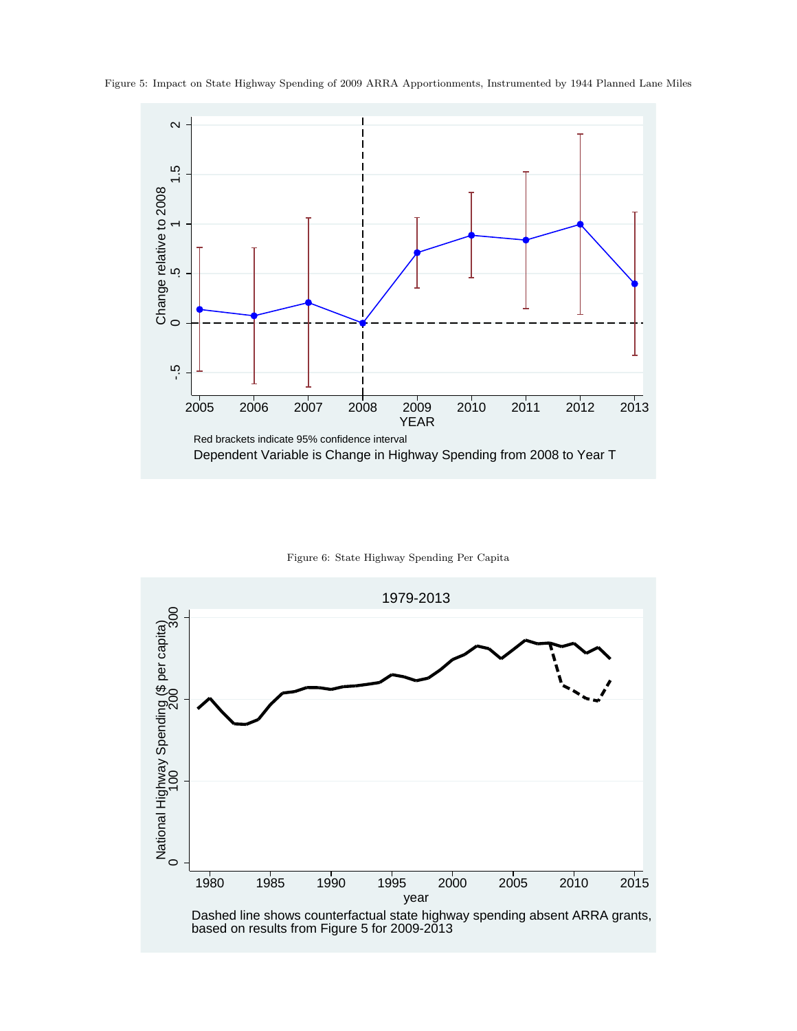Figure 5: Impact on State Highway Spending of 2009 ARRA Apportionments, Instrumented by 1944 Planned Lane Miles

Red brackets indicate 95% confidence interval

Dependent Variable is Change in Highway Spending from 2008 to Year T

Figure 6: State Highway Spending Per Capita

Dashed line shows counterfactual state highway spending absent ARRA grants, based on results from Figure 5 for 2009-2013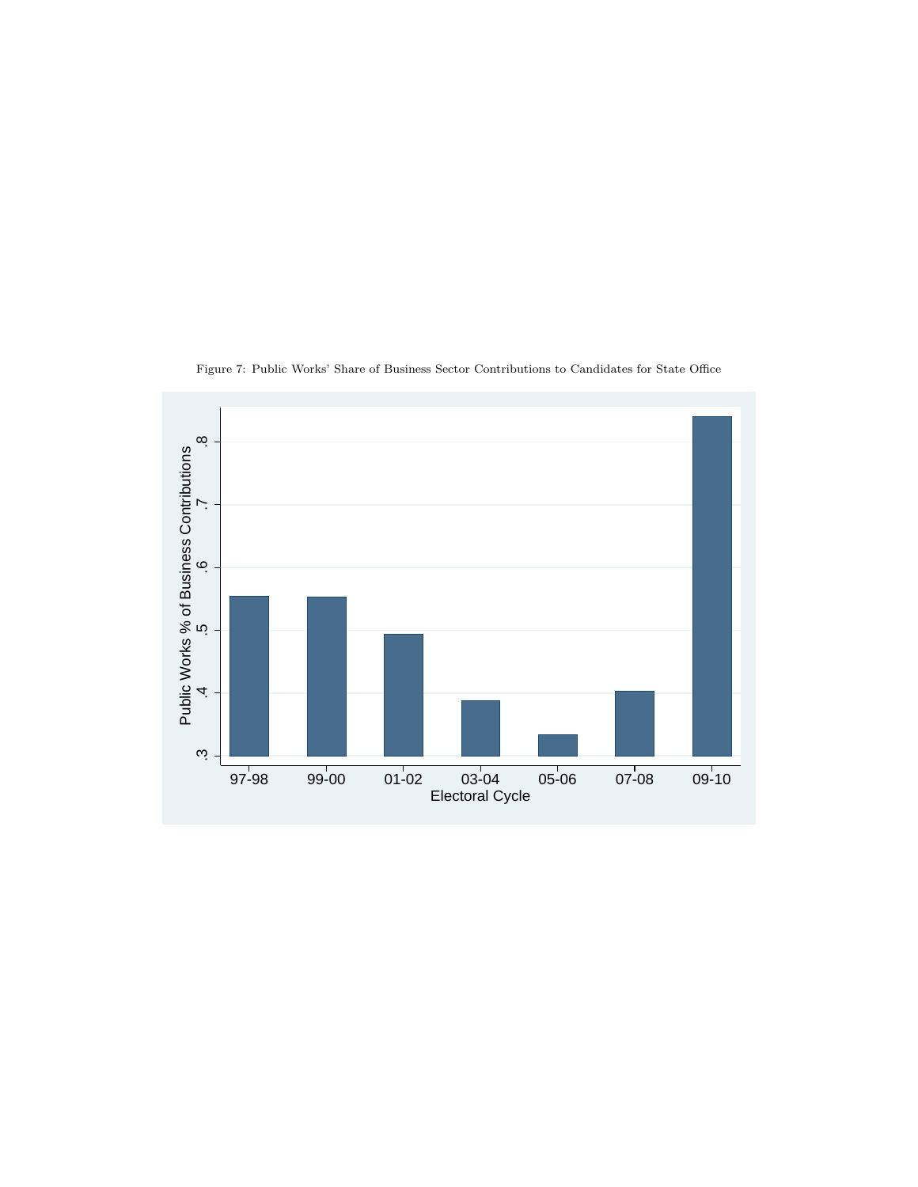Figure 7: Public Works' Share of Business Sector Contributions to Candidates for State Office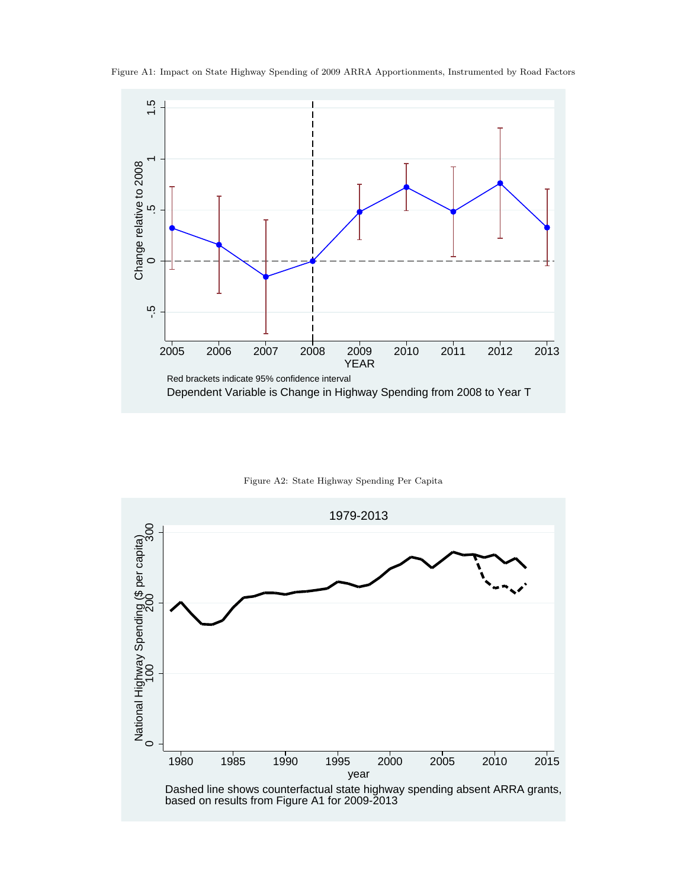Figure A1: Impact on State Highway Spending of 2009 ARRA Apportionments, Instrumented by Road Factors

Change relative to 2008

-.5
0
.5
1
1.5

2005
2006
2007
2008
2009
2010
2011
2012
2013

YEAR

Red brackets indicate 95% confidence interval

Dependent Variable is Change in Highway Spending from 2008 to Year T

Figure A2: State Highway Spending Per Capita

1979-2013

National Highway Spending ($ per capita)

0
100
200
300

1980
1985
1990
1995
2000
2005
2010
2015

year

Dashed line shows counterfactual state highway spending absent ARRA grants, based on results from Figure A1 for 2009-2013